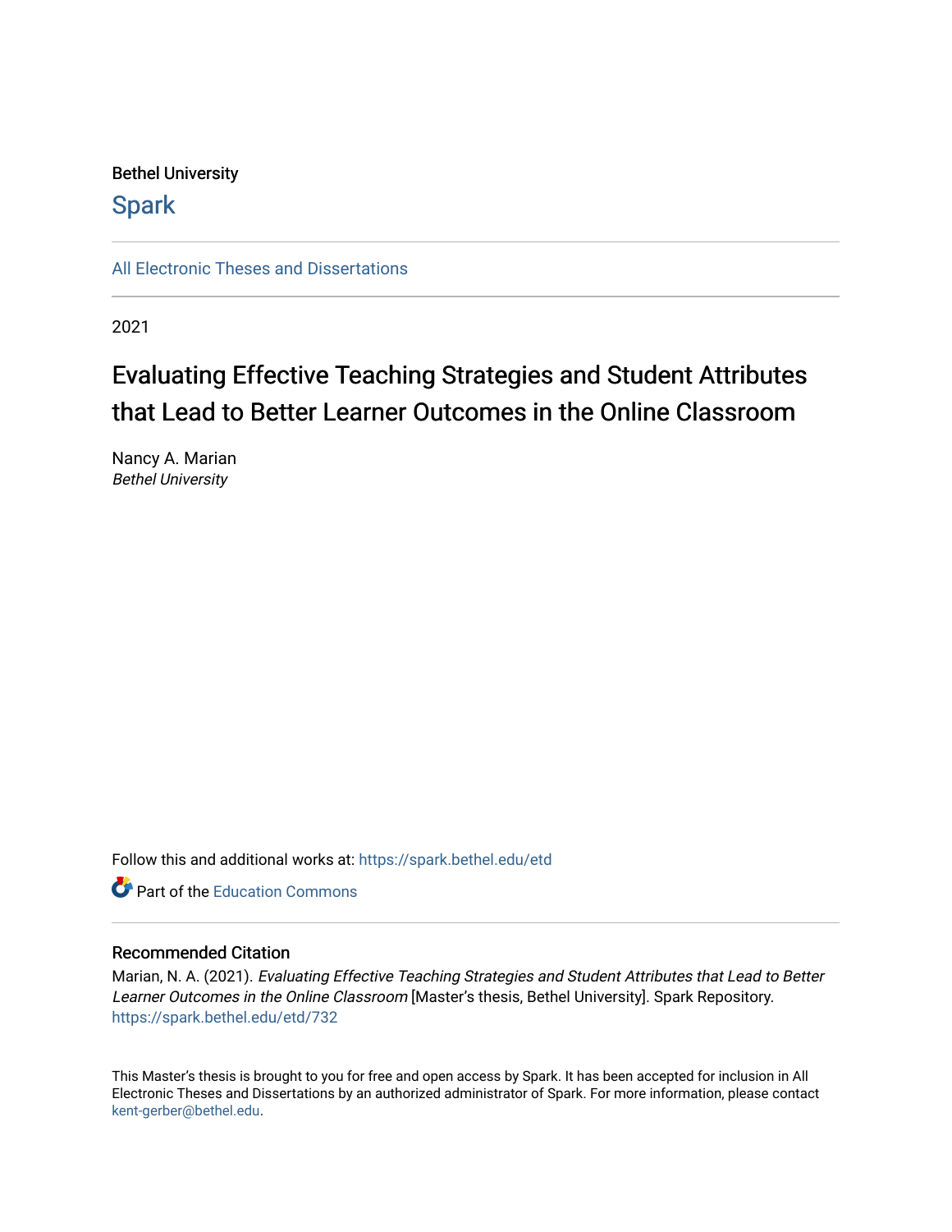Bethel University

Spark

All Electronic Theses and Dissertations

2021

# Evaluating Effective Teaching Strategies and Student Attributes that Lead to Better Learner Outcomes in the Online Classroom

Nancy A. Marian
*Bethel University*

Follow this and additional works at: https://spark.bethel.edu/etd

Part of the Education Commons

## Recommended Citation

Marian, N. A. (2021). *Evaluating Effective Teaching Strategies and Student Attributes that Lead to Better Learner Outcomes in the Online Classroom* [Master's thesis, Bethel University]. Spark Repository. https://spark.bethel.edu/etd/732

This Master's thesis is brought to you for free and open access by Spark. It has been accepted for inclusion in All Electronic Theses and Dissertations by an authorized administrator of Spark. For more information, please contact kent-gerber@bethel.edu.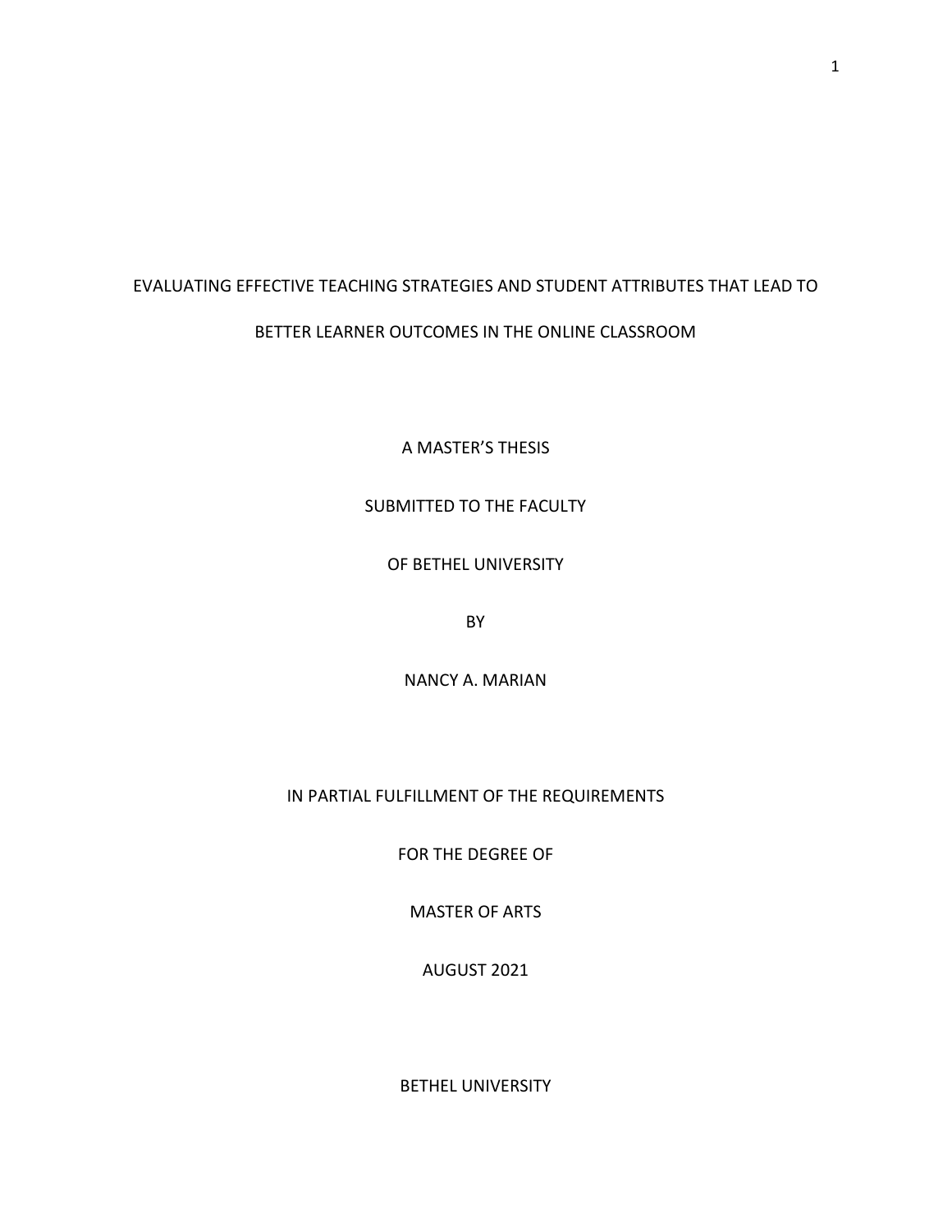# EVALUATING EFFECTIVE TEACHING STRATEGIES AND STUDENT ATTRIBUTES THAT LEAD TO BETTER LEARNER OUTCOMES IN THE ONLINE CLASSROOM

A MASTER'S THESIS

SUBMITTED TO THE FACULTY

OF BETHEL UNIVERSITY

BY

NANCY A. MARIAN

IN PARTIAL FULFILLMENT OF THE REQUIREMENTS

FOR THE DEGREE OF

MASTER OF ARTS

AUGUST 2021

BETHEL UNIVERSITY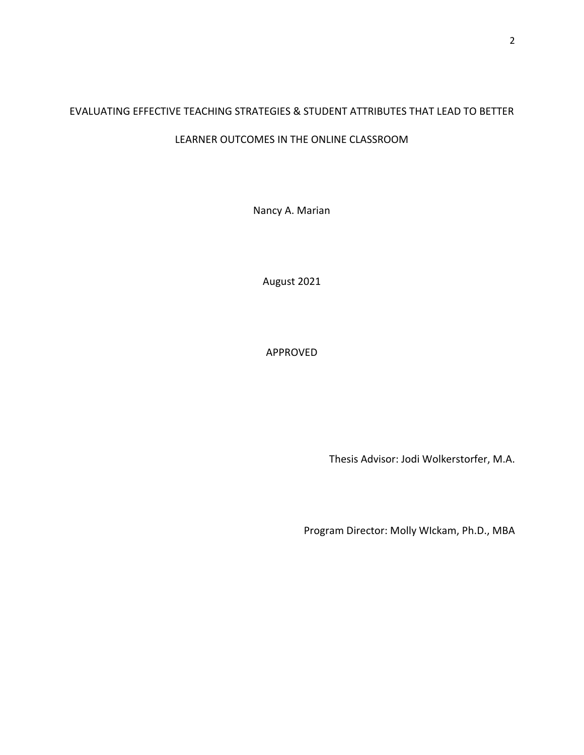EVALUATING EFFECTIVE TEACHING STRATEGIES & STUDENT ATTRIBUTES THAT LEAD TO BETTER LEARNER OUTCOMES IN THE ONLINE CLASSROOM

Nancy A. Marian

August 2021

APPROVED

Thesis Advisor: Jodi Wolkerstorfer, M.A.

Program Director: Molly WIckam, Ph.D., MBA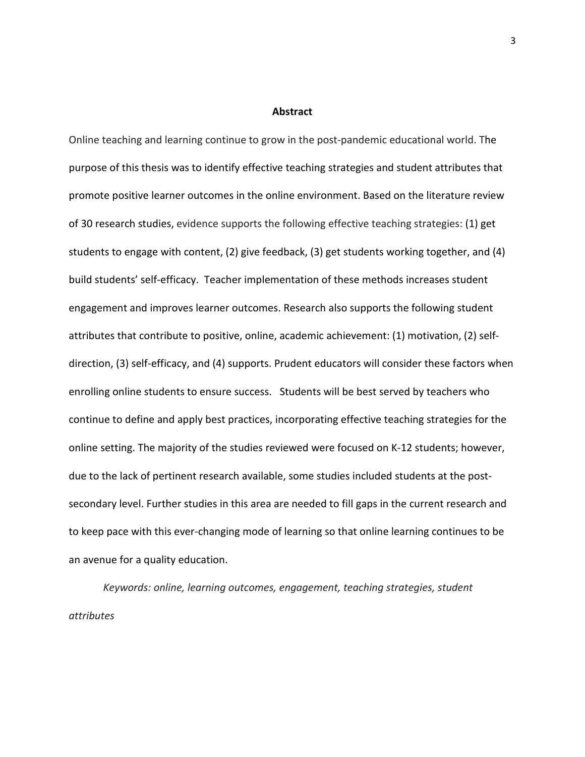## Abstract

Online teaching and learning continue to grow in the post-pandemic educational world. The purpose of this thesis was to identify effective teaching strategies and student attributes that promote positive learner outcomes in the online environment. Based on the literature review of 30 research studies, evidence supports the following effective teaching strategies: (1) get students to engage with content, (2) give feedback, (3) get students working together, and (4) build students' self-efficacy. Teacher implementation of these methods increases student engagement and improves learner outcomes. Research also supports the following student attributes that contribute to positive, online, academic achievement: (1) motivation, (2) self-direction, (3) self-efficacy, and (4) supports. Prudent educators will consider these factors when enrolling online students to ensure success. Students will be best served by teachers who continue to define and apply best practices, incorporating effective teaching strategies for the online setting. The majority of the studies reviewed were focused on K-12 students; however, due to the lack of pertinent research available, some studies included students at the post-secondary level. Further studies in this area are needed to fill gaps in the current research and to keep pace with this ever-changing mode of learning so that online learning continues to be an avenue for a quality education.

*Keywords: online, learning outcomes, engagement, teaching strategies, student attributes*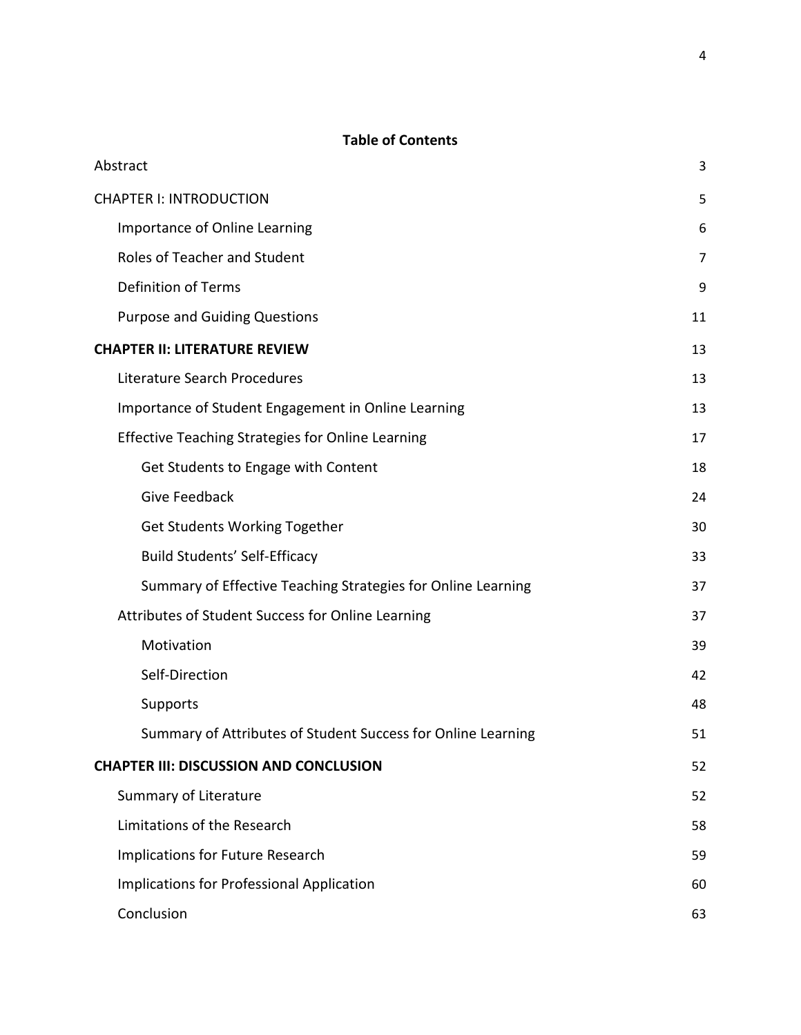**Table of Contents**

| | |
|---|---|
| Abstract | 3 |
| CHAPTER I: INTRODUCTION | 5 |
| Importance of Online Learning | 6 |
| Roles of Teacher and Student | 7 |
| Definition of Terms | 9 |
| Purpose and Guiding Questions | 11 |
| **CHAPTER II: LITERATURE REVIEW** | 13 |
| Literature Search Procedures | 13 |
| Importance of Student Engagement in Online Learning | 13 |
| Effective Teaching Strategies for Online Learning | 17 |
| Get Students to Engage with Content | 18 |
| Give Feedback | 24 |
| Get Students Working Together | 30 |
| Build Students' Self-Efficacy | 33 |
| Summary of Effective Teaching Strategies for Online Learning | 37 |
| Attributes of Student Success for Online Learning | 37 |
| Motivation | 39 |
| Self-Direction | 42 |
| Supports | 48 |
| Summary of Attributes of Student Success for Online Learning | 51 |
| **CHAPTER III: DISCUSSION AND CONCLUSION** | 52 |
| Summary of Literature | 52 |
| Limitations of the Research | 58 |
| Implications for Future Research | 59 |
| Implications for Professional Application | 60 |
| Conclusion | 63 |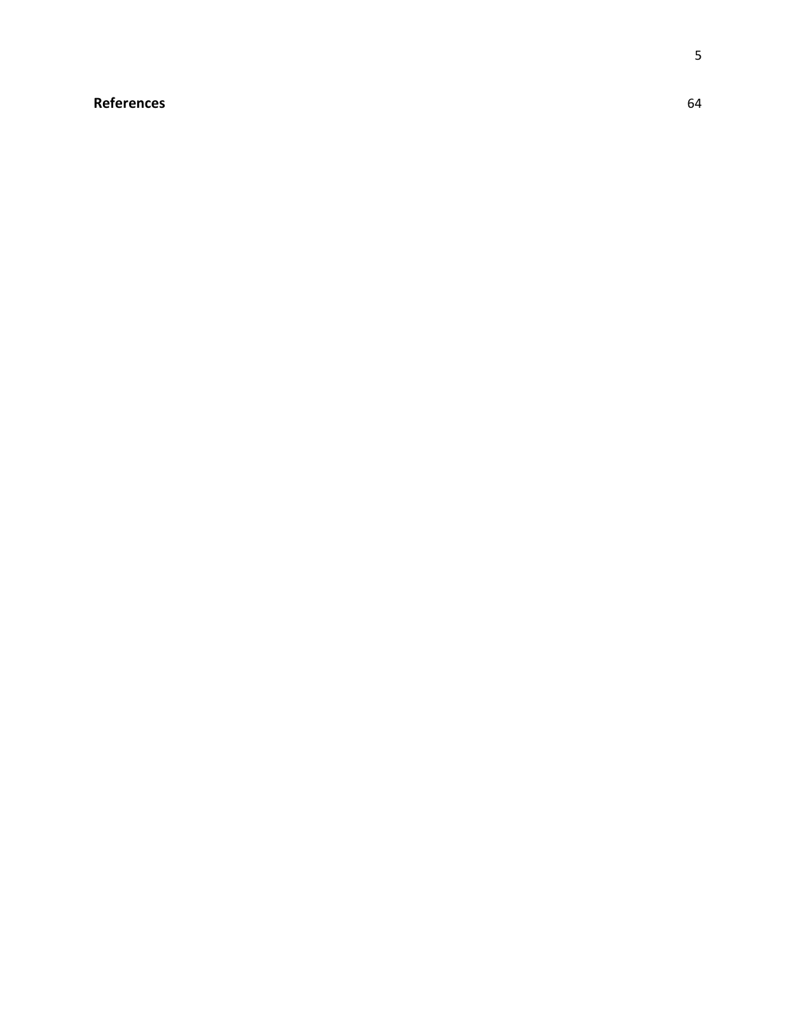**References** 64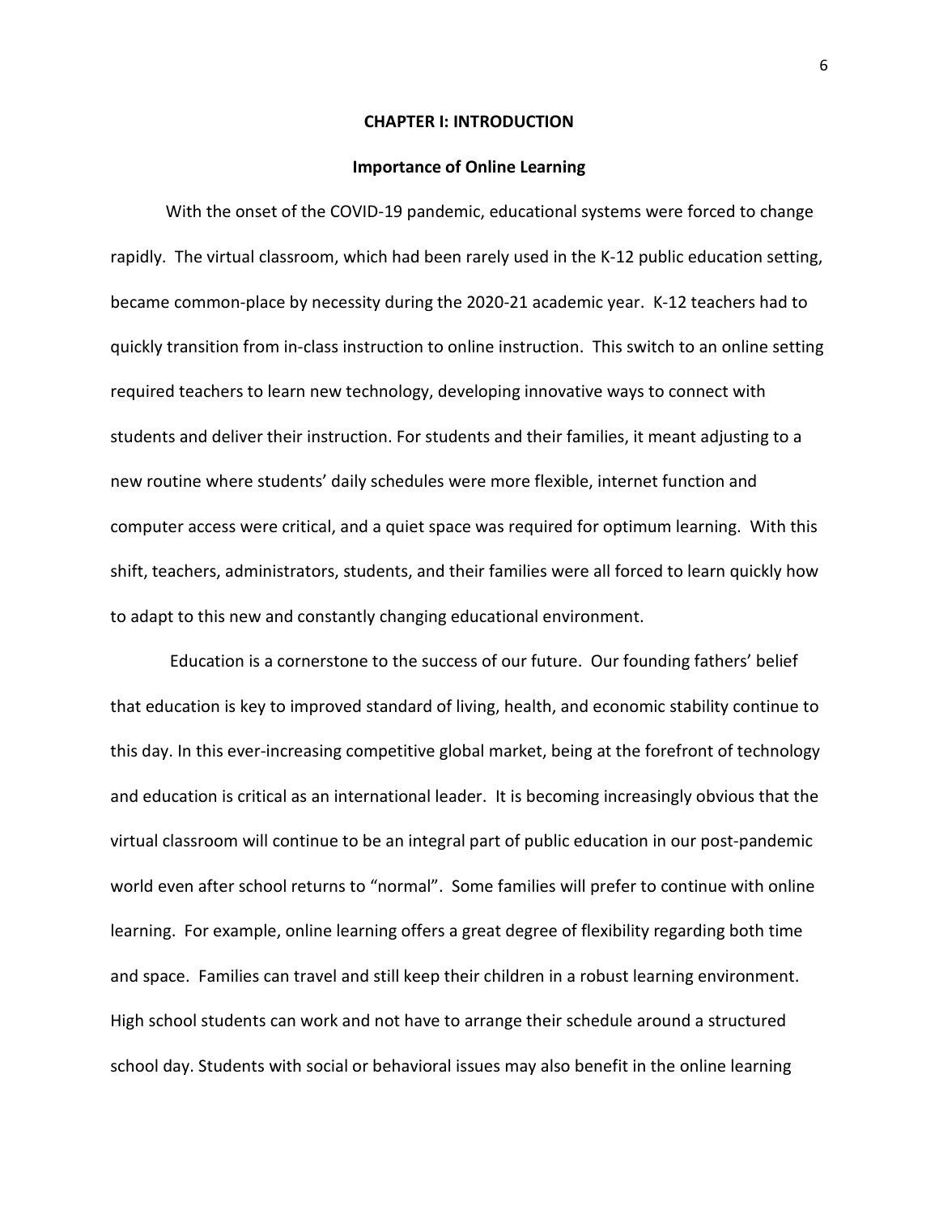# CHAPTER I: INTRODUCTION

## Importance of Online Learning

With the onset of the COVID-19 pandemic, educational systems were forced to change rapidly. The virtual classroom, which had been rarely used in the K-12 public education setting, became common-place by necessity during the 2020-21 academic year. K-12 teachers had to quickly transition from in-class instruction to online instruction. This switch to an online setting required teachers to learn new technology, developing innovative ways to connect with students and deliver their instruction. For students and their families, it meant adjusting to a new routine where students' daily schedules were more flexible, internet function and computer access were critical, and a quiet space was required for optimum learning. With this shift, teachers, administrators, students, and their families were all forced to learn quickly how to adapt to this new and constantly changing educational environment.

Education is a cornerstone to the success of our future. Our founding fathers' belief that education is key to improved standard of living, health, and economic stability continue to this day. In this ever-increasing competitive global market, being at the forefront of technology and education is critical as an international leader. It is becoming increasingly obvious that the virtual classroom will continue to be an integral part of public education in our post-pandemic world even after school returns to "normal". Some families will prefer to continue with online learning. For example, online learning offers a great degree of flexibility regarding both time and space. Families can travel and still keep their children in a robust learning environment. High school students can work and not have to arrange their schedule around a structured school day. Students with social or behavioral issues may also benefit in the online learning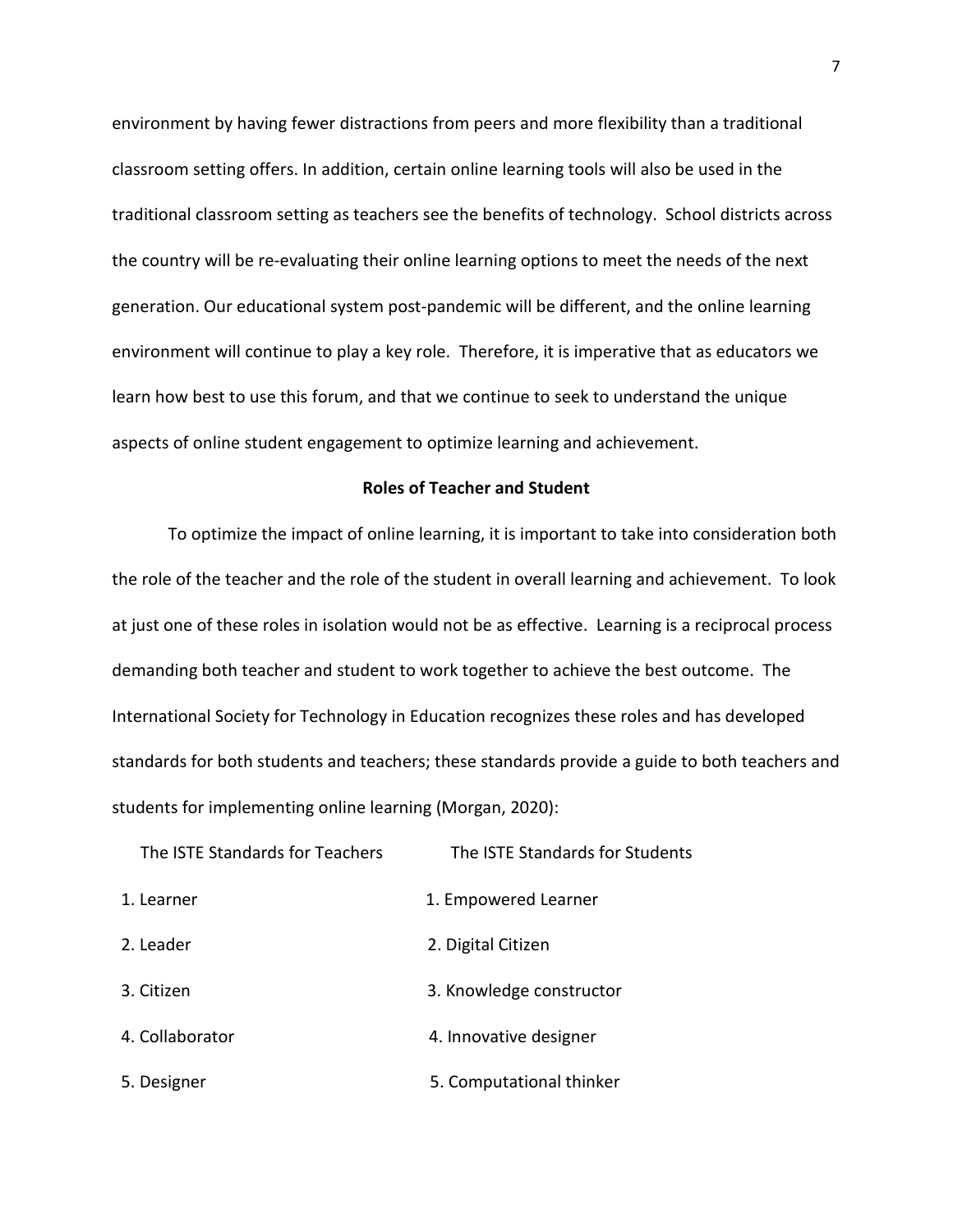environment by having fewer distractions from peers and more flexibility than a traditional classroom setting offers. In addition, certain online learning tools will also be used in the traditional classroom setting as teachers see the benefits of technology. School districts across the country will be re-evaluating their online learning options to meet the needs of the next generation. Our educational system post-pandemic will be different, and the online learning environment will continue to play a key role. Therefore, it is imperative that as educators we learn how best to use this forum, and that we continue to seek to understand the unique aspects of online student engagement to optimize learning and achievement.

## Roles of Teacher and Student

To optimize the impact of online learning, it is important to take into consideration both the role of the teacher and the role of the student in overall learning and achievement. To look at just one of these roles in isolation would not be as effective. Learning is a reciprocal process demanding both teacher and student to work together to achieve the best outcome. The International Society for Technology in Education recognizes these roles and has developed standards for both students and teachers; these standards provide a guide to both teachers and students for implementing online learning (Morgan, 2020):

| The ISTE Standards for Teachers | The ISTE Standards for Students |
|---|---|
| 1. Learner | 1. Empowered Learner |
| 2. Leader | 2. Digital Citizen |
| 3. Citizen | 3. Knowledge constructor |
| 4. Collaborator | 4. Innovative designer |
| 5. Designer | 5. Computational thinker |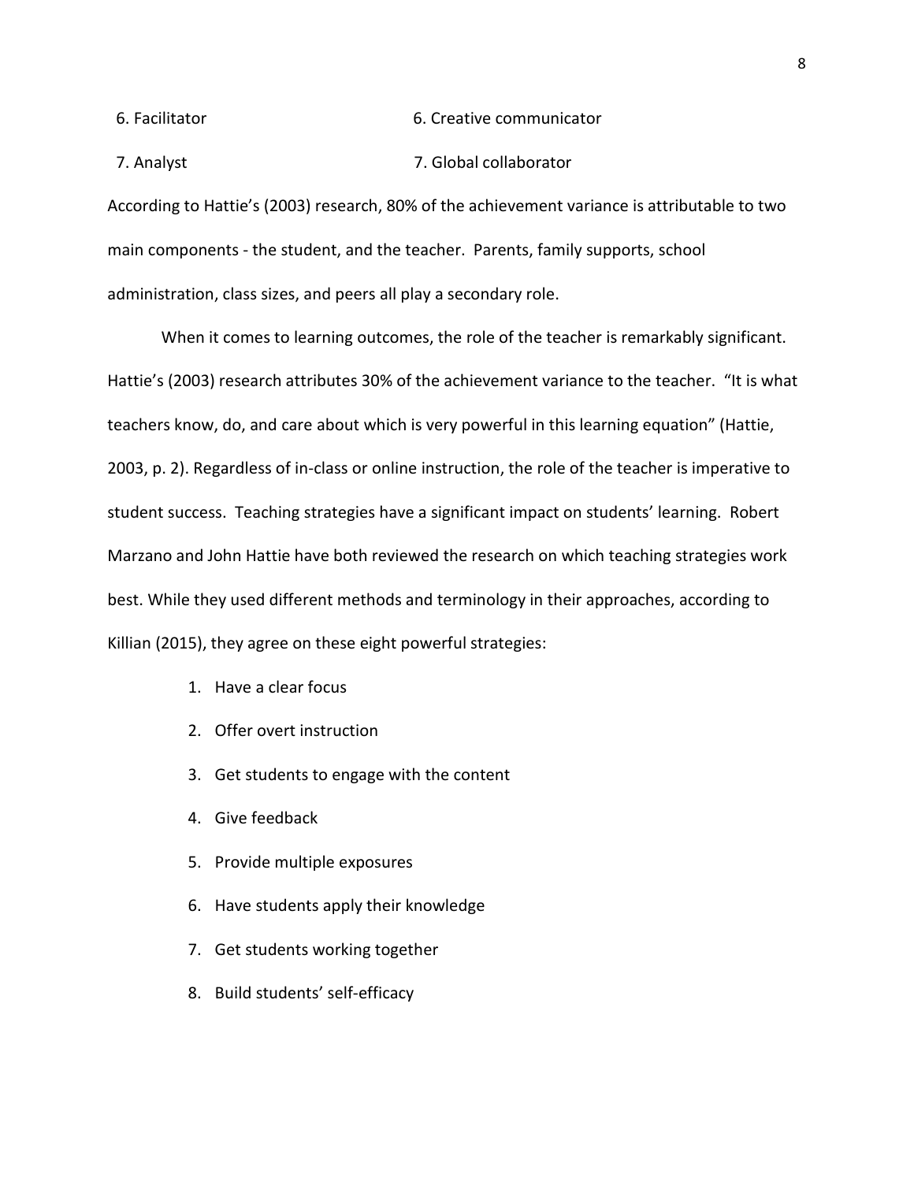| | |
|---|---|
| 6. Facilitator | 6. Creative communicator |
| 7. Analyst | 7. Global collaborator |

According to Hattie's (2003) research, 80% of the achievement variance is attributable to two main components - the student, and the teacher. Parents, family supports, school administration, class sizes, and peers all play a secondary role.

When it comes to learning outcomes, the role of the teacher is remarkably significant. Hattie's (2003) research attributes 30% of the achievement variance to the teacher. "It is what teachers know, do, and care about which is very powerful in this learning equation" (Hattie, 2003, p. 2). Regardless of in-class or online instruction, the role of the teacher is imperative to student success. Teaching strategies have a significant impact on students' learning. Robert Marzano and John Hattie have both reviewed the research on which teaching strategies work best. While they used different methods and terminology in their approaches, according to Killian (2015), they agree on these eight powerful strategies:

1. Have a clear focus
2. Offer overt instruction
3. Get students to engage with the content
4. Give feedback
5. Provide multiple exposures
6. Have students apply their knowledge
7. Get students working together
8. Build students' self-efficacy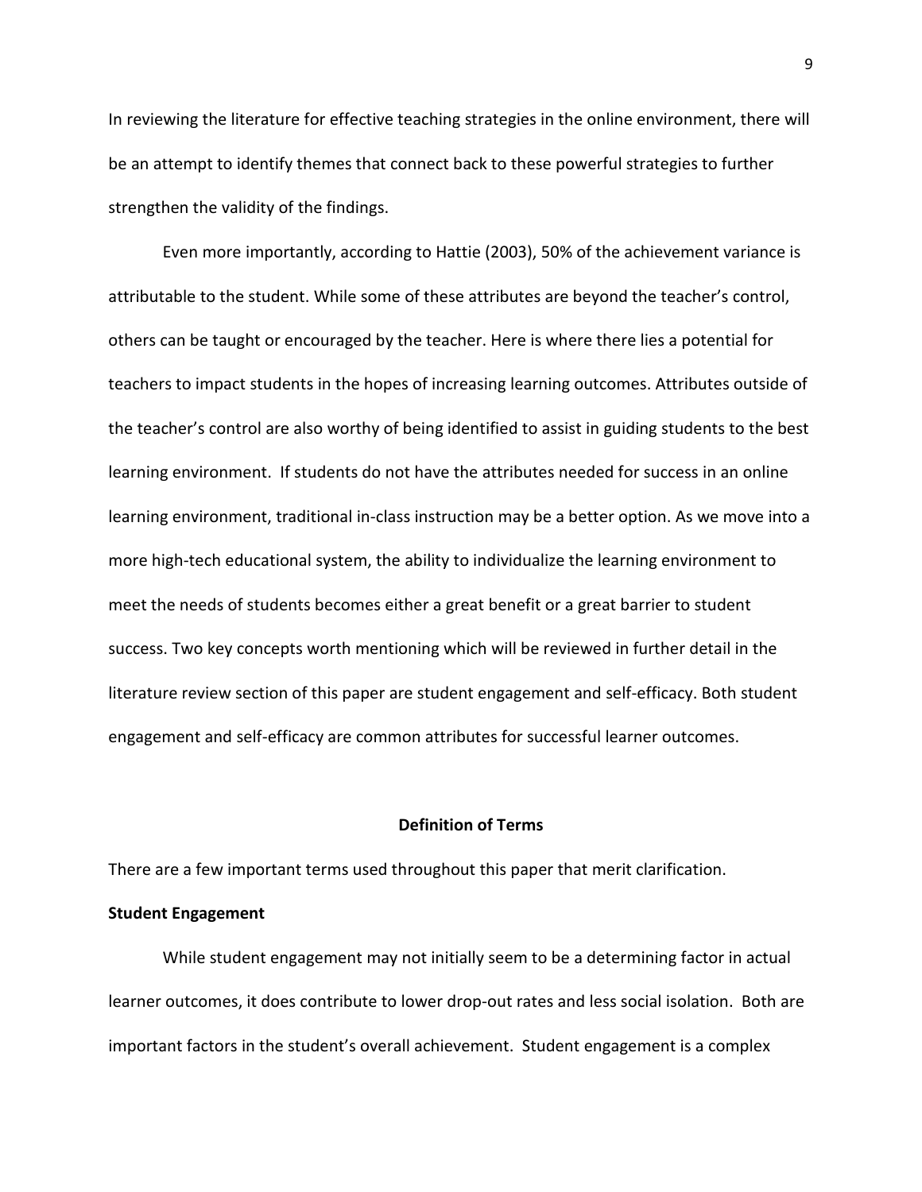In reviewing the literature for effective teaching strategies in the online environment, there will be an attempt to identify themes that connect back to these powerful strategies to further strengthen the validity of the findings.

Even more importantly, according to Hattie (2003), 50% of the achievement variance is attributable to the student. While some of these attributes are beyond the teacher's control, others can be taught or encouraged by the teacher. Here is where there lies a potential for teachers to impact students in the hopes of increasing learning outcomes. Attributes outside of the teacher's control are also worthy of being identified to assist in guiding students to the best learning environment. If students do not have the attributes needed for success in an online learning environment, traditional in-class instruction may be a better option. As we move into a more high-tech educational system, the ability to individualize the learning environment to meet the needs of students becomes either a great benefit or a great barrier to student success. Two key concepts worth mentioning which will be reviewed in further detail in the literature review section of this paper are student engagement and self-efficacy. Both student engagement and self-efficacy are common attributes for successful learner outcomes.

## Definition of Terms

There are a few important terms used throughout this paper that merit clarification.

### Student Engagement

While student engagement may not initially seem to be a determining factor in actual learner outcomes, it does contribute to lower drop-out rates and less social isolation. Both are important factors in the student's overall achievement. Student engagement is a complex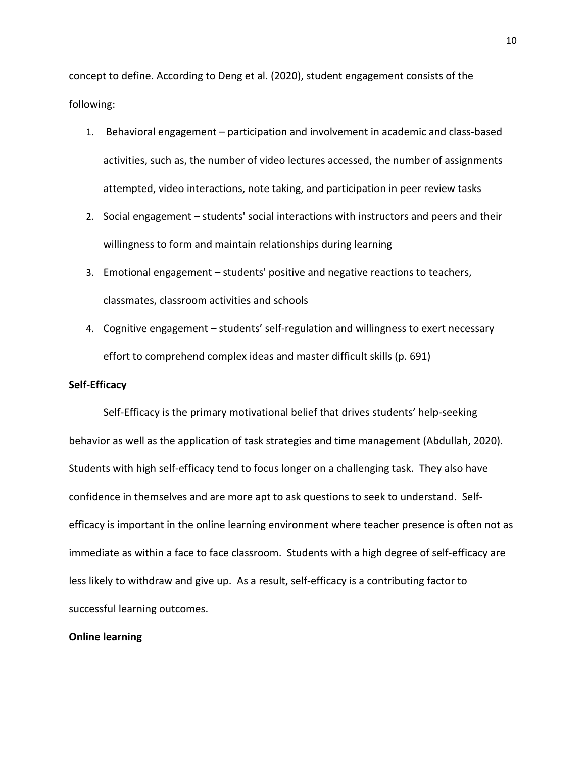concept to define. According to Deng et al. (2020), student engagement consists of the following:

1. Behavioral engagement – participation and involvement in academic and class-based activities, such as, the number of video lectures accessed, the number of assignments attempted, video interactions, note taking, and participation in peer review tasks
2. Social engagement – students' social interactions with instructors and peers and their willingness to form and maintain relationships during learning
3. Emotional engagement – students' positive and negative reactions to teachers, classmates, classroom activities and schools
4. Cognitive engagement – students' self-regulation and willingness to exert necessary effort to comprehend complex ideas and master difficult skills (p. 691)

**Self-Efficacy**

Self-Efficacy is the primary motivational belief that drives students' help-seeking behavior as well as the application of task strategies and time management (Abdullah, 2020). Students with high self-efficacy tend to focus longer on a challenging task. They also have confidence in themselves and are more apt to ask questions to seek to understand. Self-efficacy is important in the online learning environment where teacher presence is often not as immediate as within a face to face classroom. Students with a high degree of self-efficacy are less likely to withdraw and give up. As a result, self-efficacy is a contributing factor to successful learning outcomes.

**Online learning**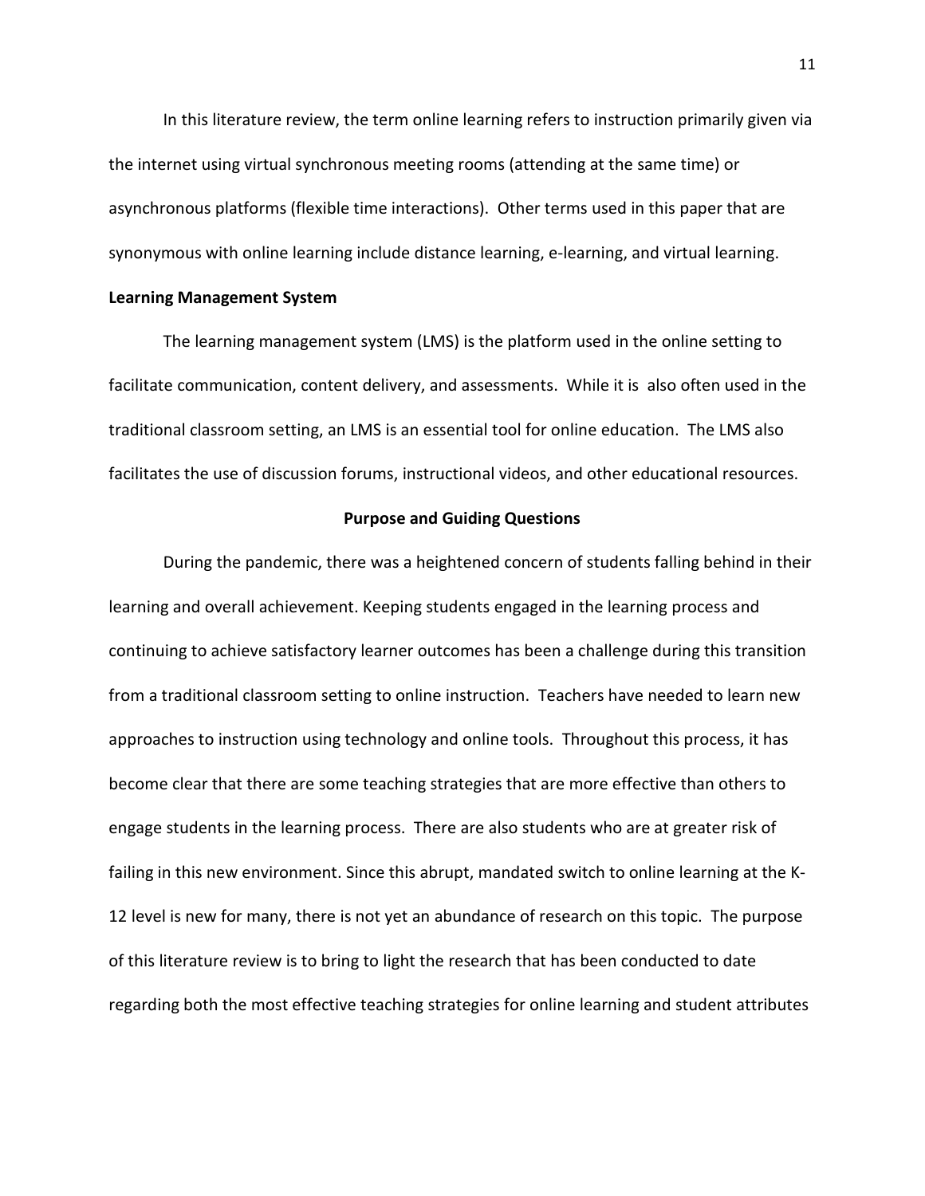In this literature review, the term online learning refers to instruction primarily given via the internet using virtual synchronous meeting rooms (attending at the same time) or asynchronous platforms (flexible time interactions). Other terms used in this paper that are synonymous with online learning include distance learning, e-learning, and virtual learning.

**Learning Management System**

The learning management system (LMS) is the platform used in the online setting to facilitate communication, content delivery, and assessments. While it is also often used in the traditional classroom setting, an LMS is an essential tool for online education. The LMS also facilitates the use of discussion forums, instructional videos, and other educational resources.

## Purpose and Guiding Questions

During the pandemic, there was a heightened concern of students falling behind in their learning and overall achievement. Keeping students engaged in the learning process and continuing to achieve satisfactory learner outcomes has been a challenge during this transition from a traditional classroom setting to online instruction. Teachers have needed to learn new approaches to instruction using technology and online tools. Throughout this process, it has become clear that there are some teaching strategies that are more effective than others to engage students in the learning process. There are also students who are at greater risk of failing in this new environment. Since this abrupt, mandated switch to online learning at the K-12 level is new for many, there is not yet an abundance of research on this topic. The purpose of this literature review is to bring to light the research that has been conducted to date regarding both the most effective teaching strategies for online learning and student attributes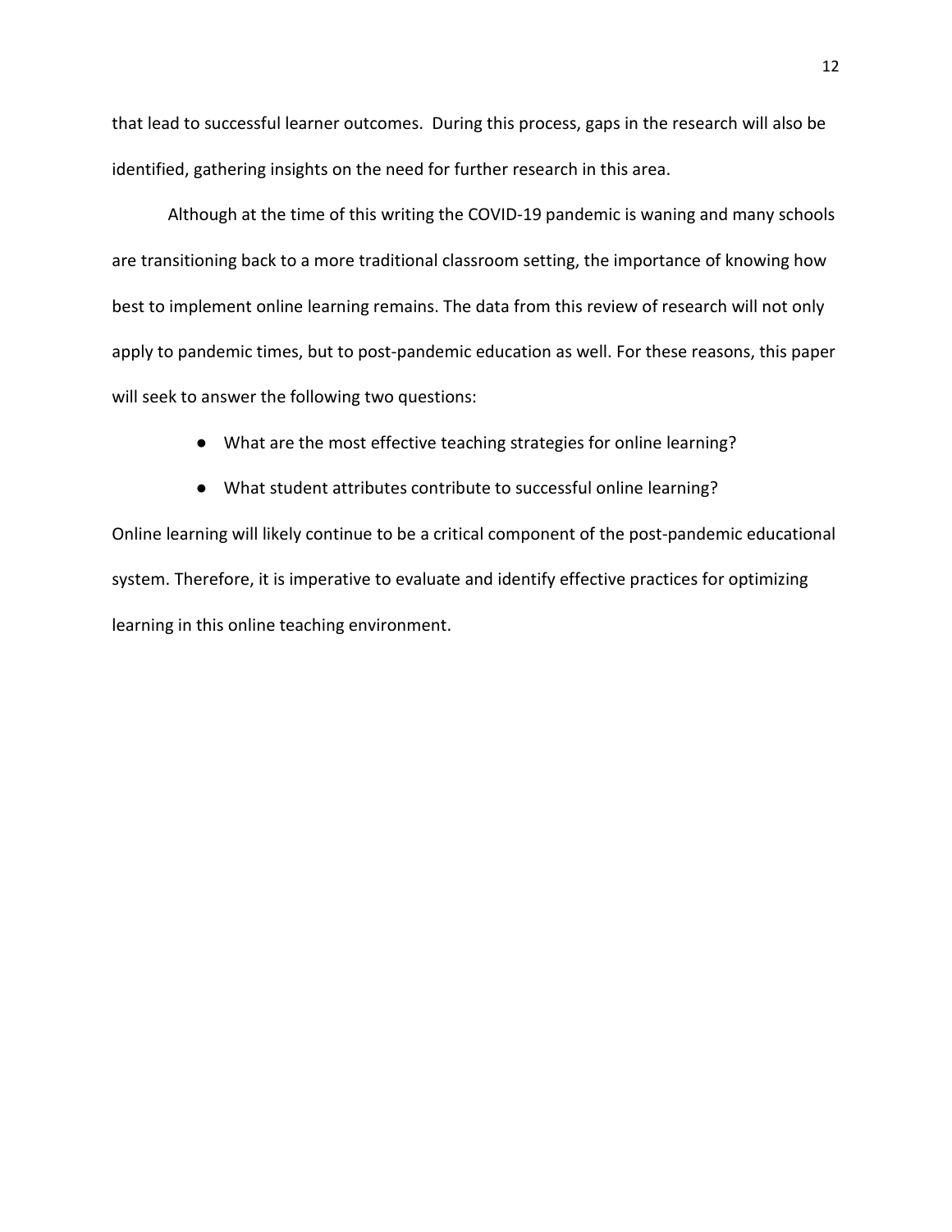that lead to successful learner outcomes. During this process, gaps in the research will also be identified, gathering insights on the need for further research in this area.

Although at the time of this writing the COVID-19 pandemic is waning and many schools are transitioning back to a more traditional classroom setting, the importance of knowing how best to implement online learning remains. The data from this review of research will not only apply to pandemic times, but to post-pandemic education as well. For these reasons, this paper will seek to answer the following two questions:

- What are the most effective teaching strategies for online learning?
- What student attributes contribute to successful online learning?

Online learning will likely continue to be a critical component of the post-pandemic educational system. Therefore, it is imperative to evaluate and identify effective practices for optimizing learning in this online teaching environment.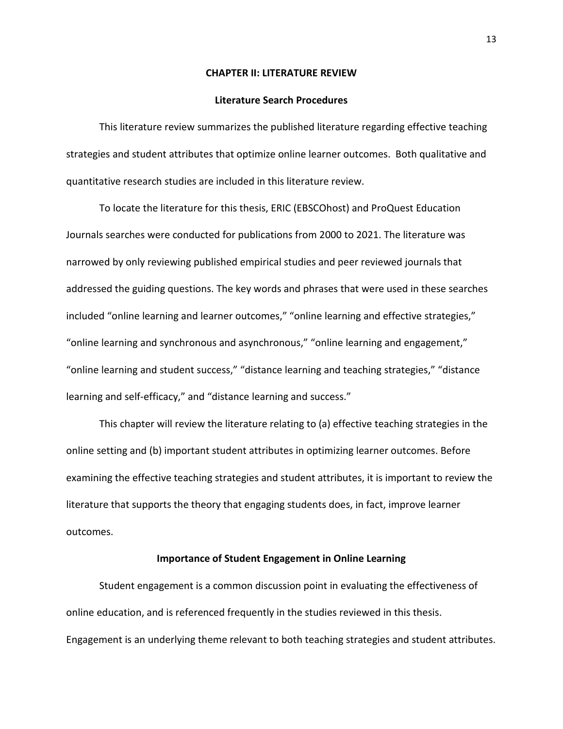# CHAPTER II: LITERATURE REVIEW

## Literature Search Procedures

This literature review summarizes the published literature regarding effective teaching strategies and student attributes that optimize online learner outcomes. Both qualitative and quantitative research studies are included in this literature review.

To locate the literature for this thesis, ERIC (EBSCOhost) and ProQuest Education Journals searches were conducted for publications from 2000 to 2021. The literature was narrowed by only reviewing published empirical studies and peer reviewed journals that addressed the guiding questions. The key words and phrases that were used in these searches included "online learning and learner outcomes," "online learning and effective strategies," "online learning and synchronous and asynchronous," "online learning and engagement," "online learning and student success," "distance learning and teaching strategies," "distance learning and self-efficacy," and "distance learning and success."

This chapter will review the literature relating to (a) effective teaching strategies in the online setting and (b) important student attributes in optimizing learner outcomes. Before examining the effective teaching strategies and student attributes, it is important to review the literature that supports the theory that engaging students does, in fact, improve learner outcomes.

## Importance of Student Engagement in Online Learning

Student engagement is a common discussion point in evaluating the effectiveness of online education, and is referenced frequently in the studies reviewed in this thesis. Engagement is an underlying theme relevant to both teaching strategies and student attributes.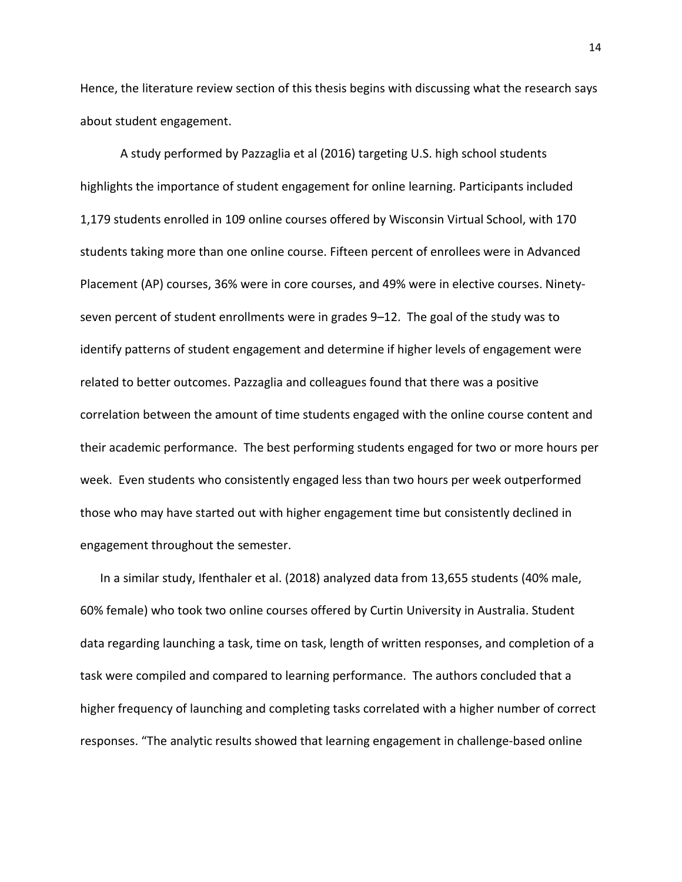Hence, the literature review section of this thesis begins with discussing what the research says about student engagement.

A study performed by Pazzaglia et al (2016) targeting U.S. high school students highlights the importance of student engagement for online learning. Participants included 1,179 students enrolled in 109 online courses offered by Wisconsin Virtual School, with 170 students taking more than one online course. Fifteen percent of enrollees were in Advanced Placement (AP) courses, 36% were in core courses, and 49% were in elective courses. Ninety-seven percent of student enrollments were in grades 9–12. The goal of the study was to identify patterns of student engagement and determine if higher levels of engagement were related to better outcomes. Pazzaglia and colleagues found that there was a positive correlation between the amount of time students engaged with the online course content and their academic performance. The best performing students engaged for two or more hours per week. Even students who consistently engaged less than two hours per week outperformed those who may have started out with higher engagement time but consistently declined in engagement throughout the semester.

In a similar study, Ifenthaler et al. (2018) analyzed data from 13,655 students (40% male, 60% female) who took two online courses offered by Curtin University in Australia. Student data regarding launching a task, time on task, length of written responses, and completion of a task were compiled and compared to learning performance. The authors concluded that a higher frequency of launching and completing tasks correlated with a higher number of correct responses. "The analytic results showed that learning engagement in challenge-based online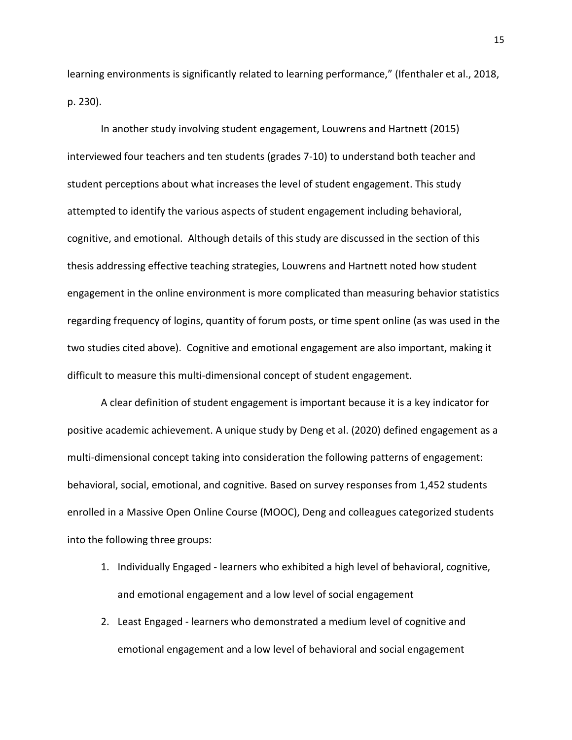learning environments is significantly related to learning performance," (Ifenthaler et al., 2018, p. 230).

In another study involving student engagement, Louwrens and Hartnett (2015) interviewed four teachers and ten students (grades 7-10) to understand both teacher and student perceptions about what increases the level of student engagement. This study attempted to identify the various aspects of student engagement including behavioral, cognitive, and emotional. Although details of this study are discussed in the section of this thesis addressing effective teaching strategies, Louwrens and Hartnett noted how student engagement in the online environment is more complicated than measuring behavior statistics regarding frequency of logins, quantity of forum posts, or time spent online (as was used in the two studies cited above). Cognitive and emotional engagement are also important, making it difficult to measure this multi-dimensional concept of student engagement.

A clear definition of student engagement is important because it is a key indicator for positive academic achievement. A unique study by Deng et al. (2020) defined engagement as a multi-dimensional concept taking into consideration the following patterns of engagement: behavioral, social, emotional, and cognitive. Based on survey responses from 1,452 students enrolled in a Massive Open Online Course (MOOC), Deng and colleagues categorized students into the following three groups:

1. Individually Engaged - learners who exhibited a high level of behavioral, cognitive, and emotional engagement and a low level of social engagement
2. Least Engaged - learners who demonstrated a medium level of cognitive and emotional engagement and a low level of behavioral and social engagement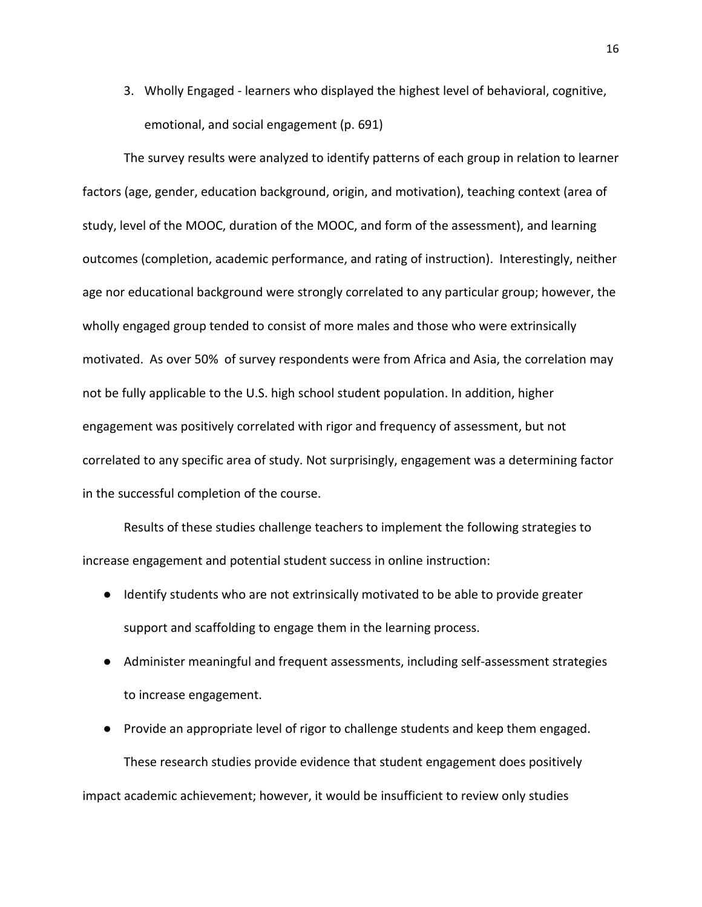3. Wholly Engaged - learners who displayed the highest level of behavioral, cognitive, emotional, and social engagement (p. 691)

The survey results were analyzed to identify patterns of each group in relation to learner factors (age, gender, education background, origin, and motivation), teaching context (area of study, level of the MOOC, duration of the MOOC, and form of the assessment), and learning outcomes (completion, academic performance, and rating of instruction). Interestingly, neither age nor educational background were strongly correlated to any particular group; however, the wholly engaged group tended to consist of more males and those who were extrinsically motivated. As over 50% of survey respondents were from Africa and Asia, the correlation may not be fully applicable to the U.S. high school student population. In addition, higher engagement was positively correlated with rigor and frequency of assessment, but not correlated to any specific area of study. Not surprisingly, engagement was a determining factor in the successful completion of the course.

Results of these studies challenge teachers to implement the following strategies to increase engagement and potential student success in online instruction:

- Identify students who are not extrinsically motivated to be able to provide greater support and scaffolding to engage them in the learning process.
- Administer meaningful and frequent assessments, including self-assessment strategies to increase engagement.
- Provide an appropriate level of rigor to challenge students and keep them engaged.

These research studies provide evidence that student engagement does positively impact academic achievement; however, it would be insufficient to review only studies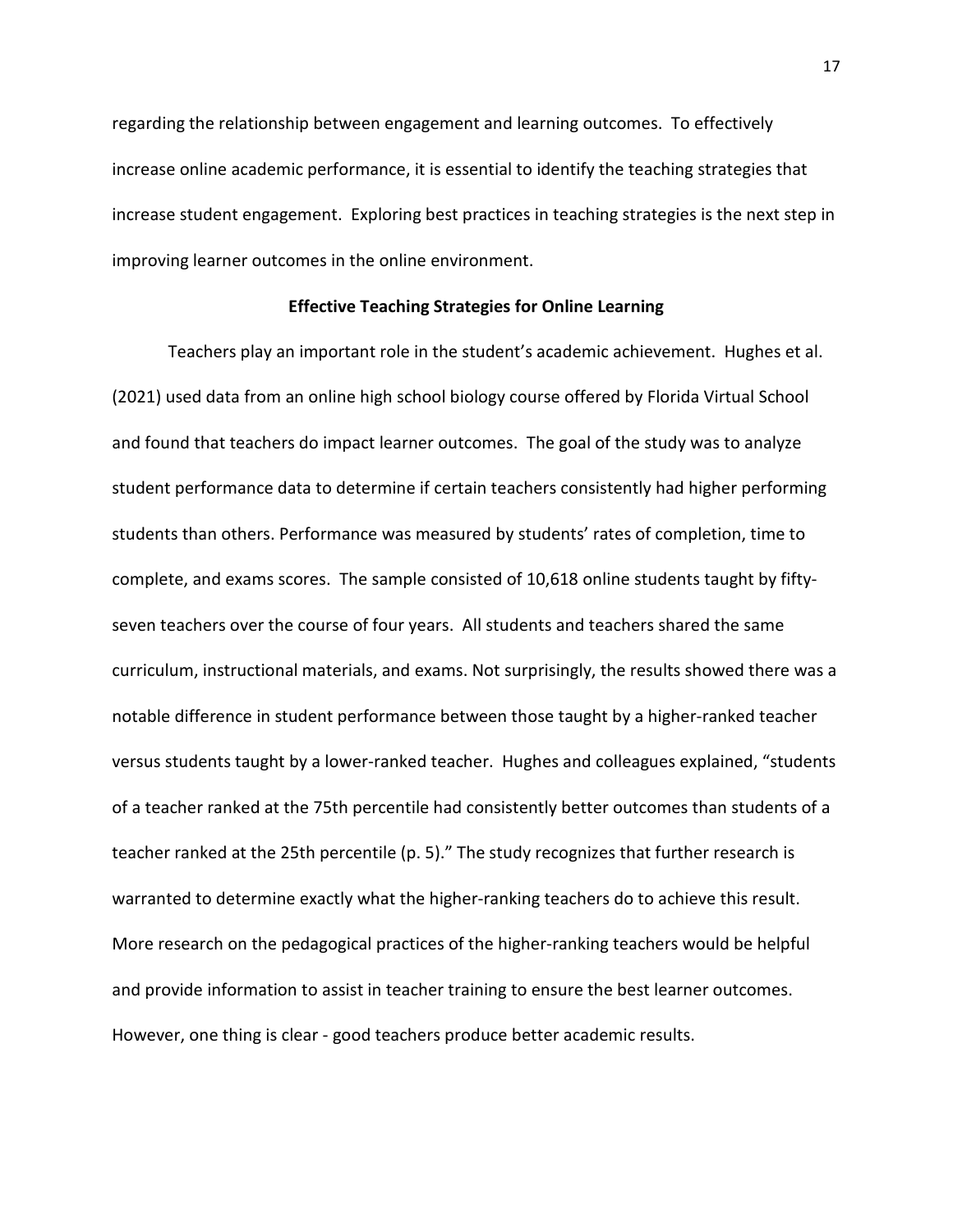regarding the relationship between engagement and learning outcomes. To effectively increase online academic performance, it is essential to identify the teaching strategies that increase student engagement. Exploring best practices in teaching strategies is the next step in improving learner outcomes in the online environment.

**Effective Teaching Strategies for Online Learning**

Teachers play an important role in the student's academic achievement. Hughes et al. (2021) used data from an online high school biology course offered by Florida Virtual School and found that teachers do impact learner outcomes. The goal of the study was to analyze student performance data to determine if certain teachers consistently had higher performing students than others. Performance was measured by students' rates of completion, time to complete, and exams scores. The sample consisted of 10,618 online students taught by fifty-seven teachers over the course of four years. All students and teachers shared the same curriculum, instructional materials, and exams. Not surprisingly, the results showed there was a notable difference in student performance between those taught by a higher-ranked teacher versus students taught by a lower-ranked teacher. Hughes and colleagues explained, "students of a teacher ranked at the 75th percentile had consistently better outcomes than students of a teacher ranked at the 25th percentile (p. 5)." The study recognizes that further research is warranted to determine exactly what the higher-ranking teachers do to achieve this result. More research on the pedagogical practices of the higher-ranking teachers would be helpful and provide information to assist in teacher training to ensure the best learner outcomes. However, one thing is clear - good teachers produce better academic results.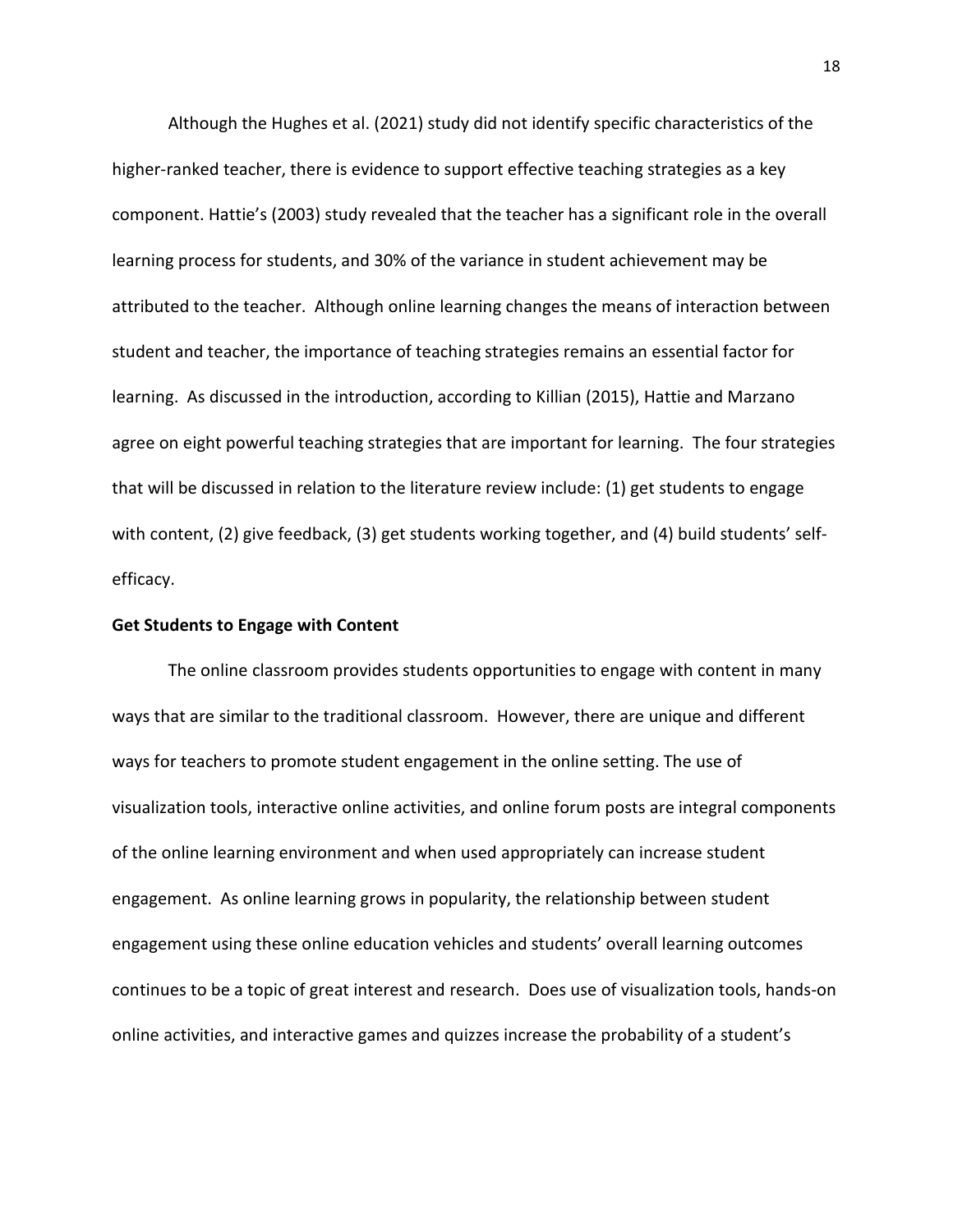Although the Hughes et al. (2021) study did not identify specific characteristics of the higher-ranked teacher, there is evidence to support effective teaching strategies as a key component. Hattie's (2003) study revealed that the teacher has a significant role in the overall learning process for students, and 30% of the variance in student achievement may be attributed to the teacher. Although online learning changes the means of interaction between student and teacher, the importance of teaching strategies remains an essential factor for learning. As discussed in the introduction, according to Killian (2015), Hattie and Marzano agree on eight powerful teaching strategies that are important for learning. The four strategies that will be discussed in relation to the literature review include: (1) get students to engage with content, (2) give feedback, (3) get students working together, and (4) build students' self-efficacy.

**Get Students to Engage with Content**

The online classroom provides students opportunities to engage with content in many ways that are similar to the traditional classroom. However, there are unique and different ways for teachers to promote student engagement in the online setting. The use of visualization tools, interactive online activities, and online forum posts are integral components of the online learning environment and when used appropriately can increase student engagement. As online learning grows in popularity, the relationship between student engagement using these online education vehicles and students' overall learning outcomes continues to be a topic of great interest and research. Does use of visualization tools, hands-on online activities, and interactive games and quizzes increase the probability of a student's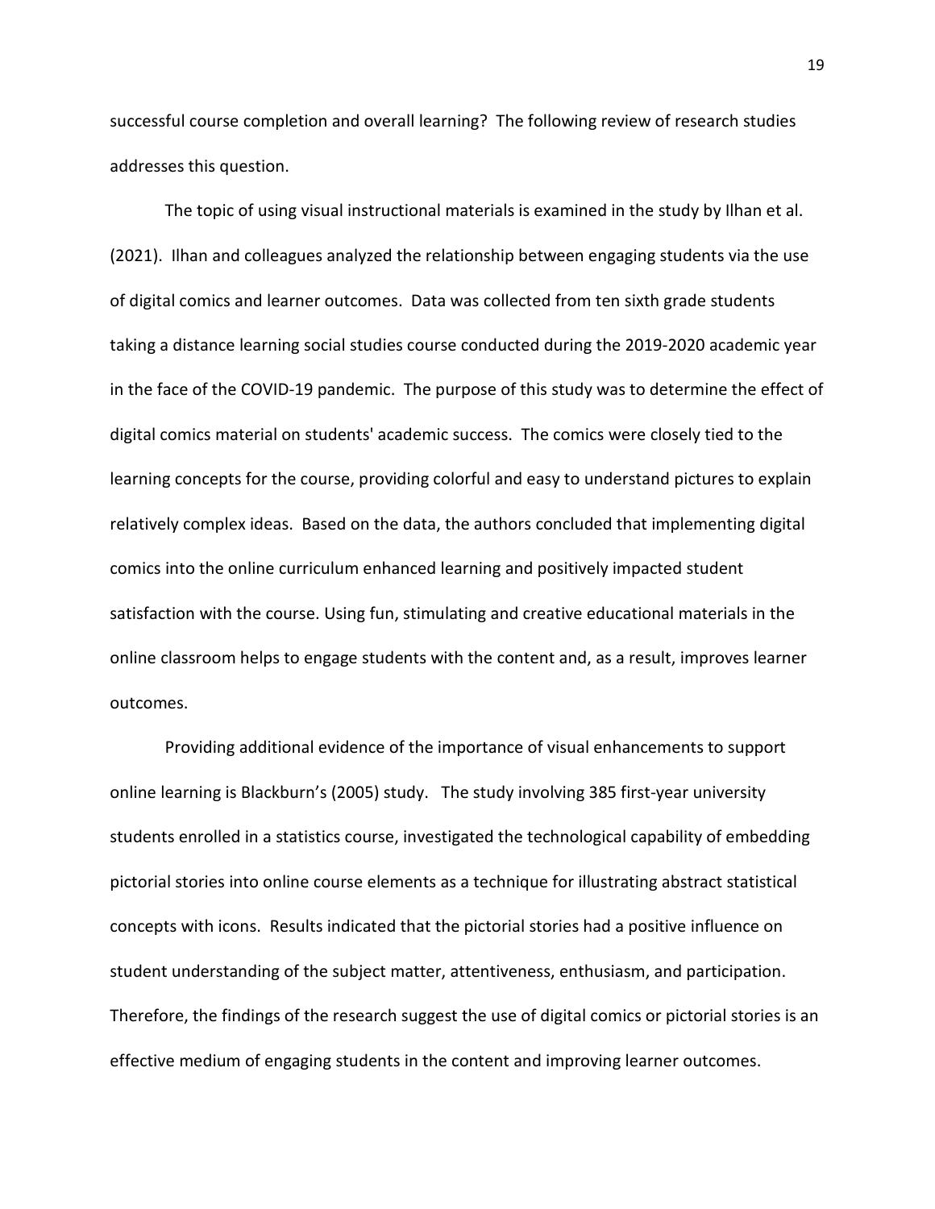successful course completion and overall learning? The following review of research studies addresses this question.

The topic of using visual instructional materials is examined in the study by Ilhan et al. (2021). Ilhan and colleagues analyzed the relationship between engaging students via the use of digital comics and learner outcomes. Data was collected from ten sixth grade students taking a distance learning social studies course conducted during the 2019-2020 academic year in the face of the COVID-19 pandemic. The purpose of this study was to determine the effect of digital comics material on students' academic success. The comics were closely tied to the learning concepts for the course, providing colorful and easy to understand pictures to explain relatively complex ideas. Based on the data, the authors concluded that implementing digital comics into the online curriculum enhanced learning and positively impacted student satisfaction with the course. Using fun, stimulating and creative educational materials in the online classroom helps to engage students with the content and, as a result, improves learner outcomes.

Providing additional evidence of the importance of visual enhancements to support online learning is Blackburn's (2005) study. The study involving 385 first-year university students enrolled in a statistics course, investigated the technological capability of embedding pictorial stories into online course elements as a technique for illustrating abstract statistical concepts with icons. Results indicated that the pictorial stories had a positive influence on student understanding of the subject matter, attentiveness, enthusiasm, and participation. Therefore, the findings of the research suggest the use of digital comics or pictorial stories is an effective medium of engaging students in the content and improving learner outcomes.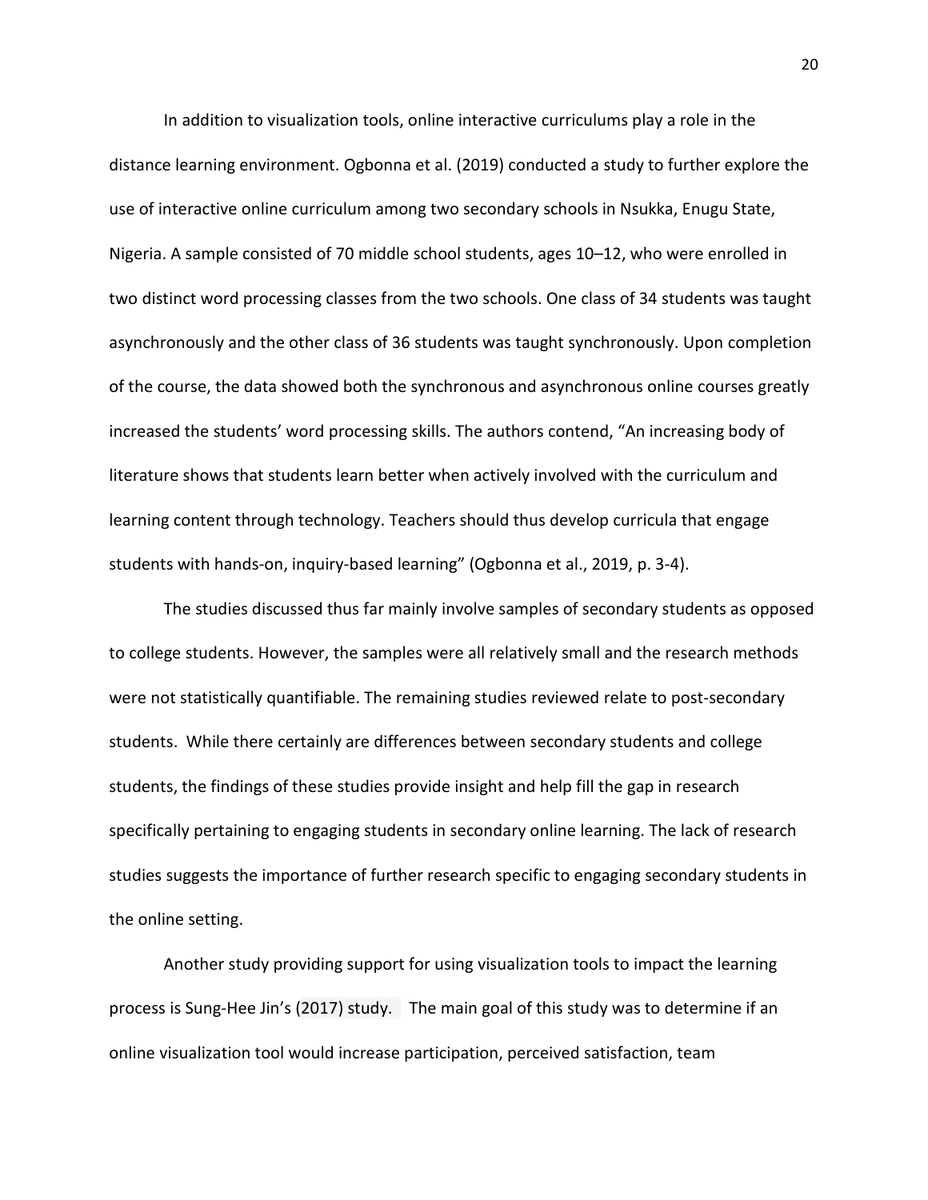In addition to visualization tools, online interactive curriculums play a role in the distance learning environment. Ogbonna et al. (2019) conducted a study to further explore the use of interactive online curriculum among two secondary schools in Nsukka, Enugu State, Nigeria. A sample consisted of 70 middle school students, ages 10–12, who were enrolled in two distinct word processing classes from the two schools. One class of 34 students was taught asynchronously and the other class of 36 students was taught synchronously. Upon completion of the course, the data showed both the synchronous and asynchronous online courses greatly increased the students' word processing skills. The authors contend, "An increasing body of literature shows that students learn better when actively involved with the curriculum and learning content through technology. Teachers should thus develop curricula that engage students with hands-on, inquiry-based learning" (Ogbonna et al., 2019, p. 3-4).

The studies discussed thus far mainly involve samples of secondary students as opposed to college students. However, the samples were all relatively small and the research methods were not statistically quantifiable. The remaining studies reviewed relate to post-secondary students. While there certainly are differences between secondary students and college students, the findings of these studies provide insight and help fill the gap in research specifically pertaining to engaging students in secondary online learning. The lack of research studies suggests the importance of further research specific to engaging secondary students in the online setting.

Another study providing support for using visualization tools to impact the learning process is Sung-Hee Jin's (2017) study. The main goal of this study was to determine if an online visualization tool would increase participation, perceived satisfaction, team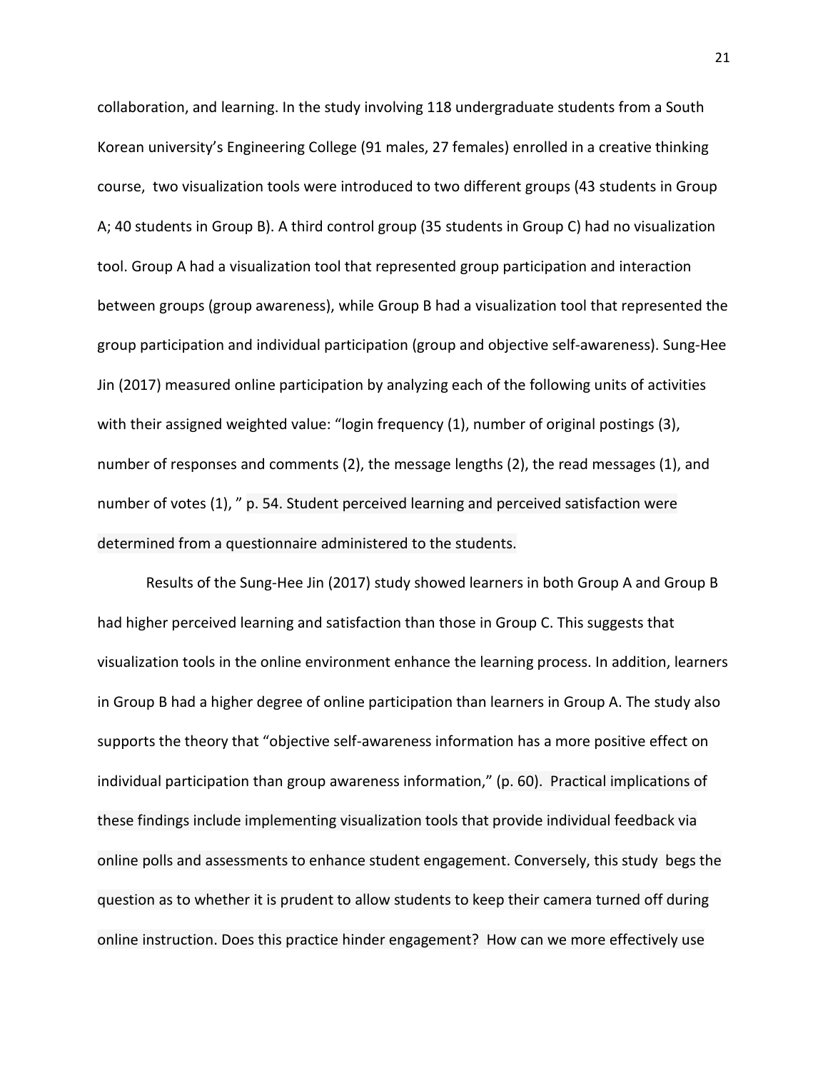collaboration, and learning. In the study involving 118 undergraduate students from a South Korean university's Engineering College (91 males, 27 females) enrolled in a creative thinking course, two visualization tools were introduced to two different groups (43 students in Group A; 40 students in Group B). A third control group (35 students in Group C) had no visualization tool. Group A had a visualization tool that represented group participation and interaction between groups (group awareness), while Group B had a visualization tool that represented the group participation and individual participation (group and objective self-awareness). Sung-Hee Jin (2017) measured online participation by analyzing each of the following units of activities with their assigned weighted value: "login frequency (1), number of original postings (3), number of responses and comments (2), the message lengths (2), the read messages (1), and number of votes (1), " p. 54. Student perceived learning and perceived satisfaction were determined from a questionnaire administered to the students.

Results of the Sung-Hee Jin (2017) study showed learners in both Group A and Group B had higher perceived learning and satisfaction than those in Group C. This suggests that visualization tools in the online environment enhance the learning process. In addition, learners in Group B had a higher degree of online participation than learners in Group A. The study also supports the theory that "objective self-awareness information has a more positive effect on individual participation than group awareness information," (p. 60). Practical implications of these findings include implementing visualization tools that provide individual feedback via online polls and assessments to enhance student engagement. Conversely, this study begs the question as to whether it is prudent to allow students to keep their camera turned off during online instruction. Does this practice hinder engagement? How can we more effectively use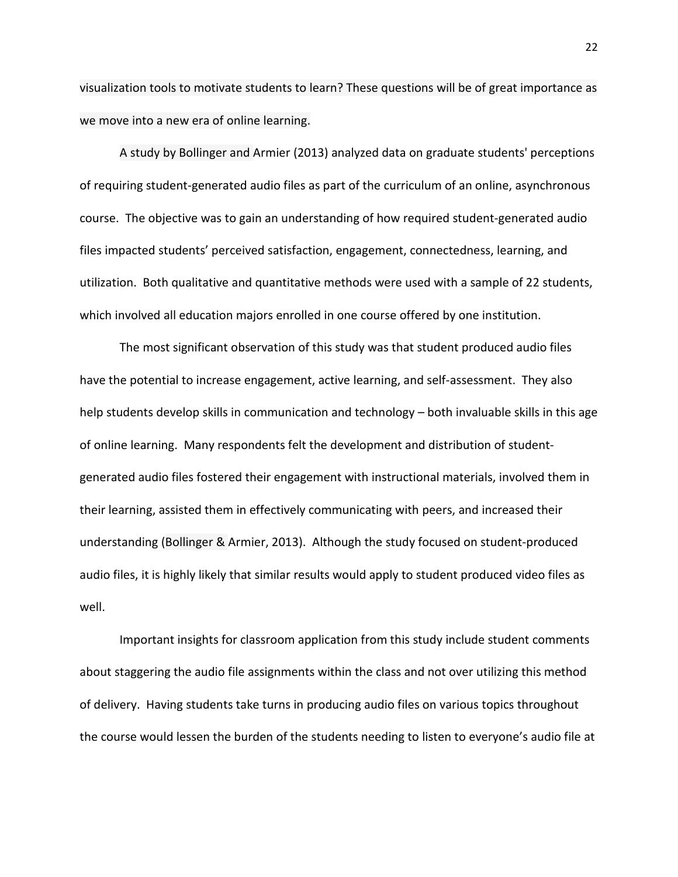visualization tools to motivate students to learn? These questions will be of great importance as we move into a new era of online learning.

A study by Bollinger and Armier (2013) analyzed data on graduate students' perceptions of requiring student-generated audio files as part of the curriculum of an online, asynchronous course. The objective was to gain an understanding of how required student-generated audio files impacted students' perceived satisfaction, engagement, connectedness, learning, and utilization. Both qualitative and quantitative methods were used with a sample of 22 students, which involved all education majors enrolled in one course offered by one institution.

The most significant observation of this study was that student produced audio files have the potential to increase engagement, active learning, and self-assessment. They also help students develop skills in communication and technology – both invaluable skills in this age of online learning. Many respondents felt the development and distribution of student-generated audio files fostered their engagement with instructional materials, involved them in their learning, assisted them in effectively communicating with peers, and increased their understanding (Bollinger & Armier, 2013). Although the study focused on student-produced audio files, it is highly likely that similar results would apply to student produced video files as well.

Important insights for classroom application from this study include student comments about staggering the audio file assignments within the class and not over utilizing this method of delivery. Having students take turns in producing audio files on various topics throughout the course would lessen the burden of the students needing to listen to everyone's audio file at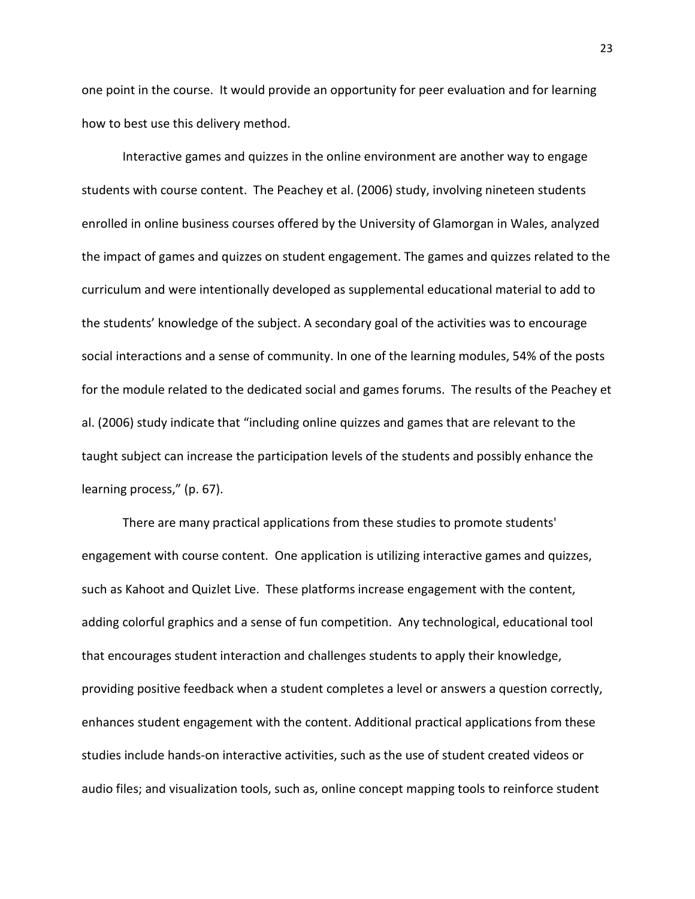one point in the course. It would provide an opportunity for peer evaluation and for learning how to best use this delivery method.

Interactive games and quizzes in the online environment are another way to engage students with course content. The Peachey et al. (2006) study, involving nineteen students enrolled in online business courses offered by the University of Glamorgan in Wales, analyzed the impact of games and quizzes on student engagement. The games and quizzes related to the curriculum and were intentionally developed as supplemental educational material to add to the students' knowledge of the subject. A secondary goal of the activities was to encourage social interactions and a sense of community. In one of the learning modules, 54% of the posts for the module related to the dedicated social and games forums. The results of the Peachey et al. (2006) study indicate that "including online quizzes and games that are relevant to the taught subject can increase the participation levels of the students and possibly enhance the learning process," (p. 67).

There are many practical applications from these studies to promote students' engagement with course content. One application is utilizing interactive games and quizzes, such as Kahoot and Quizlet Live. These platforms increase engagement with the content, adding colorful graphics and a sense of fun competition. Any technological, educational tool that encourages student interaction and challenges students to apply their knowledge, providing positive feedback when a student completes a level or answers a question correctly, enhances student engagement with the content. Additional practical applications from these studies include hands-on interactive activities, such as the use of student created videos or audio files; and visualization tools, such as, online concept mapping tools to reinforce student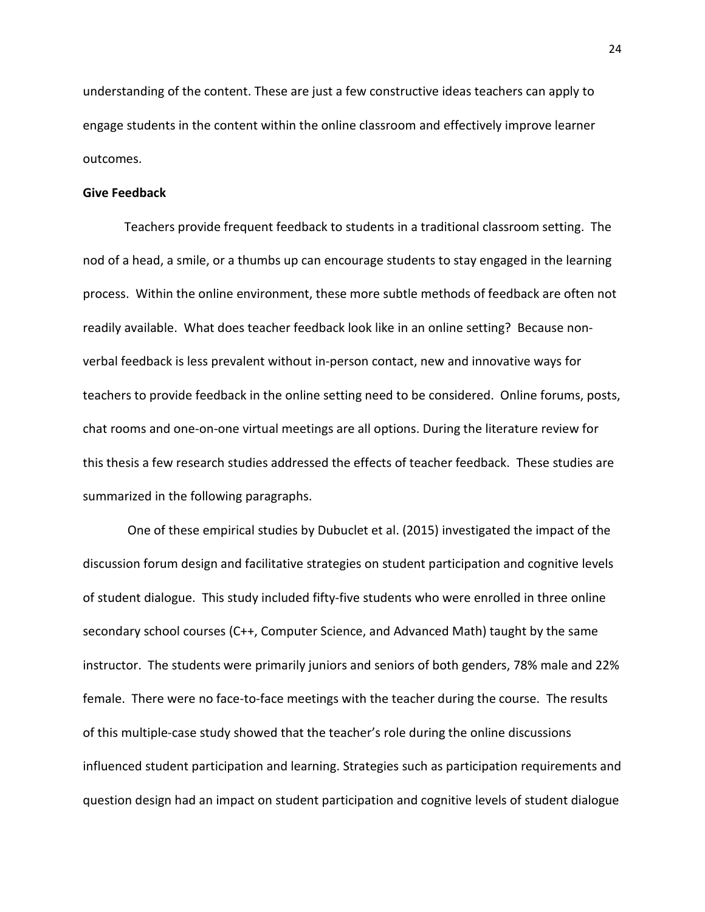understanding of the content. These are just a few constructive ideas teachers can apply to engage students in the content within the online classroom and effectively improve learner outcomes.

**Give Feedback**

Teachers provide frequent feedback to students in a traditional classroom setting. The nod of a head, a smile, or a thumbs up can encourage students to stay engaged in the learning process. Within the online environment, these more subtle methods of feedback are often not readily available. What does teacher feedback look like in an online setting? Because non-verbal feedback is less prevalent without in-person contact, new and innovative ways for teachers to provide feedback in the online setting need to be considered. Online forums, posts, chat rooms and one-on-one virtual meetings are all options. During the literature review for this thesis a few research studies addressed the effects of teacher feedback. These studies are summarized in the following paragraphs.

One of these empirical studies by Dubuclet et al. (2015) investigated the impact of the discussion forum design and facilitative strategies on student participation and cognitive levels of student dialogue. This study included fifty-five students who were enrolled in three online secondary school courses (C++, Computer Science, and Advanced Math) taught by the same instructor. The students were primarily juniors and seniors of both genders, 78% male and 22% female. There were no face-to-face meetings with the teacher during the course. The results of this multiple-case study showed that the teacher's role during the online discussions influenced student participation and learning. Strategies such as participation requirements and question design had an impact on student participation and cognitive levels of student dialogue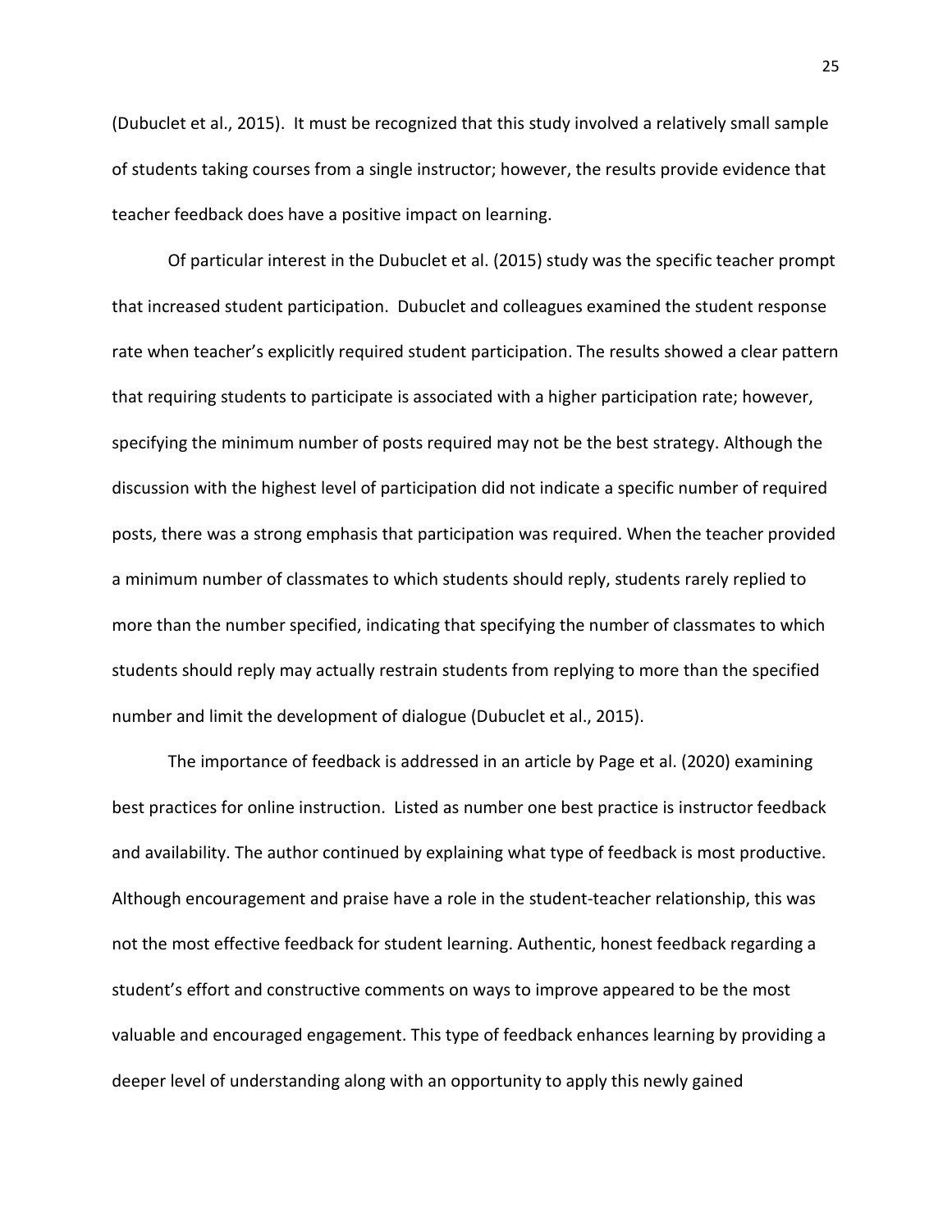(Dubuclet et al., 2015). It must be recognized that this study involved a relatively small sample of students taking courses from a single instructor; however, the results provide evidence that teacher feedback does have a positive impact on learning.

Of particular interest in the Dubuclet et al. (2015) study was the specific teacher prompt that increased student participation. Dubuclet and colleagues examined the student response rate when teacher's explicitly required student participation. The results showed a clear pattern that requiring students to participate is associated with a higher participation rate; however, specifying the minimum number of posts required may not be the best strategy. Although the discussion with the highest level of participation did not indicate a specific number of required posts, there was a strong emphasis that participation was required. When the teacher provided a minimum number of classmates to which students should reply, students rarely replied to more than the number specified, indicating that specifying the number of classmates to which students should reply may actually restrain students from replying to more than the specified number and limit the development of dialogue (Dubuclet et al., 2015).

The importance of feedback is addressed in an article by Page et al. (2020) examining best practices for online instruction. Listed as number one best practice is instructor feedback and availability. The author continued by explaining what type of feedback is most productive. Although encouragement and praise have a role in the student-teacher relationship, this was not the most effective feedback for student learning. Authentic, honest feedback regarding a student's effort and constructive comments on ways to improve appeared to be the most valuable and encouraged engagement. This type of feedback enhances learning by providing a deeper level of understanding along with an opportunity to apply this newly gained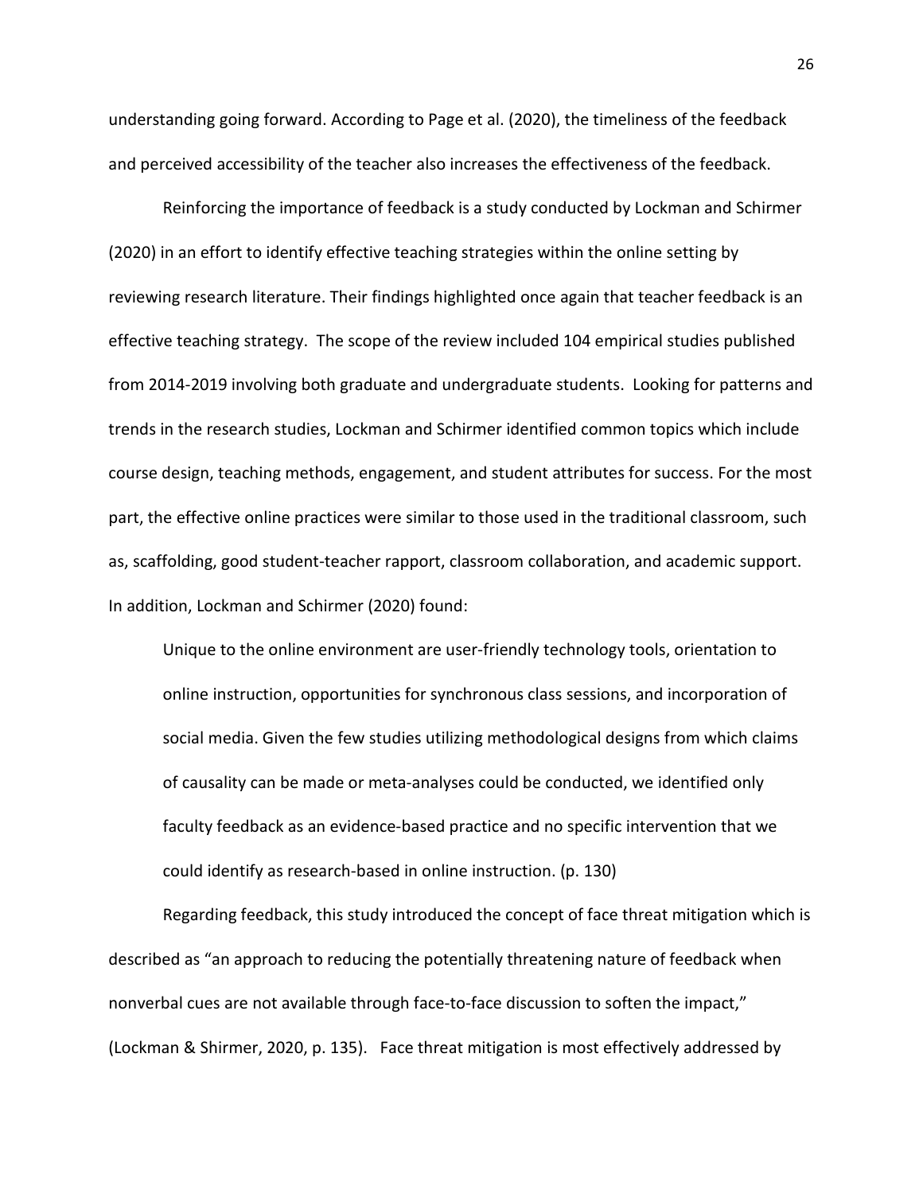understanding going forward. According to Page et al. (2020), the timeliness of the feedback and perceived accessibility of the teacher also increases the effectiveness of the feedback.

Reinforcing the importance of feedback is a study conducted by Lockman and Schirmer (2020) in an effort to identify effective teaching strategies within the online setting by reviewing research literature. Their findings highlighted once again that teacher feedback is an effective teaching strategy. The scope of the review included 104 empirical studies published from 2014-2019 involving both graduate and undergraduate students. Looking for patterns and trends in the research studies, Lockman and Schirmer identified common topics which include course design, teaching methods, engagement, and student attributes for success. For the most part, the effective online practices were similar to those used in the traditional classroom, such as, scaffolding, good student-teacher rapport, classroom collaboration, and academic support. In addition, Lockman and Schirmer (2020) found:

> Unique to the online environment are user-friendly technology tools, orientation to online instruction, opportunities for synchronous class sessions, and incorporation of social media. Given the few studies utilizing methodological designs from which claims of causality can be made or meta-analyses could be conducted, we identified only faculty feedback as an evidence-based practice and no specific intervention that we could identify as research-based in online instruction. (p. 130)

Regarding feedback, this study introduced the concept of face threat mitigation which is described as "an approach to reducing the potentially threatening nature of feedback when nonverbal cues are not available through face-to-face discussion to soften the impact," (Lockman & Shirmer, 2020, p. 135). Face threat mitigation is most effectively addressed by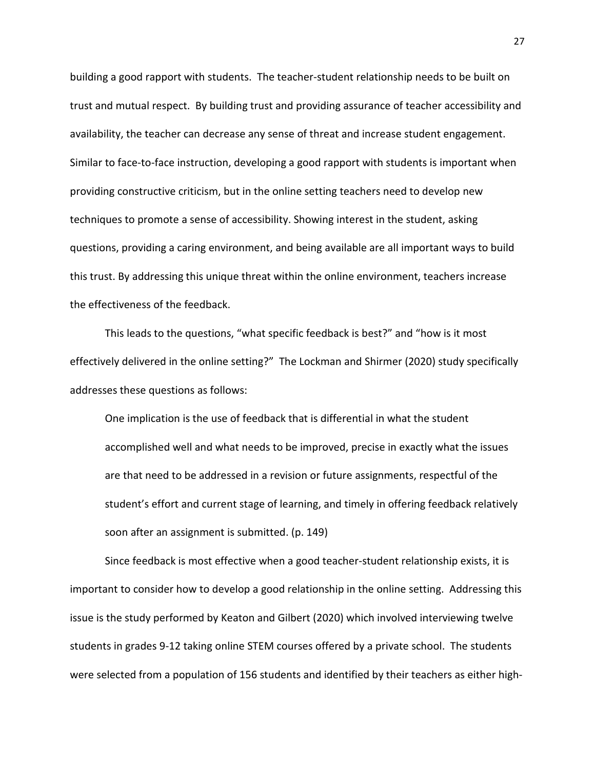building a good rapport with students. The teacher-student relationship needs to be built on trust and mutual respect. By building trust and providing assurance of teacher accessibility and availability, the teacher can decrease any sense of threat and increase student engagement. Similar to face-to-face instruction, developing a good rapport with students is important when providing constructive criticism, but in the online setting teachers need to develop new techniques to promote a sense of accessibility. Showing interest in the student, asking questions, providing a caring environment, and being available are all important ways to build this trust. By addressing this unique threat within the online environment, teachers increase the effectiveness of the feedback.

This leads to the questions, "what specific feedback is best?" and "how is it most effectively delivered in the online setting?" The Lockman and Shirmer (2020) study specifically addresses these questions as follows:

> One implication is the use of feedback that is differential in what the student accomplished well and what needs to be improved, precise in exactly what the issues are that need to be addressed in a revision or future assignments, respectful of the student's effort and current stage of learning, and timely in offering feedback relatively soon after an assignment is submitted. (p. 149)

Since feedback is most effective when a good teacher-student relationship exists, it is important to consider how to develop a good relationship in the online setting. Addressing this issue is the study performed by Keaton and Gilbert (2020) which involved interviewing twelve students in grades 9-12 taking online STEM courses offered by a private school. The students were selected from a population of 156 students and identified by their teachers as either high-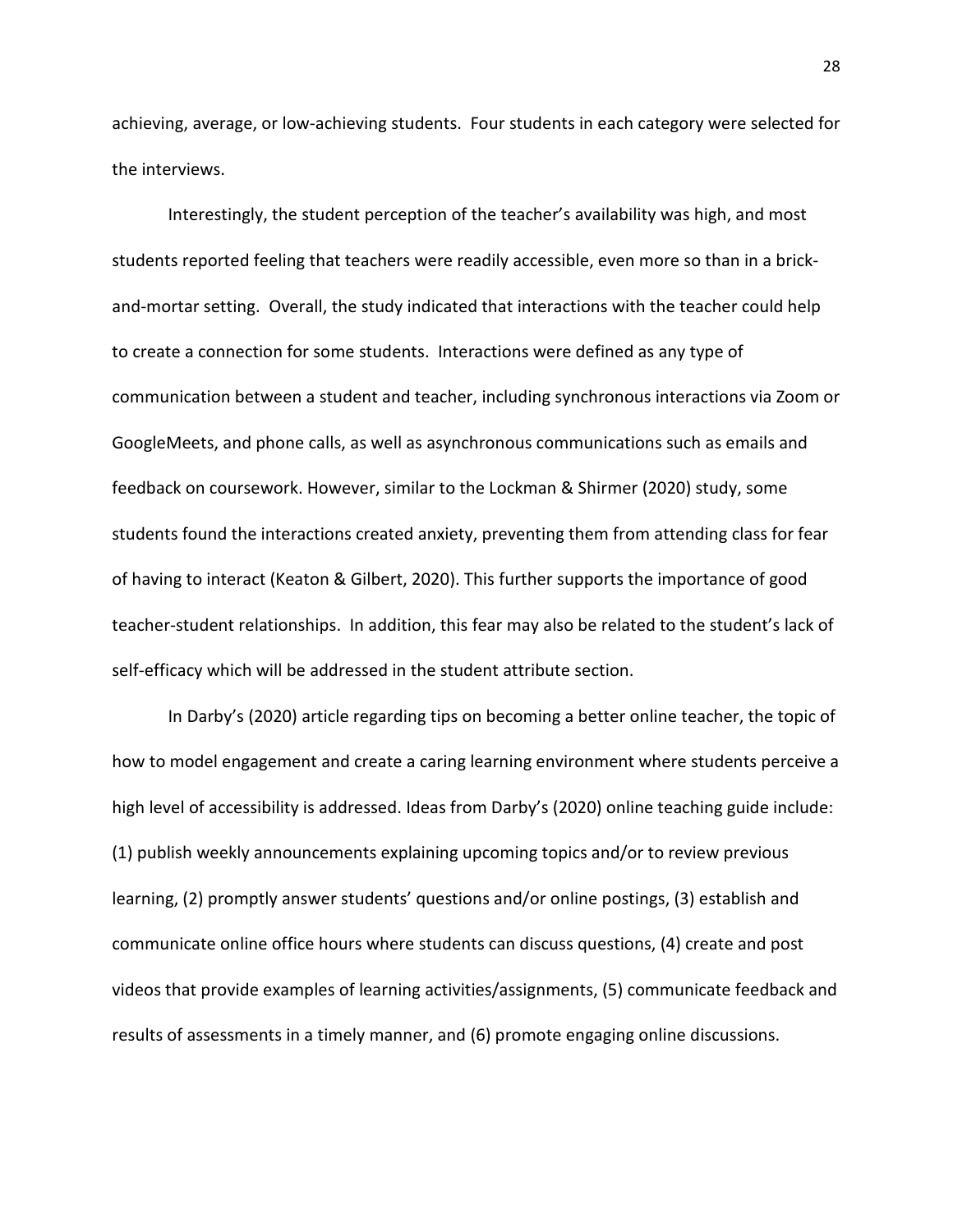achieving, average, or low-achieving students. Four students in each category were selected for the interviews.

Interestingly, the student perception of the teacher's availability was high, and most students reported feeling that teachers were readily accessible, even more so than in a brick-and-mortar setting. Overall, the study indicated that interactions with the teacher could help to create a connection for some students. Interactions were defined as any type of communication between a student and teacher, including synchronous interactions via Zoom or GoogleMeets, and phone calls, as well as asynchronous communications such as emails and feedback on coursework. However, similar to the Lockman & Shirmer (2020) study, some students found the interactions created anxiety, preventing them from attending class for fear of having to interact (Keaton & Gilbert, 2020). This further supports the importance of good teacher-student relationships. In addition, this fear may also be related to the student's lack of self-efficacy which will be addressed in the student attribute section.

In Darby's (2020) article regarding tips on becoming a better online teacher, the topic of how to model engagement and create a caring learning environment where students perceive a high level of accessibility is addressed. Ideas from Darby's (2020) online teaching guide include: (1) publish weekly announcements explaining upcoming topics and/or to review previous learning, (2) promptly answer students' questions and/or online postings, (3) establish and communicate online office hours where students can discuss questions, (4) create and post videos that provide examples of learning activities/assignments, (5) communicate feedback and results of assessments in a timely manner, and (6) promote engaging online discussions.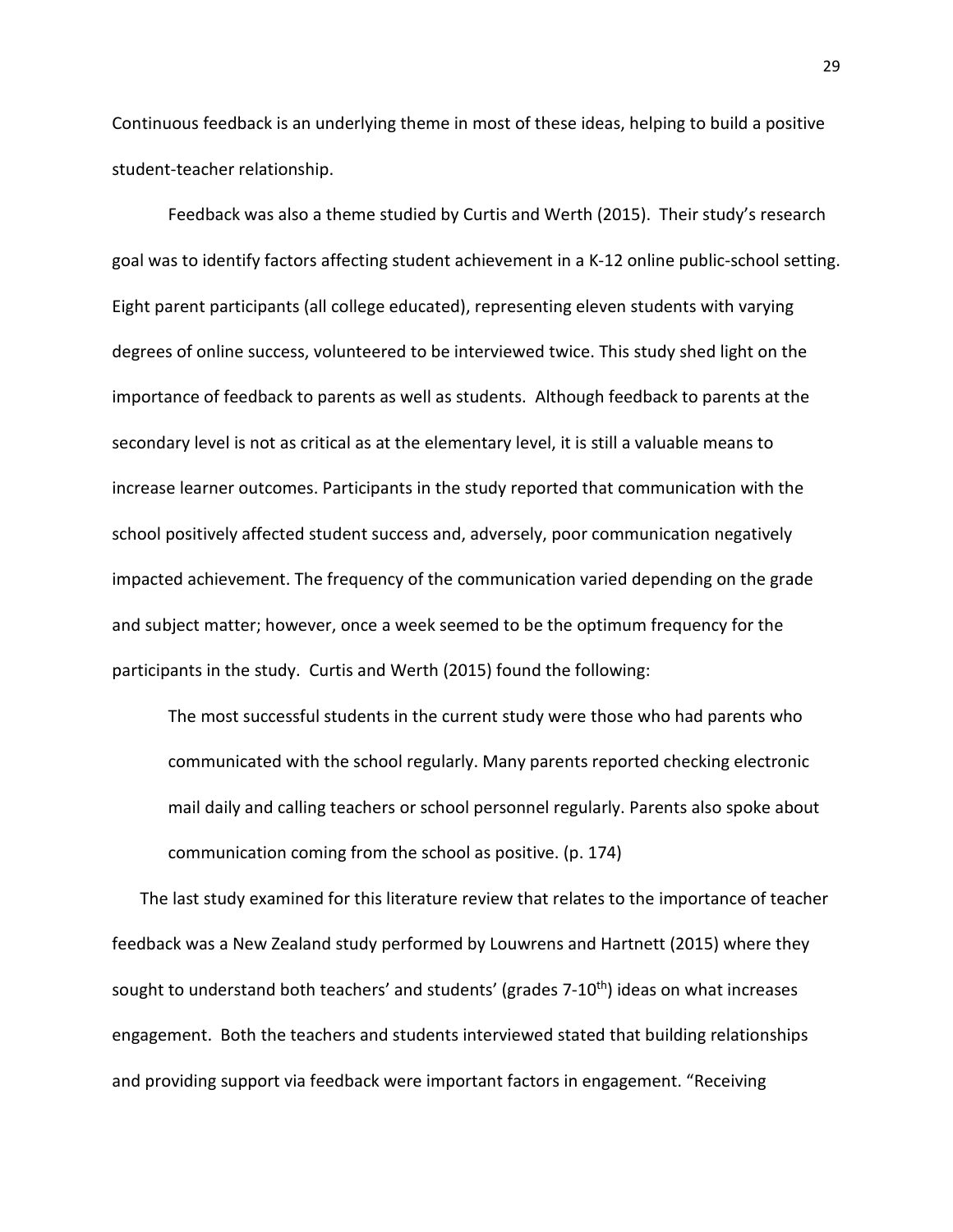Continuous feedback is an underlying theme in most of these ideas, helping to build a positive student-teacher relationship.

Feedback was also a theme studied by Curtis and Werth (2015). Their study's research goal was to identify factors affecting student achievement in a K-12 online public-school setting. Eight parent participants (all college educated), representing eleven students with varying degrees of online success, volunteered to be interviewed twice. This study shed light on the importance of feedback to parents as well as students. Although feedback to parents at the secondary level is not as critical as at the elementary level, it is still a valuable means to increase learner outcomes. Participants in the study reported that communication with the school positively affected student success and, adversely, poor communication negatively impacted achievement. The frequency of the communication varied depending on the grade and subject matter; however, once a week seemed to be the optimum frequency for the participants in the study. Curtis and Werth (2015) found the following:

> The most successful students in the current study were those who had parents who communicated with the school regularly. Many parents reported checking electronic mail daily and calling teachers or school personnel regularly. Parents also spoke about communication coming from the school as positive. (p. 174)

The last study examined for this literature review that relates to the importance of teacher feedback was a New Zealand study performed by Louwrens and Hartnett (2015) where they sought to understand both teachers' and students' (grades 7-10th) ideas on what increases engagement. Both the teachers and students interviewed stated that building relationships and providing support via feedback were important factors in engagement. "Receiving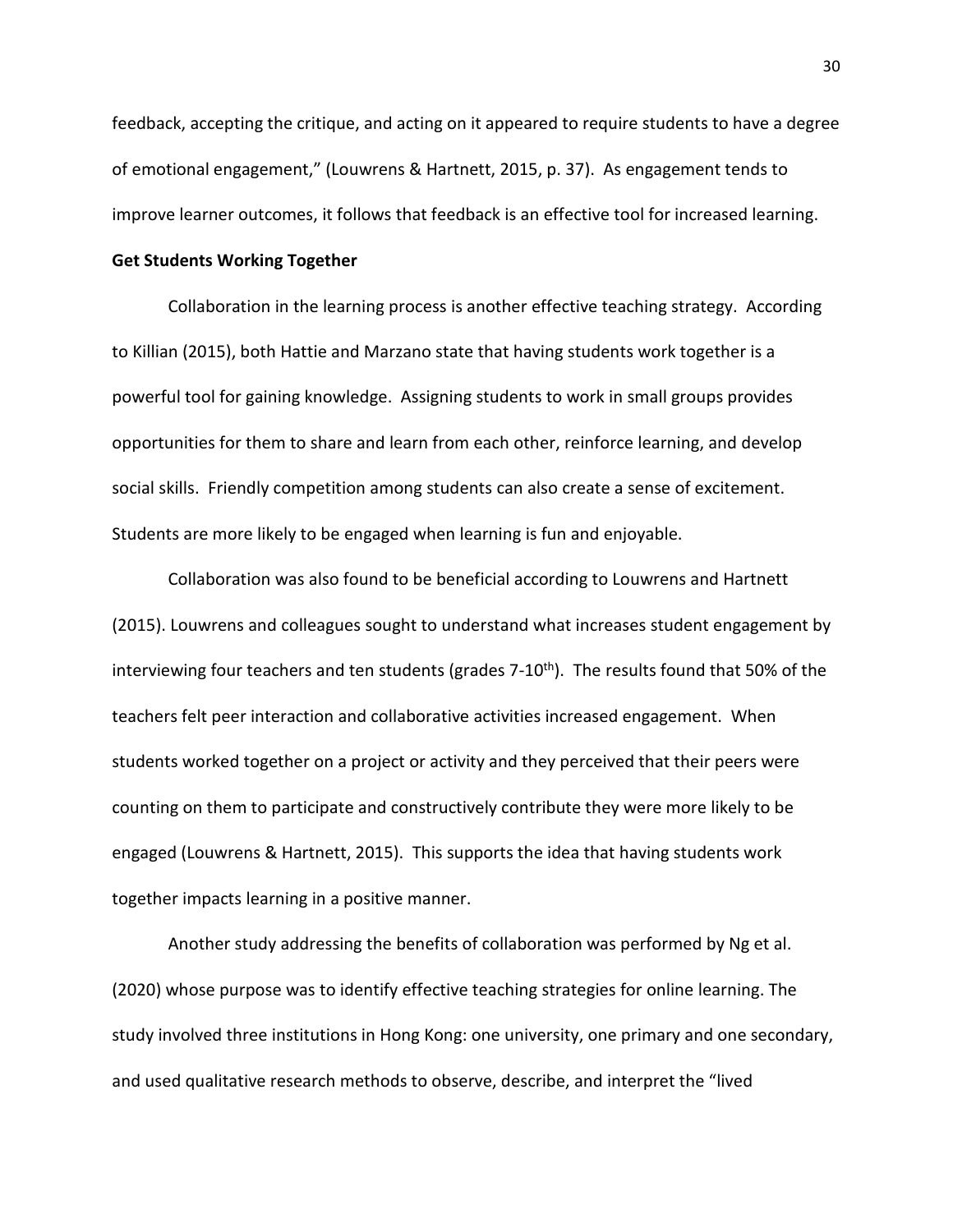feedback, accepting the critique, and acting on it appeared to require students to have a degree of emotional engagement," (Louwrens & Hartnett, 2015, p. 37). As engagement tends to improve learner outcomes, it follows that feedback is an effective tool for increased learning.

**Get Students Working Together**

Collaboration in the learning process is another effective teaching strategy. According to Killian (2015), both Hattie and Marzano state that having students work together is a powerful tool for gaining knowledge. Assigning students to work in small groups provides opportunities for them to share and learn from each other, reinforce learning, and develop social skills. Friendly competition among students can also create a sense of excitement. Students are more likely to be engaged when learning is fun and enjoyable.

Collaboration was also found to be beneficial according to Louwrens and Hartnett (2015). Louwrens and colleagues sought to understand what increases student engagement by interviewing four teachers and ten students (grades 7-10th). The results found that 50% of the teachers felt peer interaction and collaborative activities increased engagement. When students worked together on a project or activity and they perceived that their peers were counting on them to participate and constructively contribute they were more likely to be engaged (Louwrens & Hartnett, 2015). This supports the idea that having students work together impacts learning in a positive manner.

Another study addressing the benefits of collaboration was performed by Ng et al. (2020) whose purpose was to identify effective teaching strategies for online learning. The study involved three institutions in Hong Kong: one university, one primary and one secondary, and used qualitative research methods to observe, describe, and interpret the "lived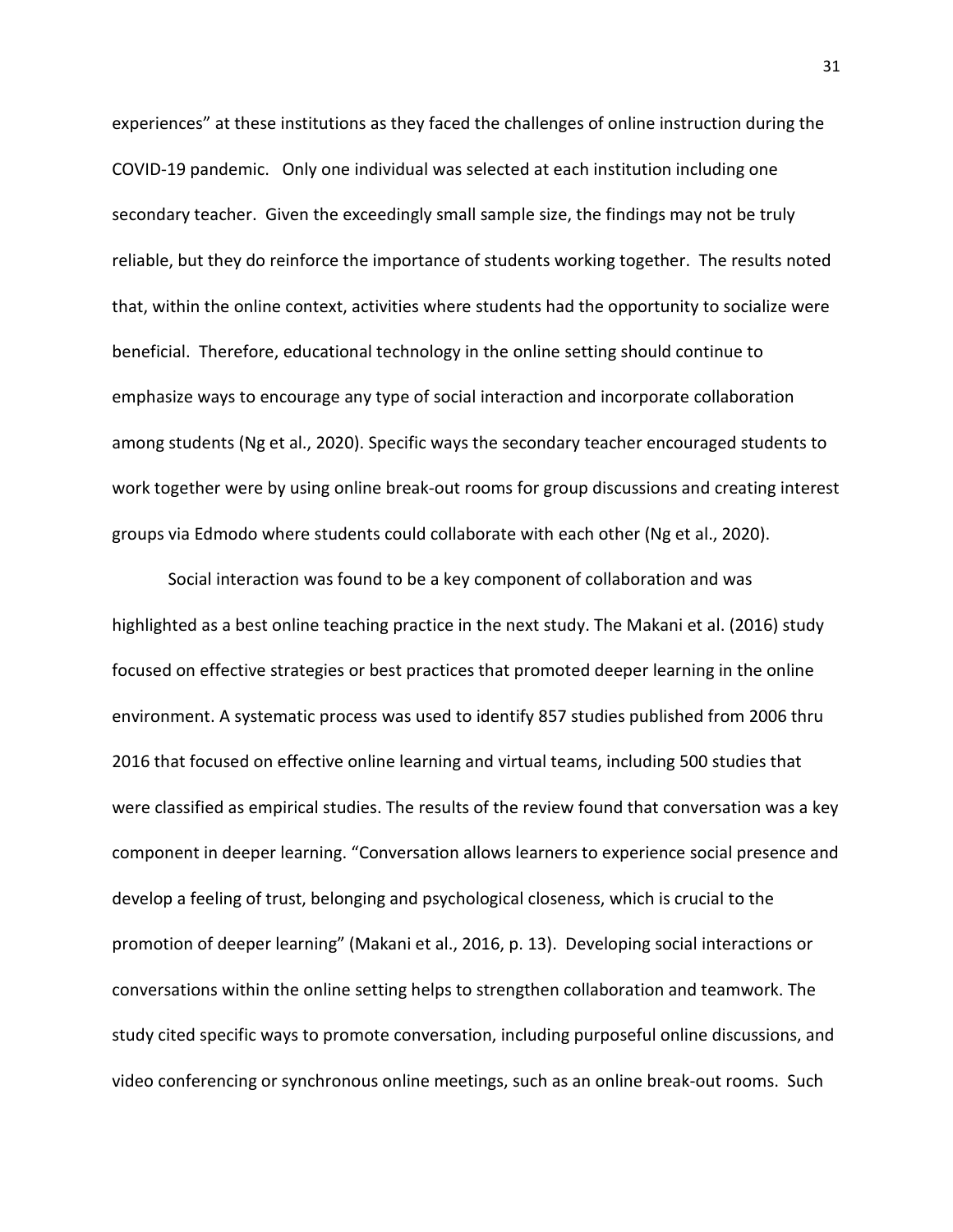experiences" at these institutions as they faced the challenges of online instruction during the COVID-19 pandemic. Only one individual was selected at each institution including one secondary teacher. Given the exceedingly small sample size, the findings may not be truly reliable, but they do reinforce the importance of students working together. The results noted that, within the online context, activities where students had the opportunity to socialize were beneficial. Therefore, educational technology in the online setting should continue to emphasize ways to encourage any type of social interaction and incorporate collaboration among students (Ng et al., 2020). Specific ways the secondary teacher encouraged students to work together were by using online break-out rooms for group discussions and creating interest groups via Edmodo where students could collaborate with each other (Ng et al., 2020).

Social interaction was found to be a key component of collaboration and was highlighted as a best online teaching practice in the next study. The Makani et al. (2016) study focused on effective strategies or best practices that promoted deeper learning in the online environment. A systematic process was used to identify 857 studies published from 2006 thru 2016 that focused on effective online learning and virtual teams, including 500 studies that were classified as empirical studies. The results of the review found that conversation was a key component in deeper learning. "Conversation allows learners to experience social presence and develop a feeling of trust, belonging and psychological closeness, which is crucial to the promotion of deeper learning" (Makani et al., 2016, p. 13). Developing social interactions or conversations within the online setting helps to strengthen collaboration and teamwork. The study cited specific ways to promote conversation, including purposeful online discussions, and video conferencing or synchronous online meetings, such as an online break-out rooms. Such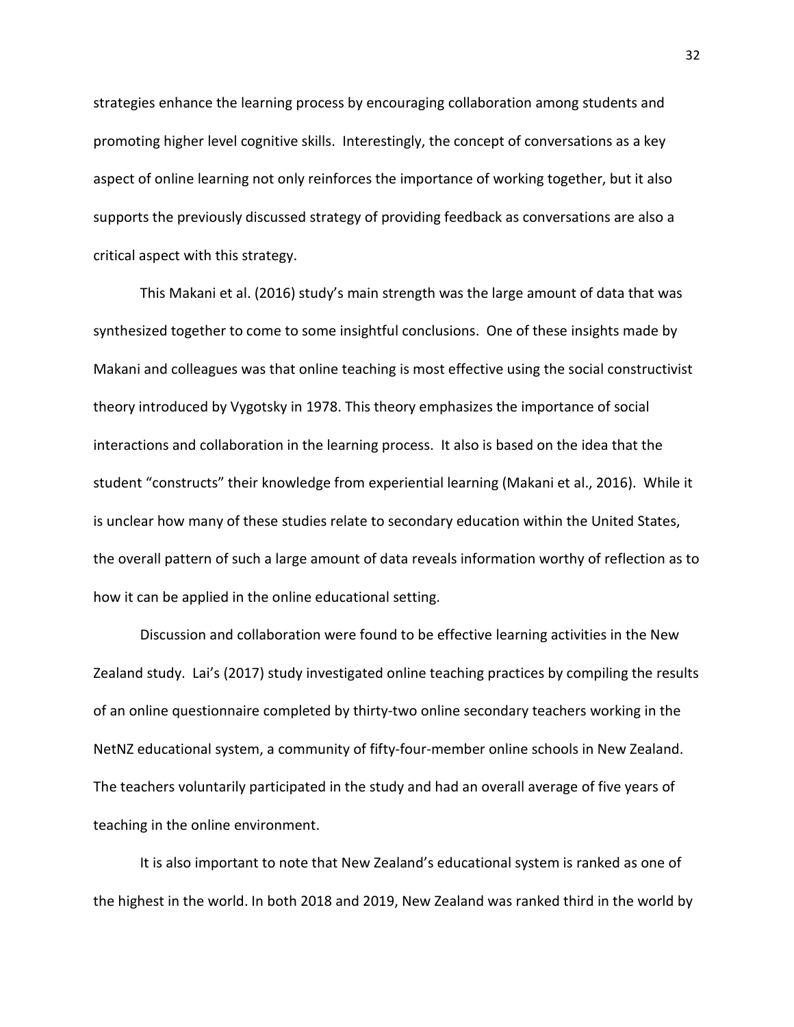strategies enhance the learning process by encouraging collaboration among students and promoting higher level cognitive skills. Interestingly, the concept of conversations as a key aspect of online learning not only reinforces the importance of working together, but it also supports the previously discussed strategy of providing feedback as conversations are also a critical aspect with this strategy.

This Makani et al. (2016) study's main strength was the large amount of data that was synthesized together to come to some insightful conclusions. One of these insights made by Makani and colleagues was that online teaching is most effective using the social constructivist theory introduced by Vygotsky in 1978. This theory emphasizes the importance of social interactions and collaboration in the learning process. It also is based on the idea that the student "constructs" their knowledge from experiential learning (Makani et al., 2016). While it is unclear how many of these studies relate to secondary education within the United States, the overall pattern of such a large amount of data reveals information worthy of reflection as to how it can be applied in the online educational setting.

Discussion and collaboration were found to be effective learning activities in the New Zealand study. Lai's (2017) study investigated online teaching practices by compiling the results of an online questionnaire completed by thirty-two online secondary teachers working in the NetNZ educational system, a community of fifty-four-member online schools in New Zealand. The teachers voluntarily participated in the study and had an overall average of five years of teaching in the online environment.

It is also important to note that New Zealand's educational system is ranked as one of the highest in the world. In both 2018 and 2019, New Zealand was ranked third in the world by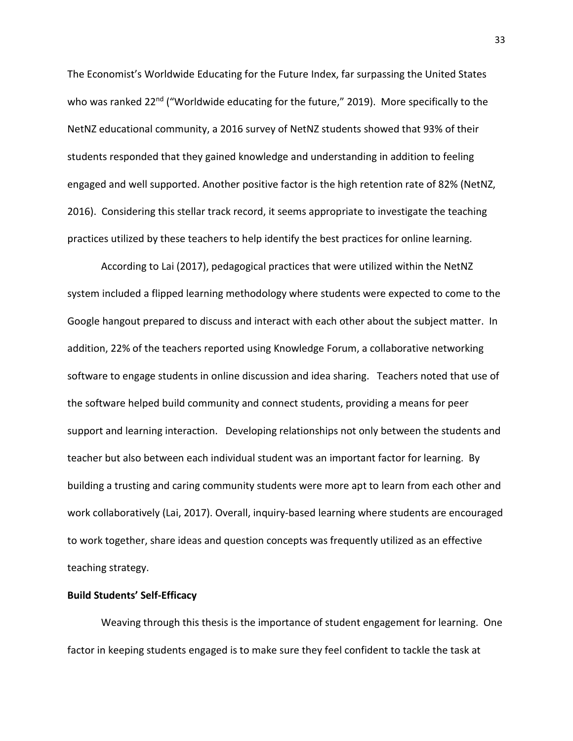The Economist's Worldwide Educating for the Future Index, far surpassing the United States who was ranked 22nd ("Worldwide educating for the future," 2019). More specifically to the NetNZ educational community, a 2016 survey of NetNZ students showed that 93% of their students responded that they gained knowledge and understanding in addition to feeling engaged and well supported. Another positive factor is the high retention rate of 82% (NetNZ, 2016). Considering this stellar track record, it seems appropriate to investigate the teaching practices utilized by these teachers to help identify the best practices for online learning.

According to Lai (2017), pedagogical practices that were utilized within the NetNZ system included a flipped learning methodology where students were expected to come to the Google hangout prepared to discuss and interact with each other about the subject matter. In addition, 22% of the teachers reported using Knowledge Forum, a collaborative networking software to engage students in online discussion and idea sharing. Teachers noted that use of the software helped build community and connect students, providing a means for peer support and learning interaction. Developing relationships not only between the students and teacher but also between each individual student was an important factor for learning. By building a trusting and caring community students were more apt to learn from each other and work collaboratively (Lai, 2017). Overall, inquiry-based learning where students are encouraged to work together, share ideas and question concepts was frequently utilized as an effective teaching strategy.

**Build Students' Self-Efficacy**

Weaving through this thesis is the importance of student engagement for learning. One factor in keeping students engaged is to make sure they feel confident to tackle the task at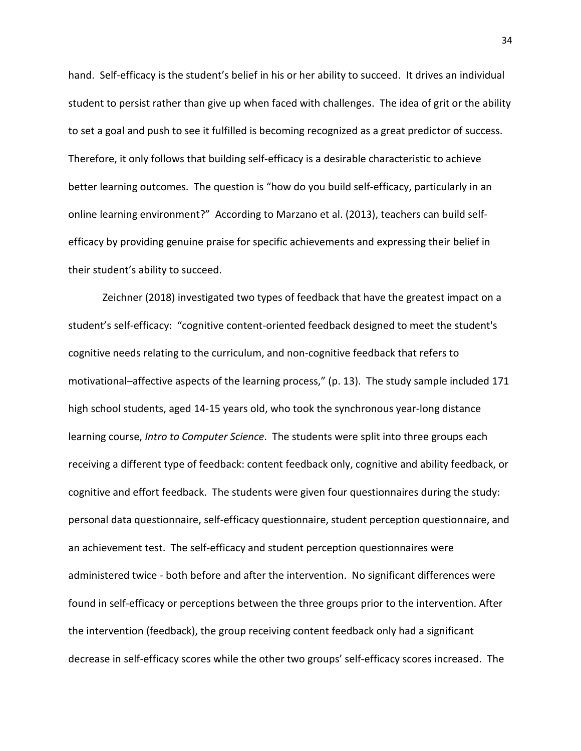hand. Self-efficacy is the student's belief in his or her ability to succeed. It drives an individual student to persist rather than give up when faced with challenges. The idea of grit or the ability to set a goal and push to see it fulfilled is becoming recognized as a great predictor of success. Therefore, it only follows that building self-efficacy is a desirable characteristic to achieve better learning outcomes. The question is "how do you build self-efficacy, particularly in an online learning environment?" According to Marzano et al. (2013), teachers can build self-efficacy by providing genuine praise for specific achievements and expressing their belief in their student's ability to succeed.

Zeichner (2018) investigated two types of feedback that have the greatest impact on a student's self-efficacy: "cognitive content-oriented feedback designed to meet the student's cognitive needs relating to the curriculum, and non-cognitive feedback that refers to motivational–affective aspects of the learning process," (p. 13). The study sample included 171 high school students, aged 14-15 years old, who took the synchronous year-long distance learning course, *Intro to Computer Science*. The students were split into three groups each receiving a different type of feedback: content feedback only, cognitive and ability feedback, or cognitive and effort feedback. The students were given four questionnaires during the study: personal data questionnaire, self-efficacy questionnaire, student perception questionnaire, and an achievement test. The self-efficacy and student perception questionnaires were administered twice - both before and after the intervention. No significant differences were found in self-efficacy or perceptions between the three groups prior to the intervention. After the intervention (feedback), the group receiving content feedback only had a significant decrease in self-efficacy scores while the other two groups' self-efficacy scores increased. The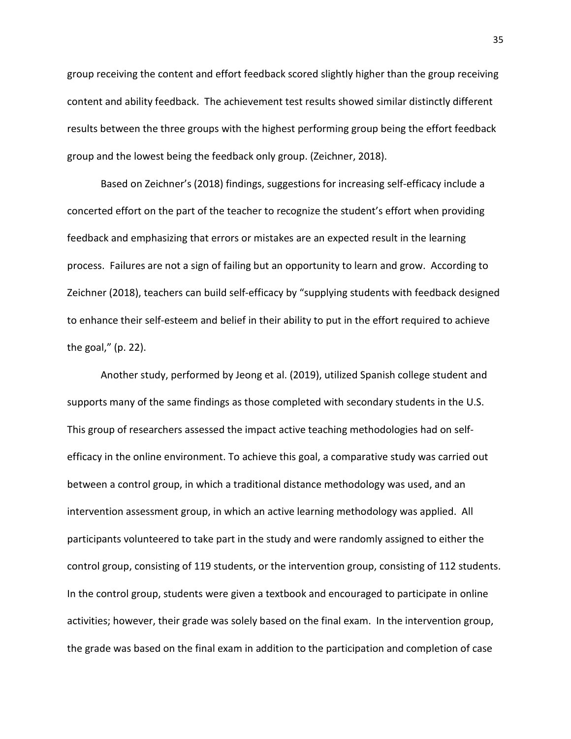group receiving the content and effort feedback scored slightly higher than the group receiving content and ability feedback. The achievement test results showed similar distinctly different results between the three groups with the highest performing group being the effort feedback group and the lowest being the feedback only group. (Zeichner, 2018).

Based on Zeichner's (2018) findings, suggestions for increasing self-efficacy include a concerted effort on the part of the teacher to recognize the student's effort when providing feedback and emphasizing that errors or mistakes are an expected result in the learning process. Failures are not a sign of failing but an opportunity to learn and grow. According to Zeichner (2018), teachers can build self-efficacy by "supplying students with feedback designed to enhance their self-esteem and belief in their ability to put in the effort required to achieve the goal," (p. 22).

Another study, performed by Jeong et al. (2019), utilized Spanish college student and supports many of the same findings as those completed with secondary students in the U.S. This group of researchers assessed the impact active teaching methodologies had on self-efficacy in the online environment. To achieve this goal, a comparative study was carried out between a control group, in which a traditional distance methodology was used, and an intervention assessment group, in which an active learning methodology was applied. All participants volunteered to take part in the study and were randomly assigned to either the control group, consisting of 119 students, or the intervention group, consisting of 112 students. In the control group, students were given a textbook and encouraged to participate in online activities; however, their grade was solely based on the final exam. In the intervention group, the grade was based on the final exam in addition to the participation and completion of case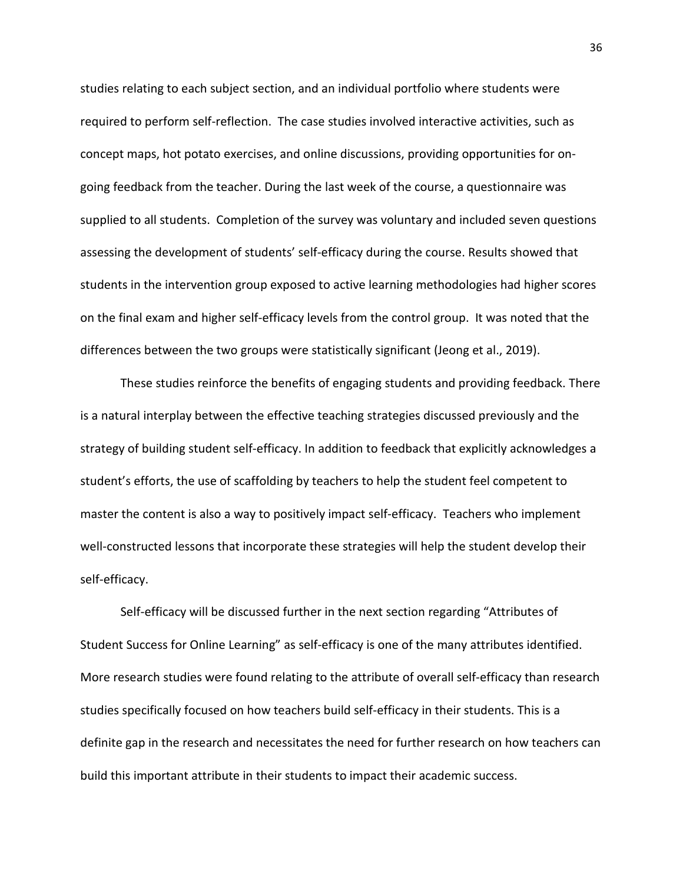studies relating to each subject section, and an individual portfolio where students were required to perform self-reflection. The case studies involved interactive activities, such as concept maps, hot potato exercises, and online discussions, providing opportunities for on-going feedback from the teacher. During the last week of the course, a questionnaire was supplied to all students. Completion of the survey was voluntary and included seven questions assessing the development of students' self-efficacy during the course. Results showed that students in the intervention group exposed to active learning methodologies had higher scores on the final exam and higher self-efficacy levels from the control group. It was noted that the differences between the two groups were statistically significant (Jeong et al., 2019).

These studies reinforce the benefits of engaging students and providing feedback. There is a natural interplay between the effective teaching strategies discussed previously and the strategy of building student self-efficacy. In addition to feedback that explicitly acknowledges a student's efforts, the use of scaffolding by teachers to help the student feel competent to master the content is also a way to positively impact self-efficacy. Teachers who implement well-constructed lessons that incorporate these strategies will help the student develop their self-efficacy.

Self-efficacy will be discussed further in the next section regarding "Attributes of Student Success for Online Learning" as self-efficacy is one of the many attributes identified. More research studies were found relating to the attribute of overall self-efficacy than research studies specifically focused on how teachers build self-efficacy in their students. This is a definite gap in the research and necessitates the need for further research on how teachers can build this important attribute in their students to impact their academic success.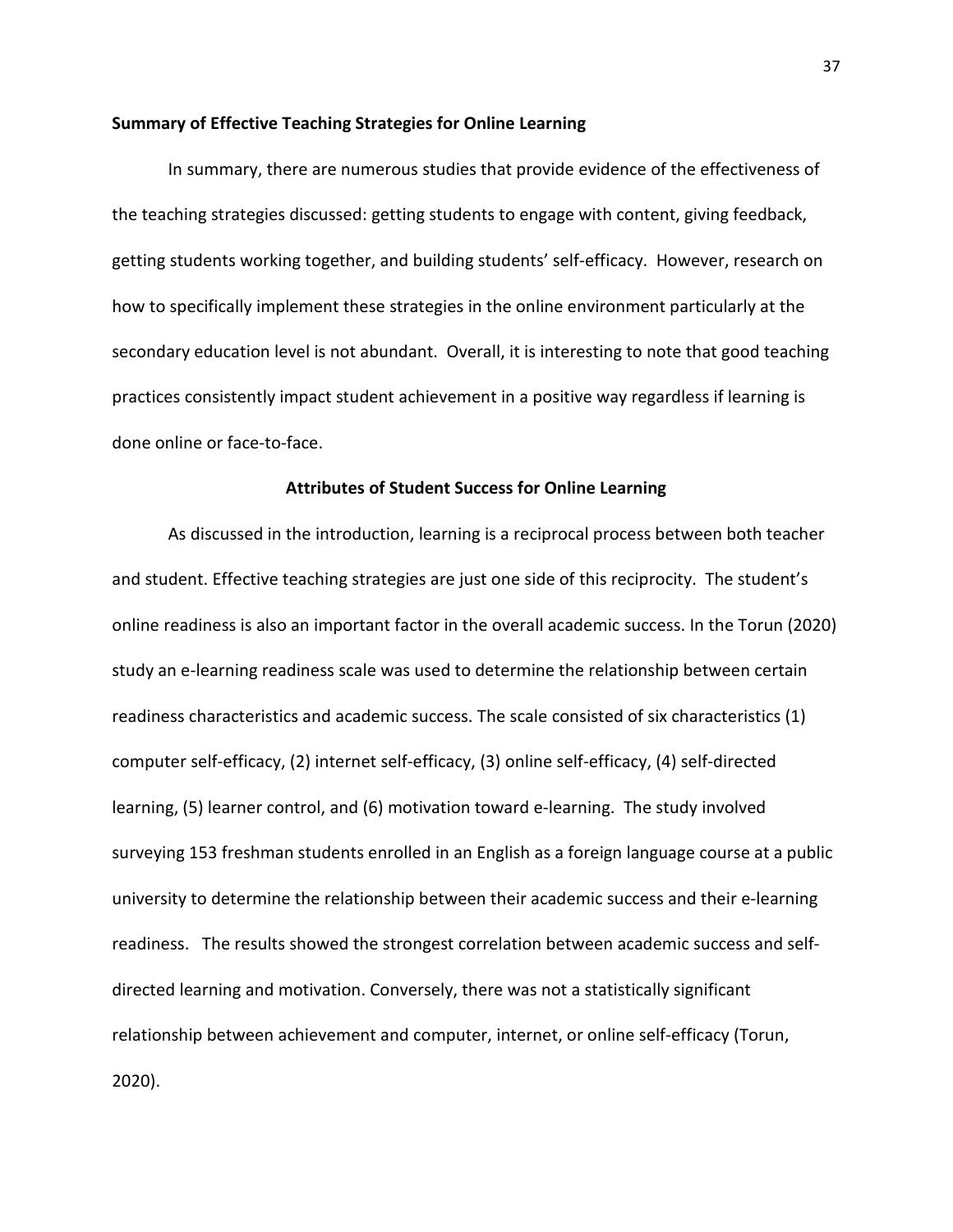**Summary of Effective Teaching Strategies for Online Learning**

In summary, there are numerous studies that provide evidence of the effectiveness of the teaching strategies discussed: getting students to engage with content, giving feedback, getting students working together, and building students' self-efficacy. However, research on how to specifically implement these strategies in the online environment particularly at the secondary education level is not abundant. Overall, it is interesting to note that good teaching practices consistently impact student achievement in a positive way regardless if learning is done online or face-to-face.

## Attributes of Student Success for Online Learning

As discussed in the introduction, learning is a reciprocal process between both teacher and student. Effective teaching strategies are just one side of this reciprocity. The student's online readiness is also an important factor in the overall academic success. In the Torun (2020) study an e-learning readiness scale was used to determine the relationship between certain readiness characteristics and academic success. The scale consisted of six characteristics (1) computer self-efficacy, (2) internet self-efficacy, (3) online self-efficacy, (4) self-directed learning, (5) learner control, and (6) motivation toward e-learning. The study involved surveying 153 freshman students enrolled in an English as a foreign language course at a public university to determine the relationship between their academic success and their e-learning readiness. The results showed the strongest correlation between academic success and self-directed learning and motivation. Conversely, there was not a statistically significant relationship between achievement and computer, internet, or online self-efficacy (Torun, 2020).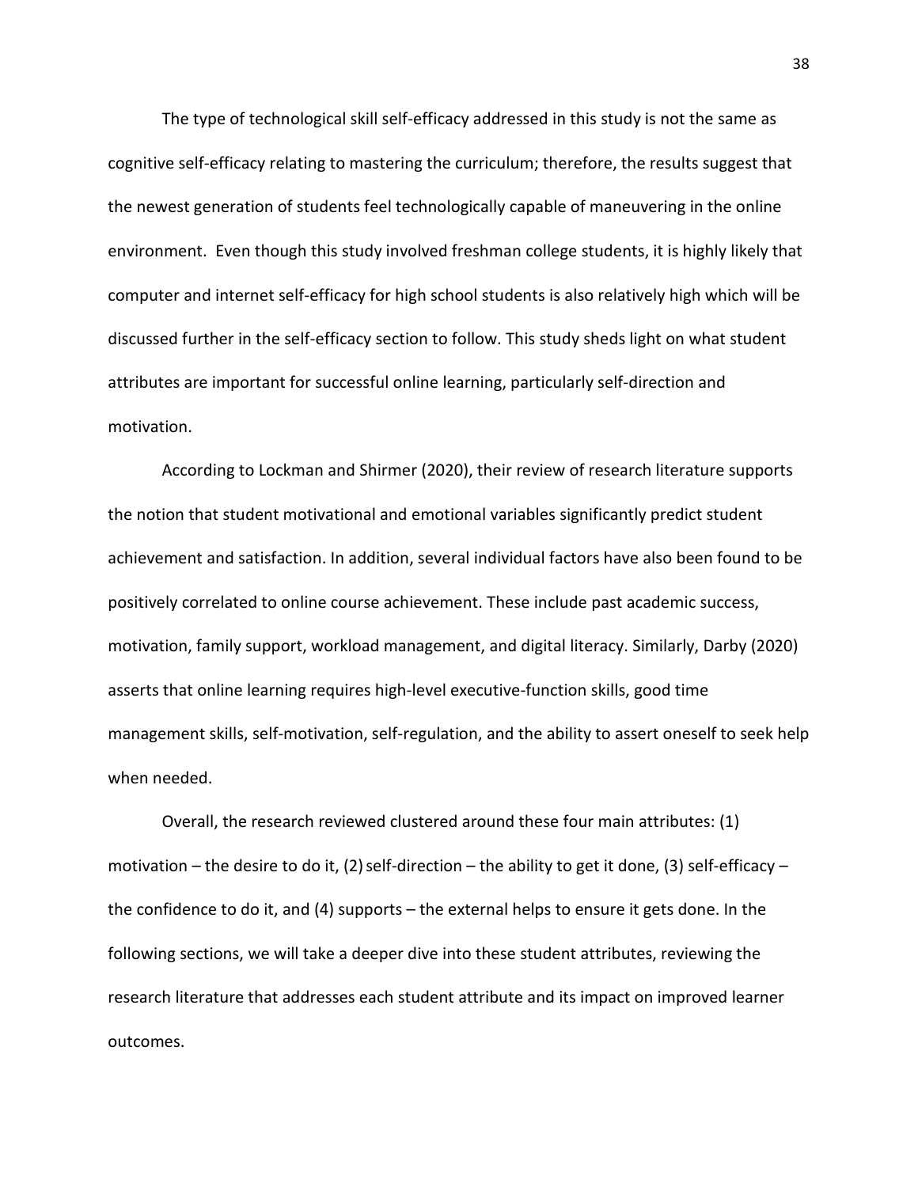The type of technological skill self-efficacy addressed in this study is not the same as cognitive self-efficacy relating to mastering the curriculum; therefore, the results suggest that the newest generation of students feel technologically capable of maneuvering in the online environment. Even though this study involved freshman college students, it is highly likely that computer and internet self-efficacy for high school students is also relatively high which will be discussed further in the self-efficacy section to follow. This study sheds light on what student attributes are important for successful online learning, particularly self-direction and motivation.

According to Lockman and Shirmer (2020), their review of research literature supports the notion that student motivational and emotional variables significantly predict student achievement and satisfaction. In addition, several individual factors have also been found to be positively correlated to online course achievement. These include past academic success, motivation, family support, workload management, and digital literacy. Similarly, Darby (2020) asserts that online learning requires high-level executive-function skills, good time management skills, self-motivation, self-regulation, and the ability to assert oneself to seek help when needed.

Overall, the research reviewed clustered around these four main attributes: (1) motivation – the desire to do it, (2) self-direction – the ability to get it done, (3) self-efficacy – the confidence to do it, and (4) supports – the external helps to ensure it gets done. In the following sections, we will take a deeper dive into these student attributes, reviewing the research literature that addresses each student attribute and its impact on improved learner outcomes.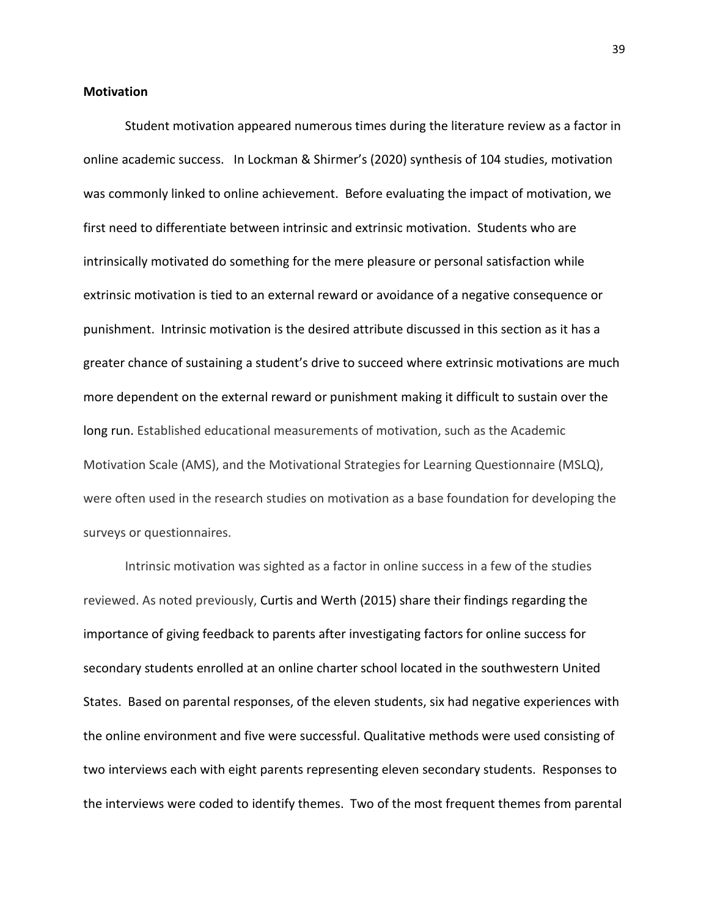**Motivation**

Student motivation appeared numerous times during the literature review as a factor in online academic success. In Lockman & Shirmer's (2020) synthesis of 104 studies, motivation was commonly linked to online achievement. Before evaluating the impact of motivation, we first need to differentiate between intrinsic and extrinsic motivation. Students who are intrinsically motivated do something for the mere pleasure or personal satisfaction while extrinsic motivation is tied to an external reward or avoidance of a negative consequence or punishment. Intrinsic motivation is the desired attribute discussed in this section as it has a greater chance of sustaining a student's drive to succeed where extrinsic motivations are much more dependent on the external reward or punishment making it difficult to sustain over the long run. Established educational measurements of motivation, such as the Academic Motivation Scale (AMS), and the Motivational Strategies for Learning Questionnaire (MSLQ), were often used in the research studies on motivation as a base foundation for developing the surveys or questionnaires.

Intrinsic motivation was sighted as a factor in online success in a few of the studies reviewed. As noted previously, Curtis and Werth (2015) share their findings regarding the importance of giving feedback to parents after investigating factors for online success for secondary students enrolled at an online charter school located in the southwestern United States. Based on parental responses, of the eleven students, six had negative experiences with the online environment and five were successful. Qualitative methods were used consisting of two interviews each with eight parents representing eleven secondary students. Responses to the interviews were coded to identify themes. Two of the most frequent themes from parental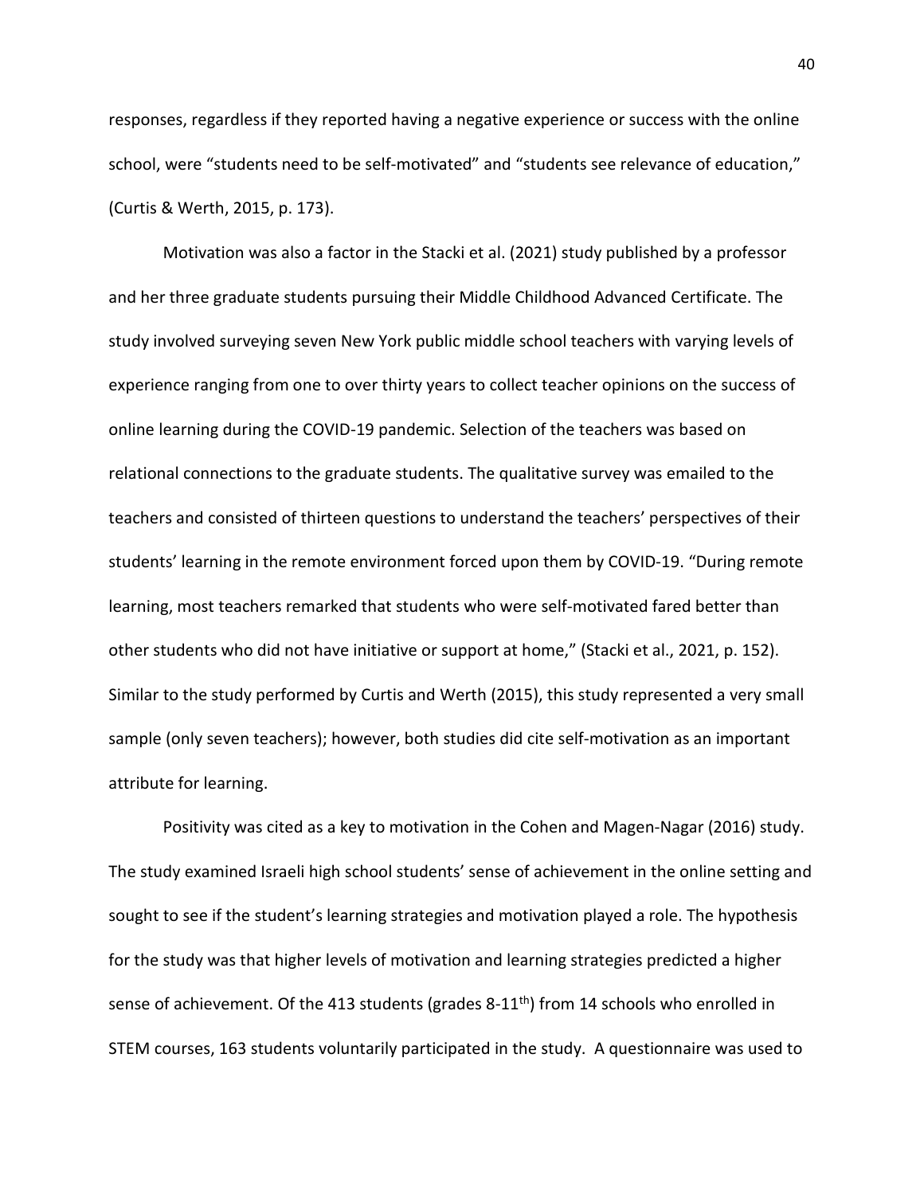responses, regardless if they reported having a negative experience or success with the online school, were "students need to be self-motivated" and "students see relevance of education," (Curtis & Werth, 2015, p. 173).

Motivation was also a factor in the Stacki et al. (2021) study published by a professor and her three graduate students pursuing their Middle Childhood Advanced Certificate. The study involved surveying seven New York public middle school teachers with varying levels of experience ranging from one to over thirty years to collect teacher opinions on the success of online learning during the COVID-19 pandemic. Selection of the teachers was based on relational connections to the graduate students. The qualitative survey was emailed to the teachers and consisted of thirteen questions to understand the teachers' perspectives of their students' learning in the remote environment forced upon them by COVID-19. "During remote learning, most teachers remarked that students who were self-motivated fared better than other students who did not have initiative or support at home," (Stacki et al., 2021, p. 152). Similar to the study performed by Curtis and Werth (2015), this study represented a very small sample (only seven teachers); however, both studies did cite self-motivation as an important attribute for learning.

Positivity was cited as a key to motivation in the Cohen and Magen-Nagar (2016) study. The study examined Israeli high school students' sense of achievement in the online setting and sought to see if the student's learning strategies and motivation played a role. The hypothesis for the study was that higher levels of motivation and learning strategies predicted a higher sense of achievement. Of the 413 students (grades 8-11th) from 14 schools who enrolled in STEM courses, 163 students voluntarily participated in the study. A questionnaire was used to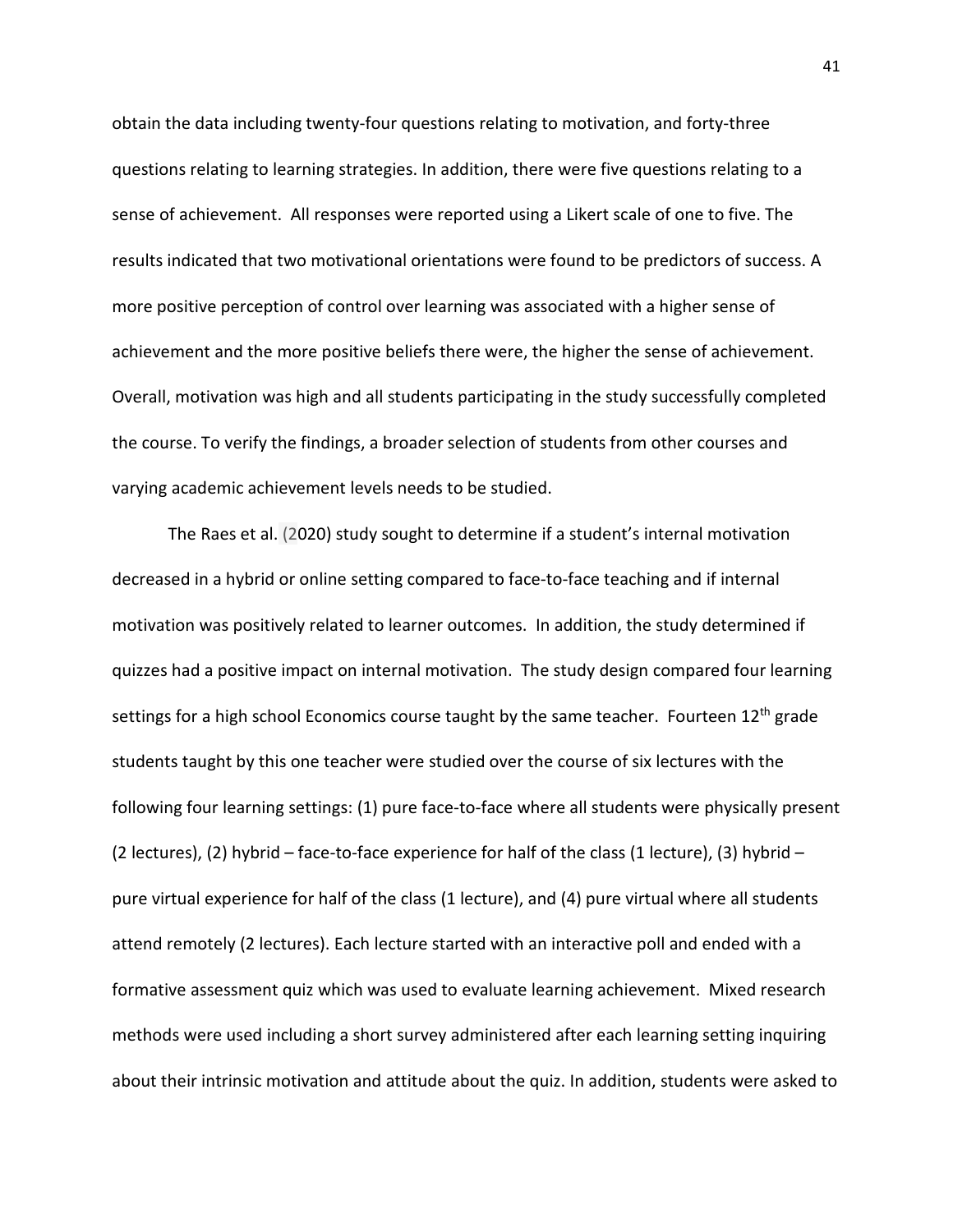obtain the data including twenty-four questions relating to motivation, and forty-three questions relating to learning strategies. In addition, there were five questions relating to a sense of achievement. All responses were reported using a Likert scale of one to five. The results indicated that two motivational orientations were found to be predictors of success. A more positive perception of control over learning was associated with a higher sense of achievement and the more positive beliefs there were, the higher the sense of achievement. Overall, motivation was high and all students participating in the study successfully completed the course. To verify the findings, a broader selection of students from other courses and varying academic achievement levels needs to be studied.

The Raes et al. (2020) study sought to determine if a student's internal motivation decreased in a hybrid or online setting compared to face-to-face teaching and if internal motivation was positively related to learner outcomes. In addition, the study determined if quizzes had a positive impact on internal motivation. The study design compared four learning settings for a high school Economics course taught by the same teacher. Fourteen 12th grade students taught by this one teacher were studied over the course of six lectures with the following four learning settings: (1) pure face-to-face where all students were physically present (2 lectures), (2) hybrid – face-to-face experience for half of the class (1 lecture), (3) hybrid – pure virtual experience for half of the class (1 lecture), and (4) pure virtual where all students attend remotely (2 lectures). Each lecture started with an interactive poll and ended with a formative assessment quiz which was used to evaluate learning achievement. Mixed research methods were used including a short survey administered after each learning setting inquiring about their intrinsic motivation and attitude about the quiz. In addition, students were asked to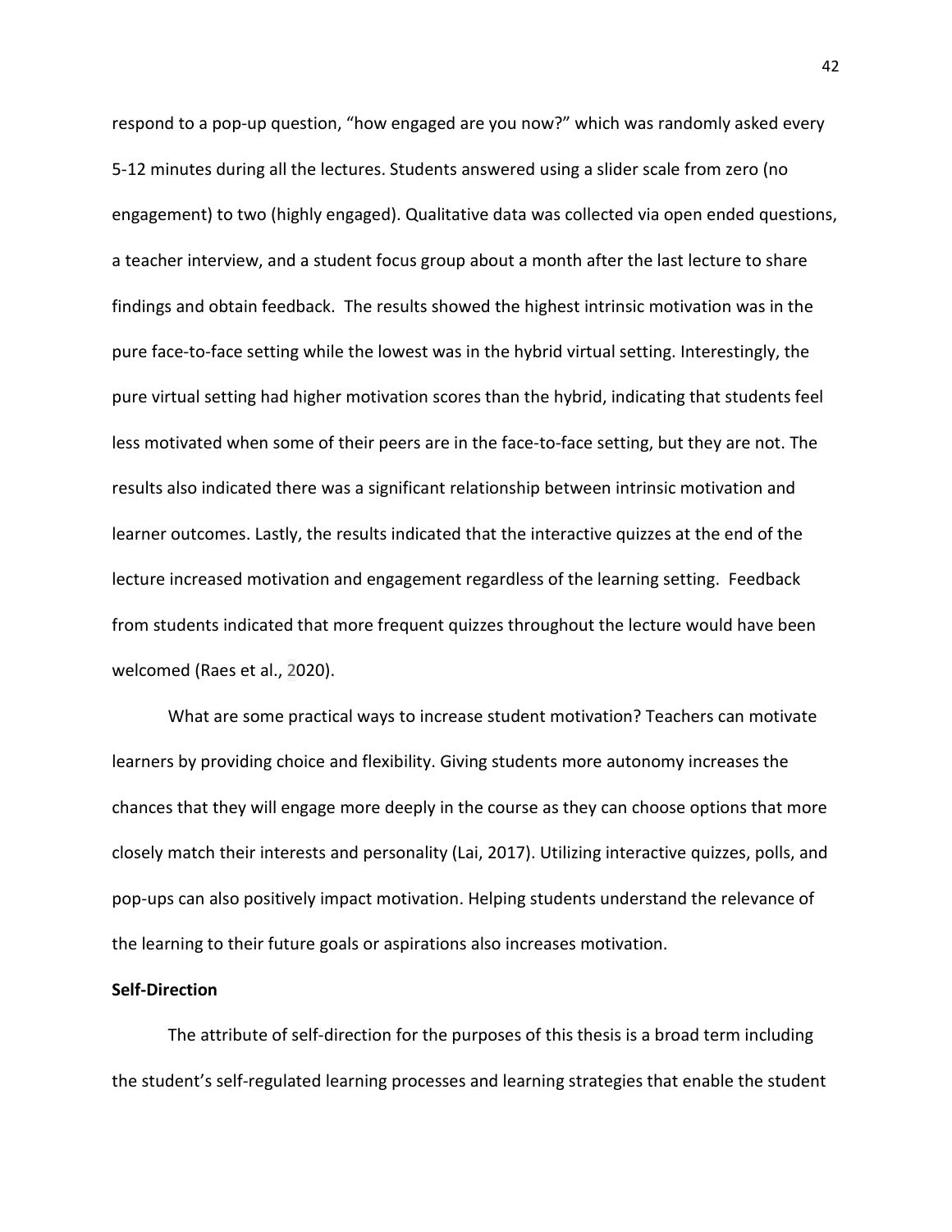respond to a pop-up question, "how engaged are you now?" which was randomly asked every 5-12 minutes during all the lectures. Students answered using a slider scale from zero (no engagement) to two (highly engaged). Qualitative data was collected via open ended questions, a teacher interview, and a student focus group about a month after the last lecture to share findings and obtain feedback. The results showed the highest intrinsic motivation was in the pure face-to-face setting while the lowest was in the hybrid virtual setting. Interestingly, the pure virtual setting had higher motivation scores than the hybrid, indicating that students feel less motivated when some of their peers are in the face-to-face setting, but they are not. The results also indicated there was a significant relationship between intrinsic motivation and learner outcomes. Lastly, the results indicated that the interactive quizzes at the end of the lecture increased motivation and engagement regardless of the learning setting. Feedback from students indicated that more frequent quizzes throughout the lecture would have been welcomed (Raes et al., 2020).

What are some practical ways to increase student motivation? Teachers can motivate learners by providing choice and flexibility. Giving students more autonomy increases the chances that they will engage more deeply in the course as they can choose options that more closely match their interests and personality (Lai, 2017). Utilizing interactive quizzes, polls, and pop-ups can also positively impact motivation. Helping students understand the relevance of the learning to their future goals or aspirations also increases motivation.

**Self-Direction**

The attribute of self-direction for the purposes of this thesis is a broad term including the student's self-regulated learning processes and learning strategies that enable the student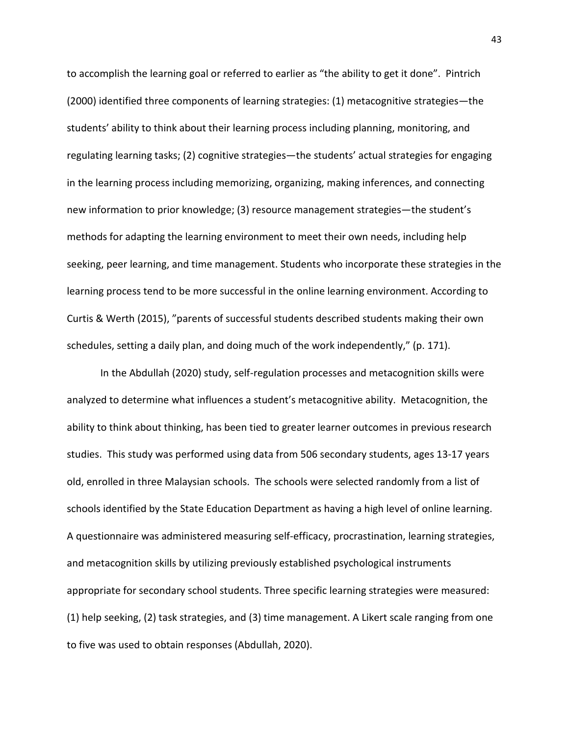to accomplish the learning goal or referred to earlier as “the ability to get it done”. Pintrich (2000) identified three components of learning strategies: (1) metacognitive strategies—the students’ ability to think about their learning process including planning, monitoring, and regulating learning tasks; (2) cognitive strategies—the students’ actual strategies for engaging in the learning process including memorizing, organizing, making inferences, and connecting new information to prior knowledge; (3) resource management strategies—the student’s methods for adapting the learning environment to meet their own needs, including help seeking, peer learning, and time management. Students who incorporate these strategies in the learning process tend to be more successful in the online learning environment. According to Curtis & Werth (2015), ”parents of successful students described students making their own schedules, setting a daily plan, and doing much of the work independently,” (p. 171).

In the Abdullah (2020) study, self-regulation processes and metacognition skills were analyzed to determine what influences a student’s metacognitive ability. Metacognition, the ability to think about thinking, has been tied to greater learner outcomes in previous research studies. This study was performed using data from 506 secondary students, ages 13-17 years old, enrolled in three Malaysian schools. The schools were selected randomly from a list of schools identified by the State Education Department as having a high level of online learning. A questionnaire was administered measuring self-efficacy, procrastination, learning strategies, and metacognition skills by utilizing previously established psychological instruments appropriate for secondary school students. Three specific learning strategies were measured: (1) help seeking, (2) task strategies, and (3) time management. A Likert scale ranging from one to five was used to obtain responses (Abdullah, 2020).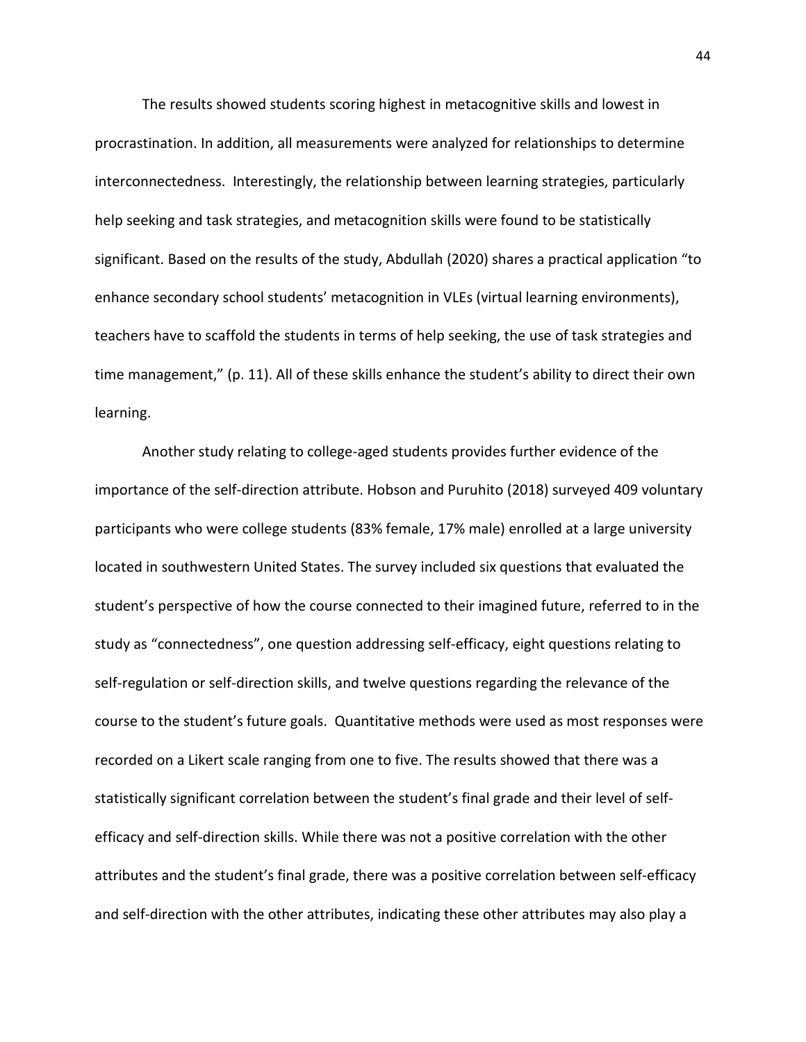The results showed students scoring highest in metacognitive skills and lowest in procrastination. In addition, all measurements were analyzed for relationships to determine interconnectedness. Interestingly, the relationship between learning strategies, particularly help seeking and task strategies, and metacognition skills were found to be statistically significant. Based on the results of the study, Abdullah (2020) shares a practical application "to enhance secondary school students' metacognition in VLEs (virtual learning environments), teachers have to scaffold the students in terms of help seeking, the use of task strategies and time management," (p. 11). All of these skills enhance the student's ability to direct their own learning.

Another study relating to college-aged students provides further evidence of the importance of the self-direction attribute. Hobson and Puruhito (2018) surveyed 409 voluntary participants who were college students (83% female, 17% male) enrolled at a large university located in southwestern United States. The survey included six questions that evaluated the student's perspective of how the course connected to their imagined future, referred to in the study as "connectedness", one question addressing self-efficacy, eight questions relating to self-regulation or self-direction skills, and twelve questions regarding the relevance of the course to the student's future goals. Quantitative methods were used as most responses were recorded on a Likert scale ranging from one to five. The results showed that there was a statistically significant correlation between the student's final grade and their level of self-efficacy and self-direction skills. While there was not a positive correlation with the other attributes and the student's final grade, there was a positive correlation between self-efficacy and self-direction with the other attributes, indicating these other attributes may also play a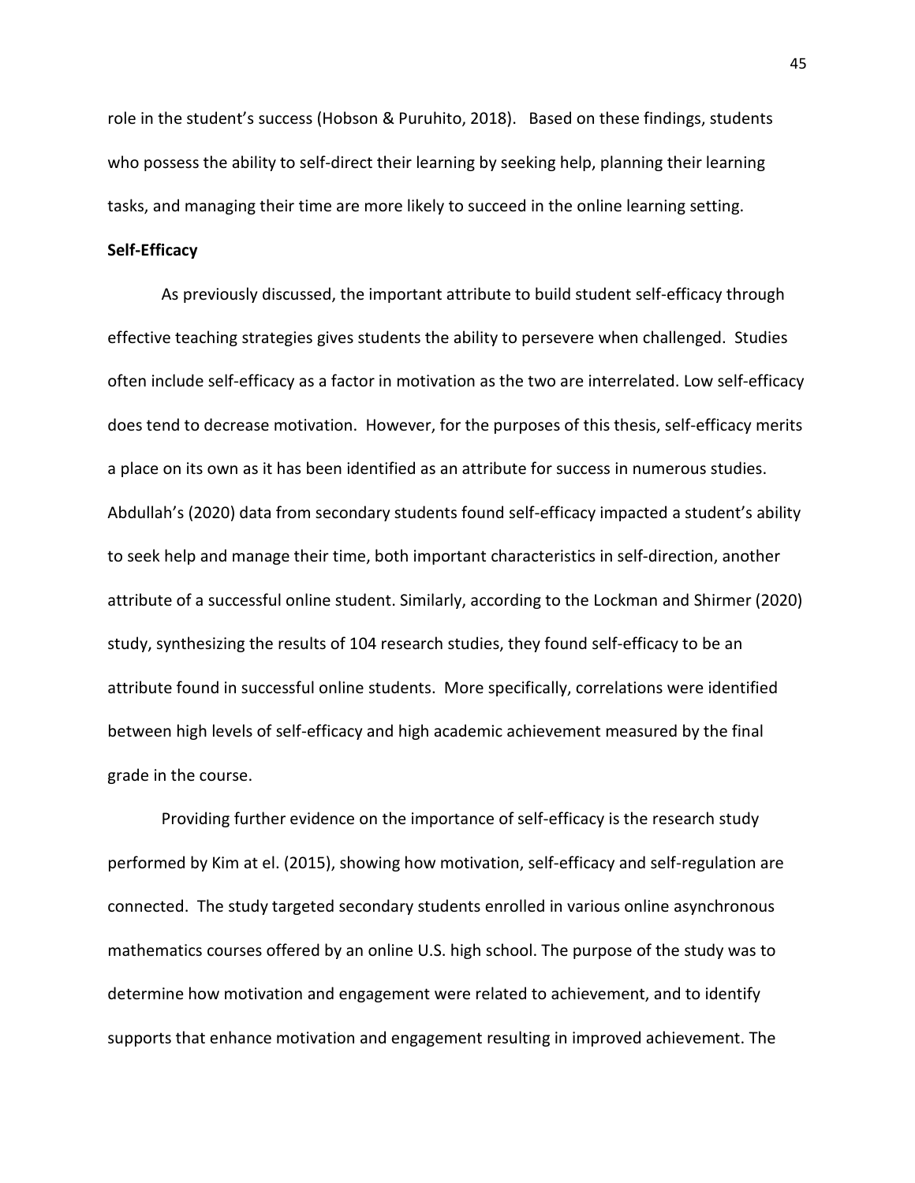role in the student's success (Hobson & Puruhito, 2018). Based on these findings, students who possess the ability to self-direct their learning by seeking help, planning their learning tasks, and managing their time are more likely to succeed in the online learning setting.

**Self-Efficacy**

As previously discussed, the important attribute to build student self-efficacy through effective teaching strategies gives students the ability to persevere when challenged. Studies often include self-efficacy as a factor in motivation as the two are interrelated. Low self-efficacy does tend to decrease motivation. However, for the purposes of this thesis, self-efficacy merits a place on its own as it has been identified as an attribute for success in numerous studies. Abdullah's (2020) data from secondary students found self-efficacy impacted a student's ability to seek help and manage their time, both important characteristics in self-direction, another attribute of a successful online student. Similarly, according to the Lockman and Shirmer (2020) study, synthesizing the results of 104 research studies, they found self-efficacy to be an attribute found in successful online students. More specifically, correlations were identified between high levels of self-efficacy and high academic achievement measured by the final grade in the course.

Providing further evidence on the importance of self-efficacy is the research study performed by Kim at el. (2015), showing how motivation, self-efficacy and self-regulation are connected. The study targeted secondary students enrolled in various online asynchronous mathematics courses offered by an online U.S. high school. The purpose of the study was to determine how motivation and engagement were related to achievement, and to identify supports that enhance motivation and engagement resulting in improved achievement. The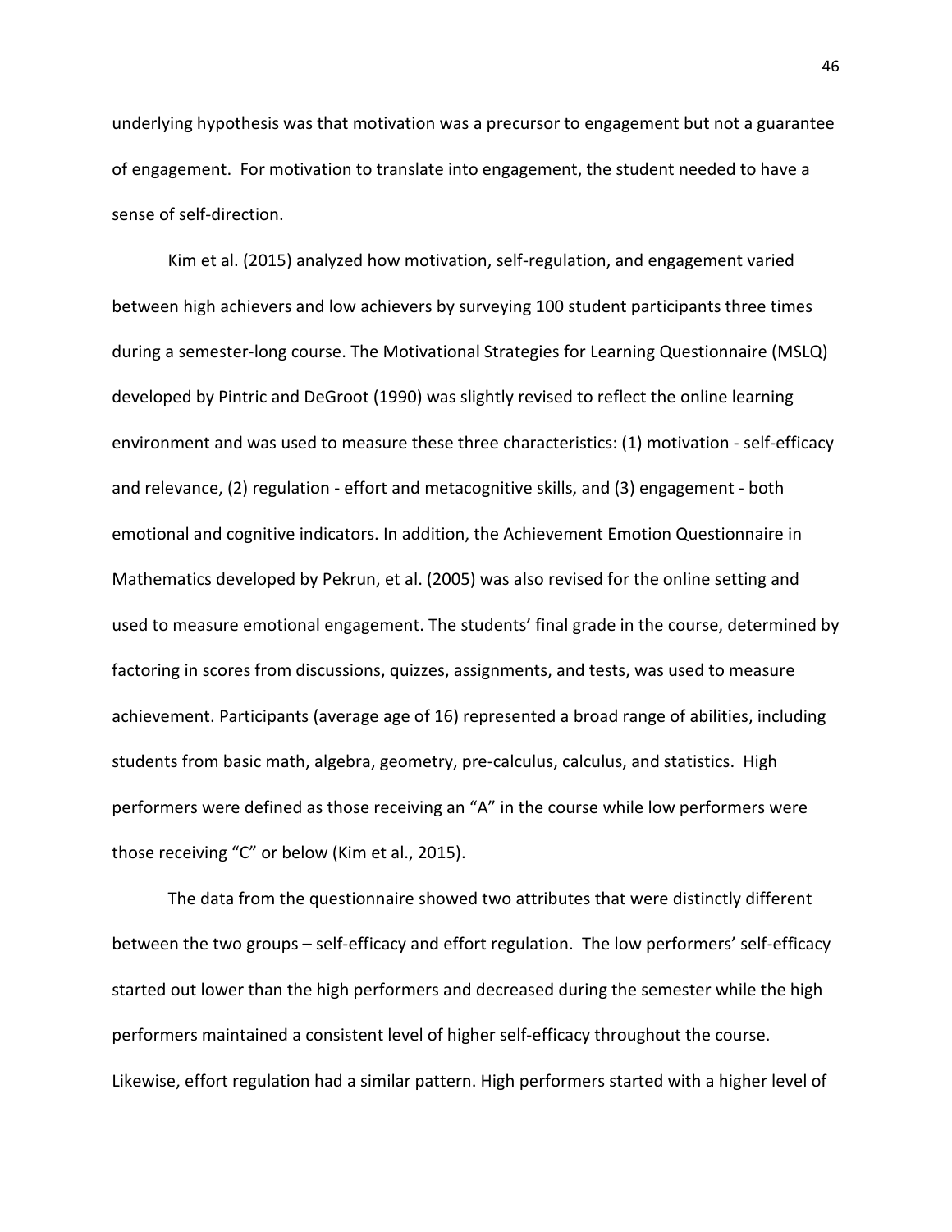underlying hypothesis was that motivation was a precursor to engagement but not a guarantee of engagement. For motivation to translate into engagement, the student needed to have a sense of self-direction.

Kim et al. (2015) analyzed how motivation, self-regulation, and engagement varied between high achievers and low achievers by surveying 100 student participants three times during a semester-long course. The Motivational Strategies for Learning Questionnaire (MSLQ) developed by Pintric and DeGroot (1990) was slightly revised to reflect the online learning environment and was used to measure these three characteristics: (1) motivation - self-efficacy and relevance, (2) regulation - effort and metacognitive skills, and (3) engagement - both emotional and cognitive indicators. In addition, the Achievement Emotion Questionnaire in Mathematics developed by Pekrun, et al. (2005) was also revised for the online setting and used to measure emotional engagement. The students' final grade in the course, determined by factoring in scores from discussions, quizzes, assignments, and tests, was used to measure achievement. Participants (average age of 16) represented a broad range of abilities, including students from basic math, algebra, geometry, pre-calculus, calculus, and statistics. High performers were defined as those receiving an "A" in the course while low performers were those receiving "C" or below (Kim et al., 2015).

The data from the questionnaire showed two attributes that were distinctly different between the two groups – self-efficacy and effort regulation. The low performers' self-efficacy started out lower than the high performers and decreased during the semester while the high performers maintained a consistent level of higher self-efficacy throughout the course. Likewise, effort regulation had a similar pattern. High performers started with a higher level of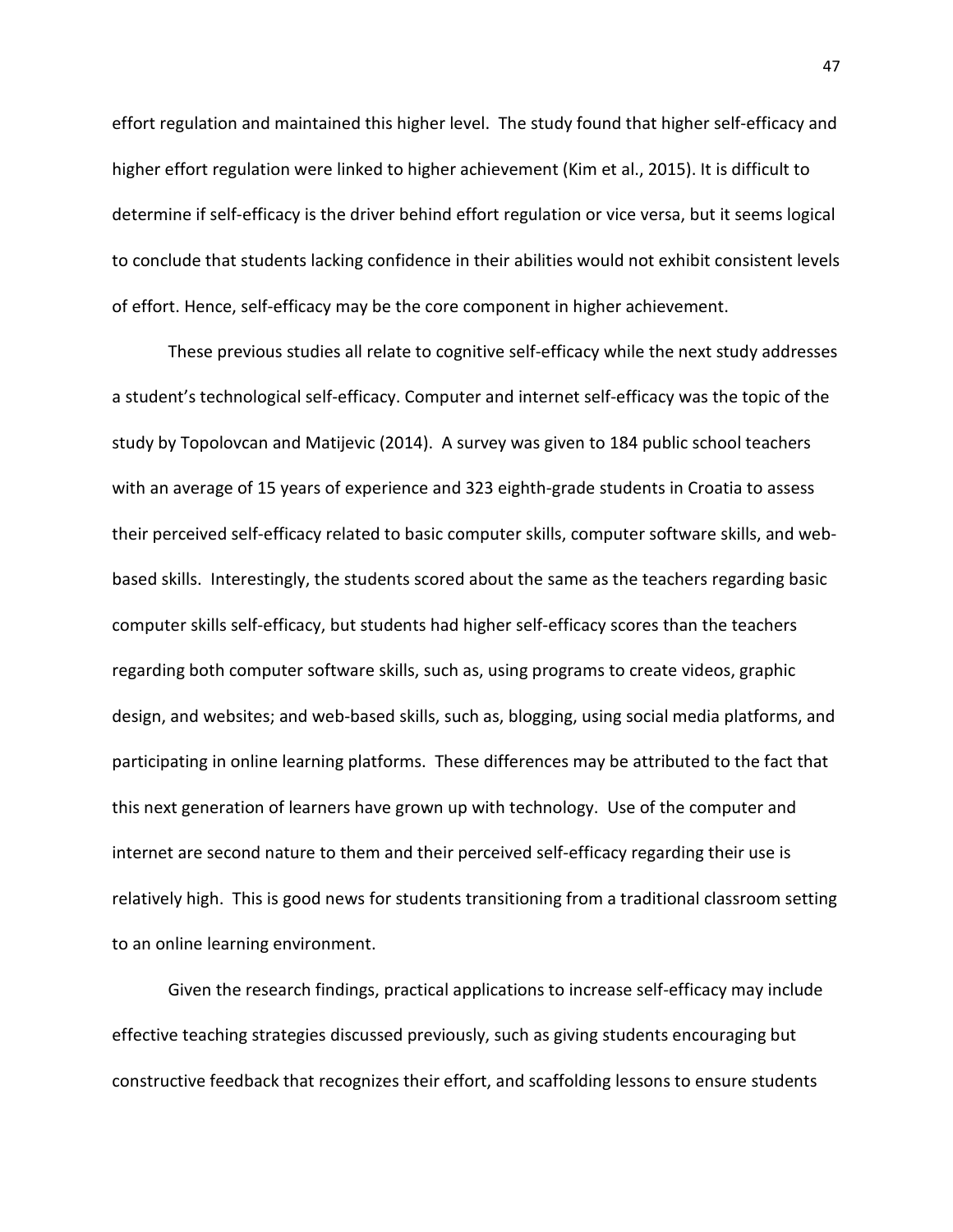effort regulation and maintained this higher level. The study found that higher self-efficacy and higher effort regulation were linked to higher achievement (Kim et al., 2015). It is difficult to determine if self-efficacy is the driver behind effort regulation or vice versa, but it seems logical to conclude that students lacking confidence in their abilities would not exhibit consistent levels of effort. Hence, self-efficacy may be the core component in higher achievement.

These previous studies all relate to cognitive self-efficacy while the next study addresses a student's technological self-efficacy. Computer and internet self-efficacy was the topic of the study by Topolovcan and Matijevic (2014). A survey was given to 184 public school teachers with an average of 15 years of experience and 323 eighth-grade students in Croatia to assess their perceived self-efficacy related to basic computer skills, computer software skills, and web-based skills. Interestingly, the students scored about the same as the teachers regarding basic computer skills self-efficacy, but students had higher self-efficacy scores than the teachers regarding both computer software skills, such as, using programs to create videos, graphic design, and websites; and web-based skills, such as, blogging, using social media platforms, and participating in online learning platforms. These differences may be attributed to the fact that this next generation of learners have grown up with technology. Use of the computer and internet are second nature to them and their perceived self-efficacy regarding their use is relatively high. This is good news for students transitioning from a traditional classroom setting to an online learning environment.

Given the research findings, practical applications to increase self-efficacy may include effective teaching strategies discussed previously, such as giving students encouraging but constructive feedback that recognizes their effort, and scaffolding lessons to ensure students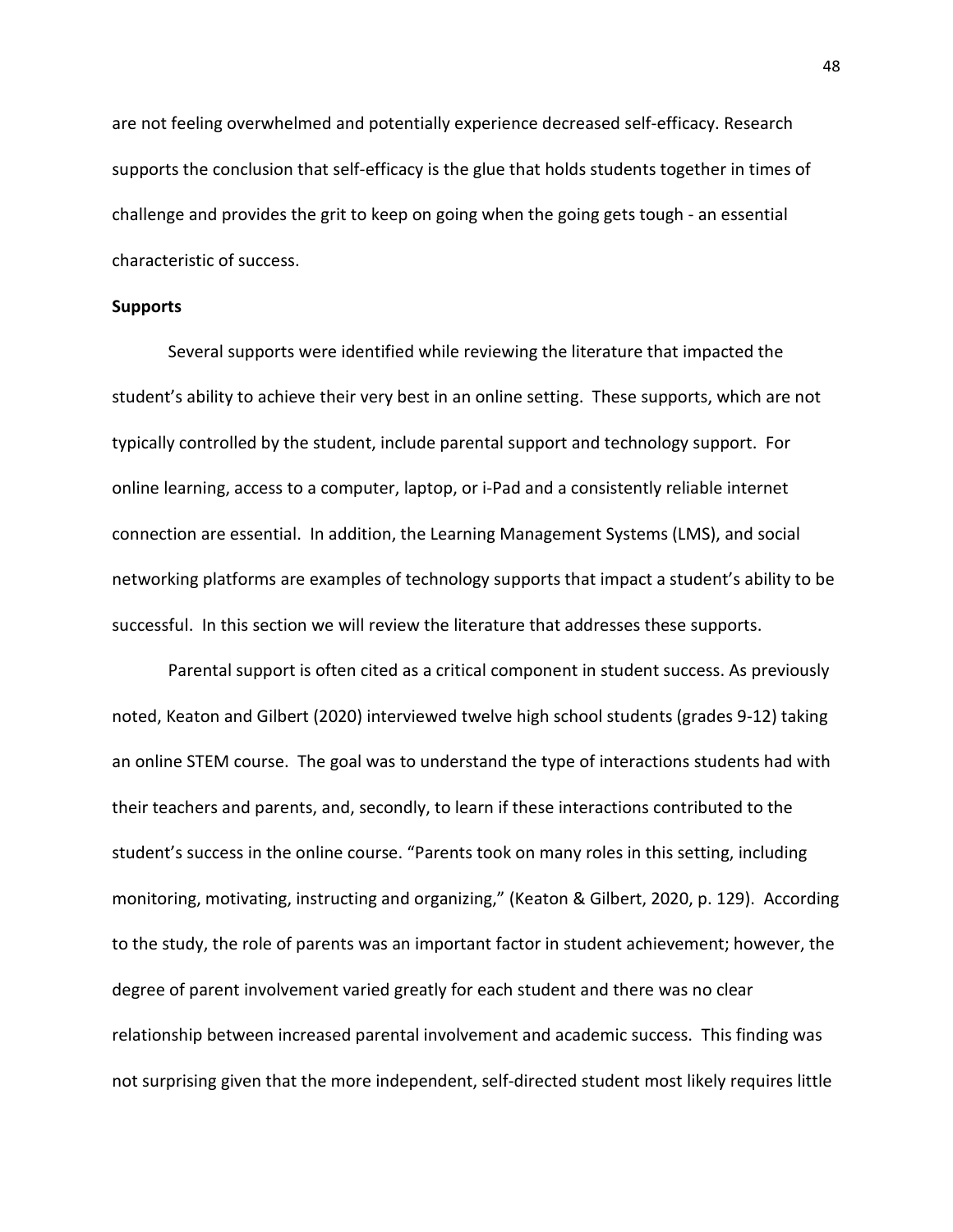are not feeling overwhelmed and potentially experience decreased self-efficacy. Research supports the conclusion that self-efficacy is the glue that holds students together in times of challenge and provides the grit to keep on going when the going gets tough - an essential characteristic of success.

**Supports**

Several supports were identified while reviewing the literature that impacted the student's ability to achieve their very best in an online setting. These supports, which are not typically controlled by the student, include parental support and technology support. For online learning, access to a computer, laptop, or i-Pad and a consistently reliable internet connection are essential. In addition, the Learning Management Systems (LMS), and social networking platforms are examples of technology supports that impact a student's ability to be successful. In this section we will review the literature that addresses these supports.

Parental support is often cited as a critical component in student success. As previously noted, Keaton and Gilbert (2020) interviewed twelve high school students (grades 9-12) taking an online STEM course. The goal was to understand the type of interactions students had with their teachers and parents, and, secondly, to learn if these interactions contributed to the student's success in the online course. "Parents took on many roles in this setting, including monitoring, motivating, instructing and organizing," (Keaton & Gilbert, 2020, p. 129). According to the study, the role of parents was an important factor in student achievement; however, the degree of parent involvement varied greatly for each student and there was no clear relationship between increased parental involvement and academic success. This finding was not surprising given that the more independent, self-directed student most likely requires little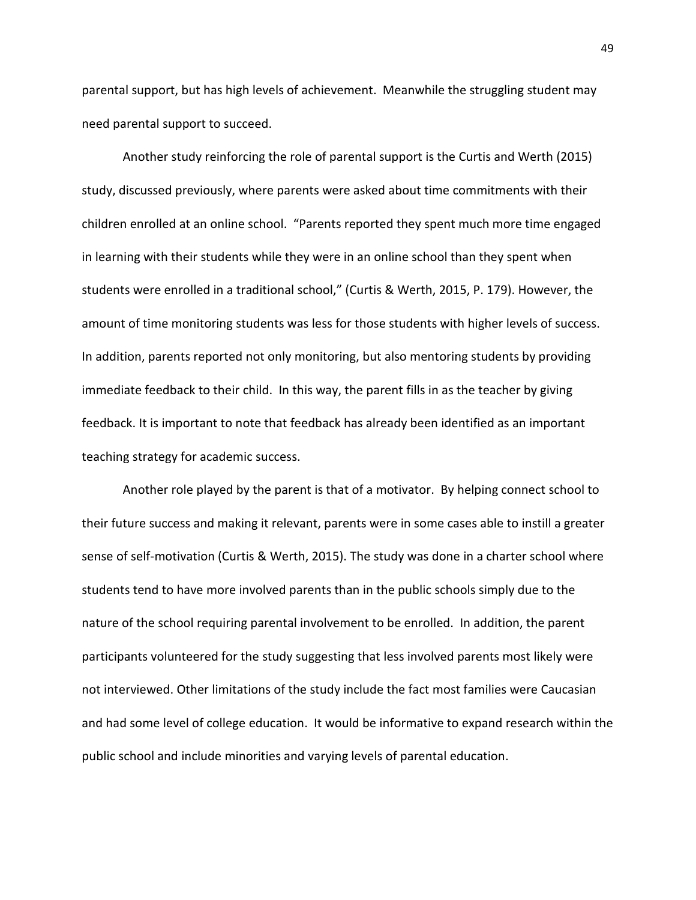parental support, but has high levels of achievement. Meanwhile the struggling student may need parental support to succeed.

Another study reinforcing the role of parental support is the Curtis and Werth (2015) study, discussed previously, where parents were asked about time commitments with their children enrolled at an online school. "Parents reported they spent much more time engaged in learning with their students while they were in an online school than they spent when students were enrolled in a traditional school," (Curtis & Werth, 2015, P. 179). However, the amount of time monitoring students was less for those students with higher levels of success. In addition, parents reported not only monitoring, but also mentoring students by providing immediate feedback to their child. In this way, the parent fills in as the teacher by giving feedback. It is important to note that feedback has already been identified as an important teaching strategy for academic success.

Another role played by the parent is that of a motivator. By helping connect school to their future success and making it relevant, parents were in some cases able to instill a greater sense of self-motivation (Curtis & Werth, 2015). The study was done in a charter school where students tend to have more involved parents than in the public schools simply due to the nature of the school requiring parental involvement to be enrolled. In addition, the parent participants volunteered for the study suggesting that less involved parents most likely were not interviewed. Other limitations of the study include the fact most families were Caucasian and had some level of college education. It would be informative to expand research within the public school and include minorities and varying levels of parental education.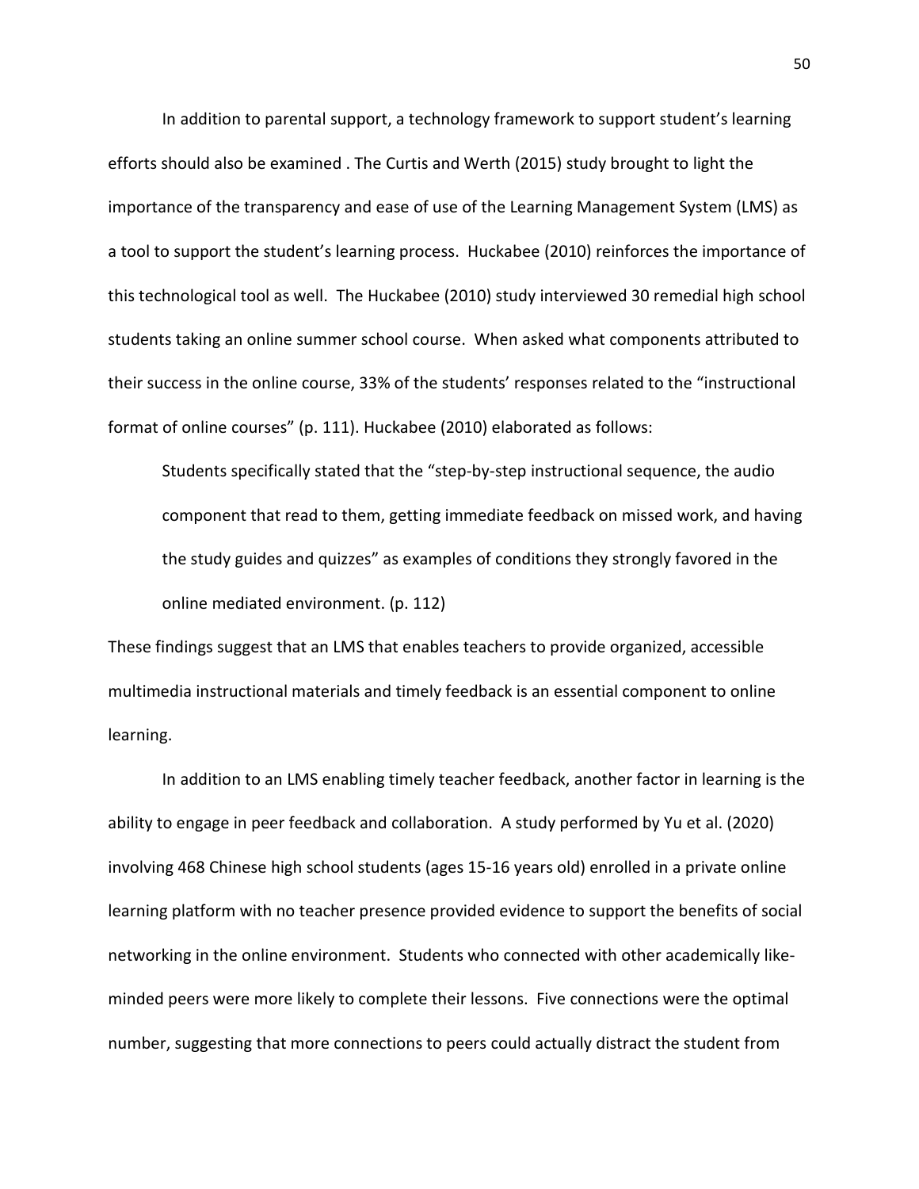In addition to parental support, a technology framework to support student's learning efforts should also be examined . The Curtis and Werth (2015) study brought to light the importance of the transparency and ease of use of the Learning Management System (LMS) as a tool to support the student's learning process. Huckabee (2010) reinforces the importance of this technological tool as well. The Huckabee (2010) study interviewed 30 remedial high school students taking an online summer school course. When asked what components attributed to their success in the online course, 33% of the students' responses related to the "instructional format of online courses" (p. 111). Huckabee (2010) elaborated as follows:

> Students specifically stated that the "step-by-step instructional sequence, the audio component that read to them, getting immediate feedback on missed work, and having the study guides and quizzes" as examples of conditions they strongly favored in the online mediated environment. (p. 112)

These findings suggest that an LMS that enables teachers to provide organized, accessible multimedia instructional materials and timely feedback is an essential component to online learning.

In addition to an LMS enabling timely teacher feedback, another factor in learning is the ability to engage in peer feedback and collaboration. A study performed by Yu et al. (2020) involving 468 Chinese high school students (ages 15-16 years old) enrolled in a private online learning platform with no teacher presence provided evidence to support the benefits of social networking in the online environment. Students who connected with other academically like-minded peers were more likely to complete their lessons. Five connections were the optimal number, suggesting that more connections to peers could actually distract the student from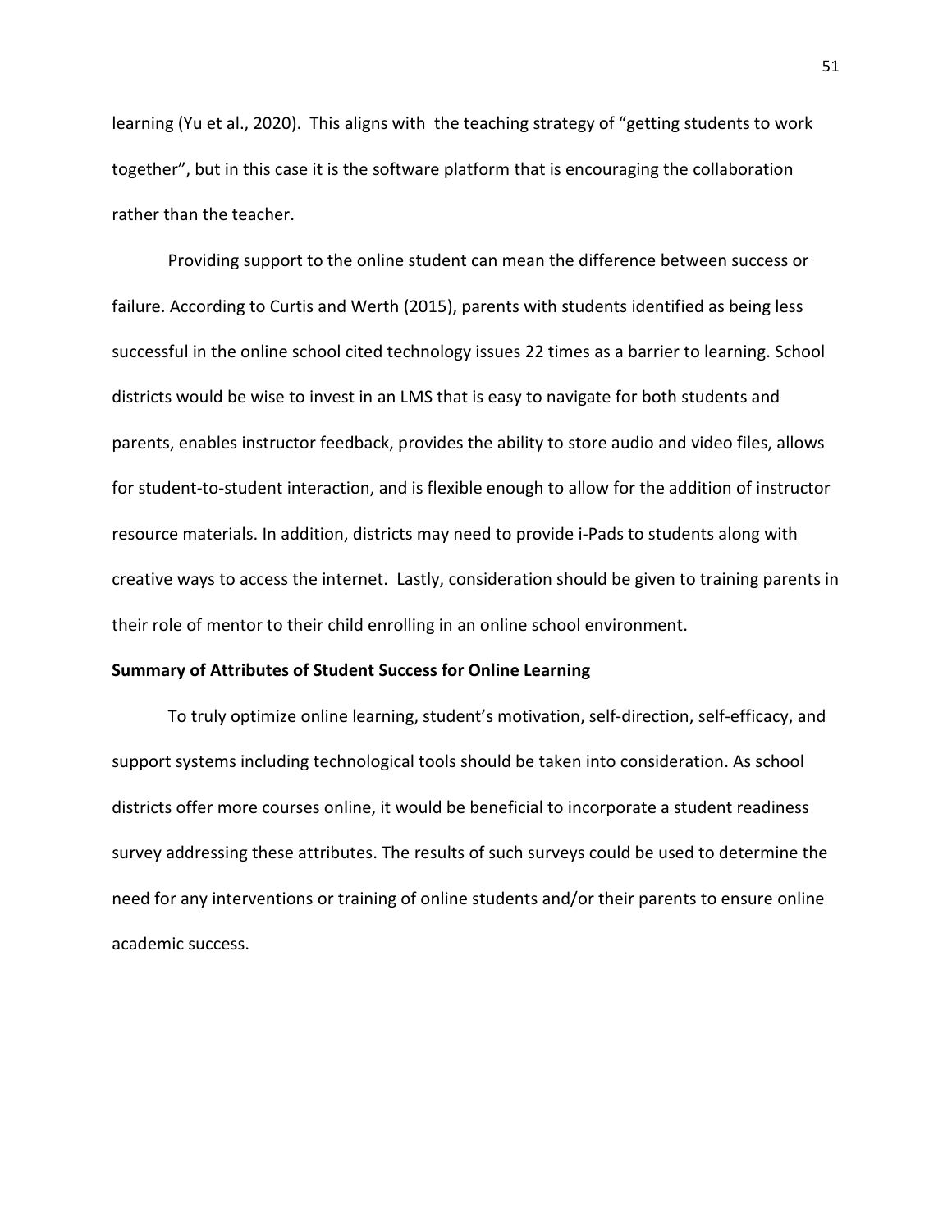learning (Yu et al., 2020). This aligns with the teaching strategy of "getting students to work together", but in this case it is the software platform that is encouraging the collaboration rather than the teacher.

Providing support to the online student can mean the difference between success or failure. According to Curtis and Werth (2015), parents with students identified as being less successful in the online school cited technology issues 22 times as a barrier to learning. School districts would be wise to invest in an LMS that is easy to navigate for both students and parents, enables instructor feedback, provides the ability to store audio and video files, allows for student-to-student interaction, and is flexible enough to allow for the addition of instructor resource materials. In addition, districts may need to provide i-Pads to students along with creative ways to access the internet. Lastly, consideration should be given to training parents in their role of mentor to their child enrolling in an online school environment.

**Summary of Attributes of Student Success for Online Learning**

To truly optimize online learning, student's motivation, self-direction, self-efficacy, and support systems including technological tools should be taken into consideration. As school districts offer more courses online, it would be beneficial to incorporate a student readiness survey addressing these attributes. The results of such surveys could be used to determine the need for any interventions or training of online students and/or their parents to ensure online academic success.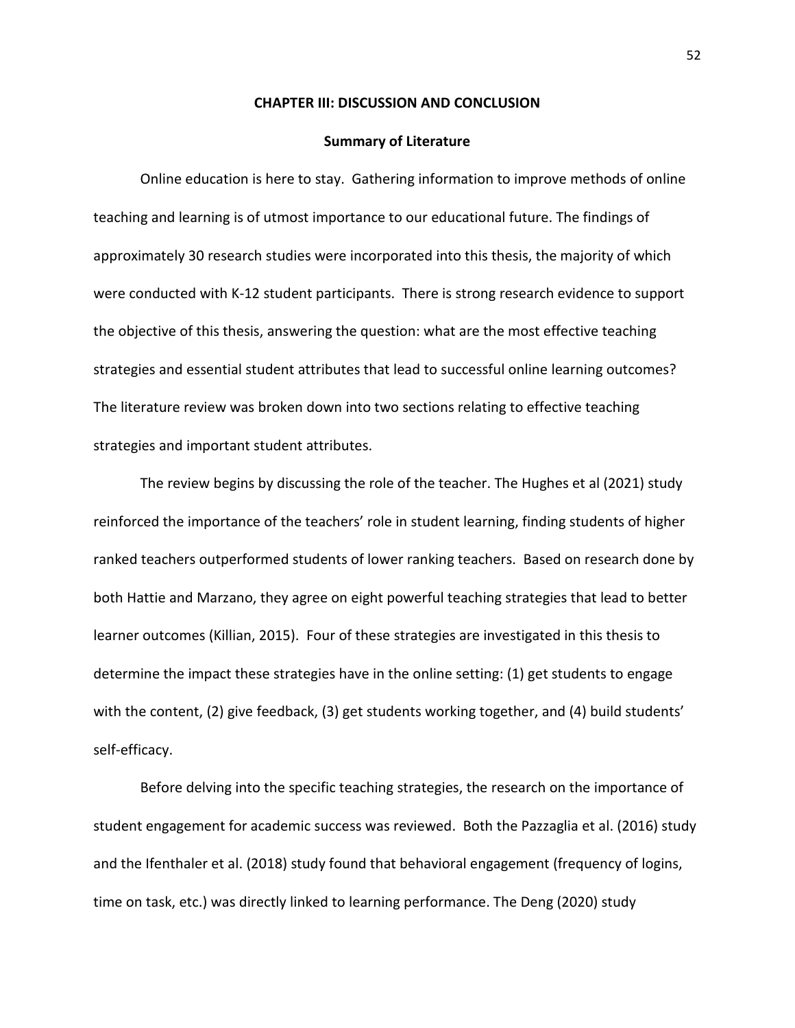# CHAPTER III: DISCUSSION AND CONCLUSION

## Summary of Literature

Online education is here to stay. Gathering information to improve methods of online teaching and learning is of utmost importance to our educational future. The findings of approximately 30 research studies were incorporated into this thesis, the majority of which were conducted with K-12 student participants. There is strong research evidence to support the objective of this thesis, answering the question: what are the most effective teaching strategies and essential student attributes that lead to successful online learning outcomes? The literature review was broken down into two sections relating to effective teaching strategies and important student attributes.

The review begins by discussing the role of the teacher. The Hughes et al (2021) study reinforced the importance of the teachers' role in student learning, finding students of higher ranked teachers outperformed students of lower ranking teachers. Based on research done by both Hattie and Marzano, they agree on eight powerful teaching strategies that lead to better learner outcomes (Killian, 2015). Four of these strategies are investigated in this thesis to determine the impact these strategies have in the online setting: (1) get students to engage with the content, (2) give feedback, (3) get students working together, and (4) build students' self-efficacy.

Before delving into the specific teaching strategies, the research on the importance of student engagement for academic success was reviewed. Both the Pazzaglia et al. (2016) study and the Ifenthaler et al. (2018) study found that behavioral engagement (frequency of logins, time on task, etc.) was directly linked to learning performance. The Deng (2020) study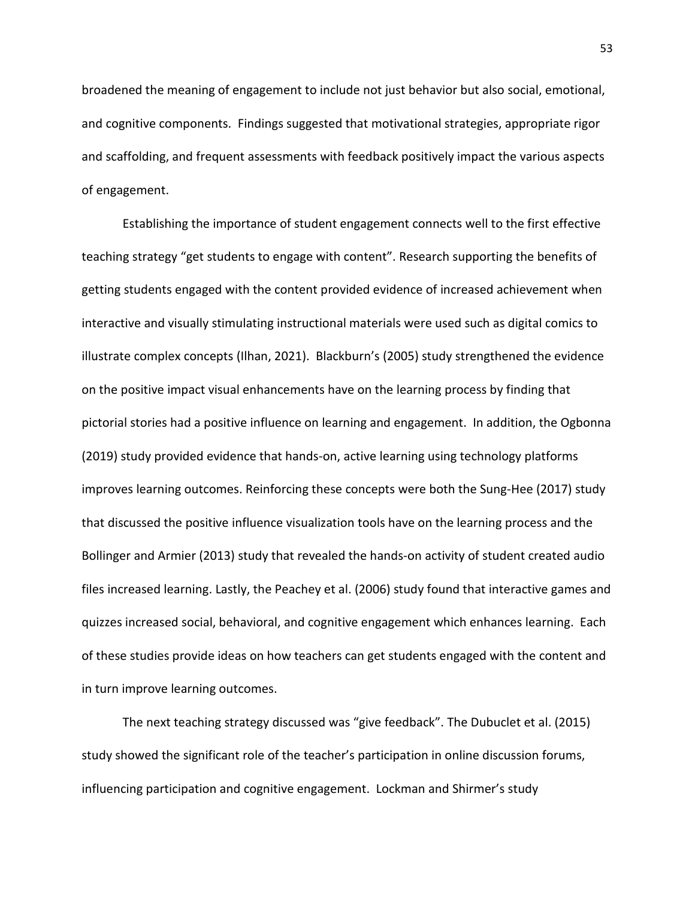broadened the meaning of engagement to include not just behavior but also social, emotional, and cognitive components. Findings suggested that motivational strategies, appropriate rigor and scaffolding, and frequent assessments with feedback positively impact the various aspects of engagement.

Establishing the importance of student engagement connects well to the first effective teaching strategy "get students to engage with content". Research supporting the benefits of getting students engaged with the content provided evidence of increased achievement when interactive and visually stimulating instructional materials were used such as digital comics to illustrate complex concepts (Ilhan, 2021). Blackburn's (2005) study strengthened the evidence on the positive impact visual enhancements have on the learning process by finding that pictorial stories had a positive influence on learning and engagement. In addition, the Ogbonna (2019) study provided evidence that hands-on, active learning using technology platforms improves learning outcomes. Reinforcing these concepts were both the Sung-Hee (2017) study that discussed the positive influence visualization tools have on the learning process and the Bollinger and Armier (2013) study that revealed the hands-on activity of student created audio files increased learning. Lastly, the Peachey et al. (2006) study found that interactive games and quizzes increased social, behavioral, and cognitive engagement which enhances learning. Each of these studies provide ideas on how teachers can get students engaged with the content and in turn improve learning outcomes.

The next teaching strategy discussed was "give feedback". The Dubuclet et al. (2015) study showed the significant role of the teacher's participation in online discussion forums, influencing participation and cognitive engagement. Lockman and Shirmer's study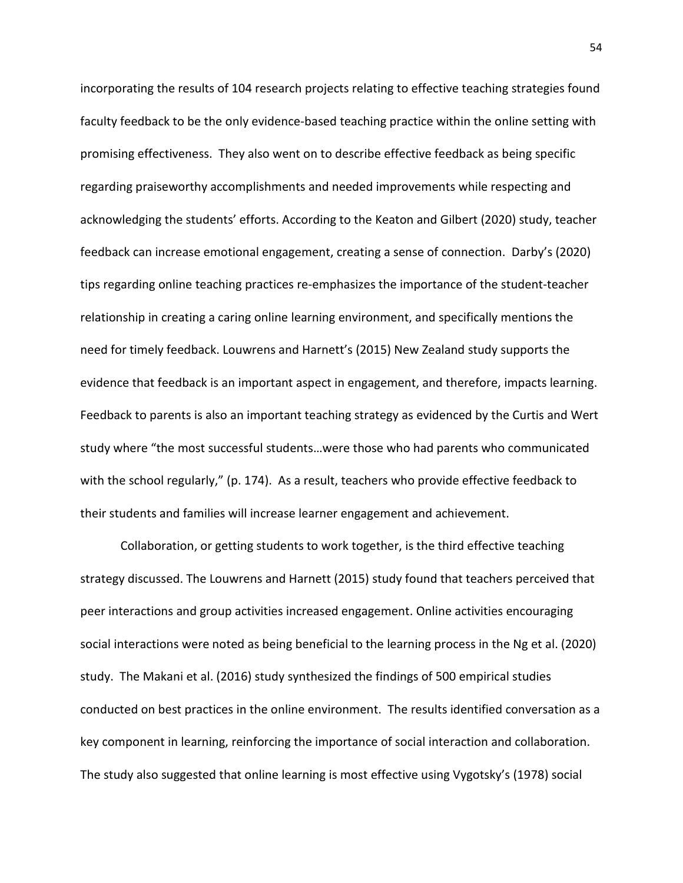incorporating the results of 104 research projects relating to effective teaching strategies found faculty feedback to be the only evidence-based teaching practice within the online setting with promising effectiveness. They also went on to describe effective feedback as being specific regarding praiseworthy accomplishments and needed improvements while respecting and acknowledging the students' efforts. According to the Keaton and Gilbert (2020) study, teacher feedback can increase emotional engagement, creating a sense of connection. Darby's (2020) tips regarding online teaching practices re-emphasizes the importance of the student-teacher relationship in creating a caring online learning environment, and specifically mentions the need for timely feedback. Louwrens and Harnett's (2015) New Zealand study supports the evidence that feedback is an important aspect in engagement, and therefore, impacts learning. Feedback to parents is also an important teaching strategy as evidenced by the Curtis and Wert study where "the most successful students…were those who had parents who communicated with the school regularly," (p. 174). As a result, teachers who provide effective feedback to their students and families will increase learner engagement and achievement.

Collaboration, or getting students to work together, is the third effective teaching strategy discussed. The Louwrens and Harnett (2015) study found that teachers perceived that peer interactions and group activities increased engagement. Online activities encouraging social interactions were noted as being beneficial to the learning process in the Ng et al. (2020) study. The Makani et al. (2016) study synthesized the findings of 500 empirical studies conducted on best practices in the online environment. The results identified conversation as a key component in learning, reinforcing the importance of social interaction and collaboration. The study also suggested that online learning is most effective using Vygotsky's (1978) social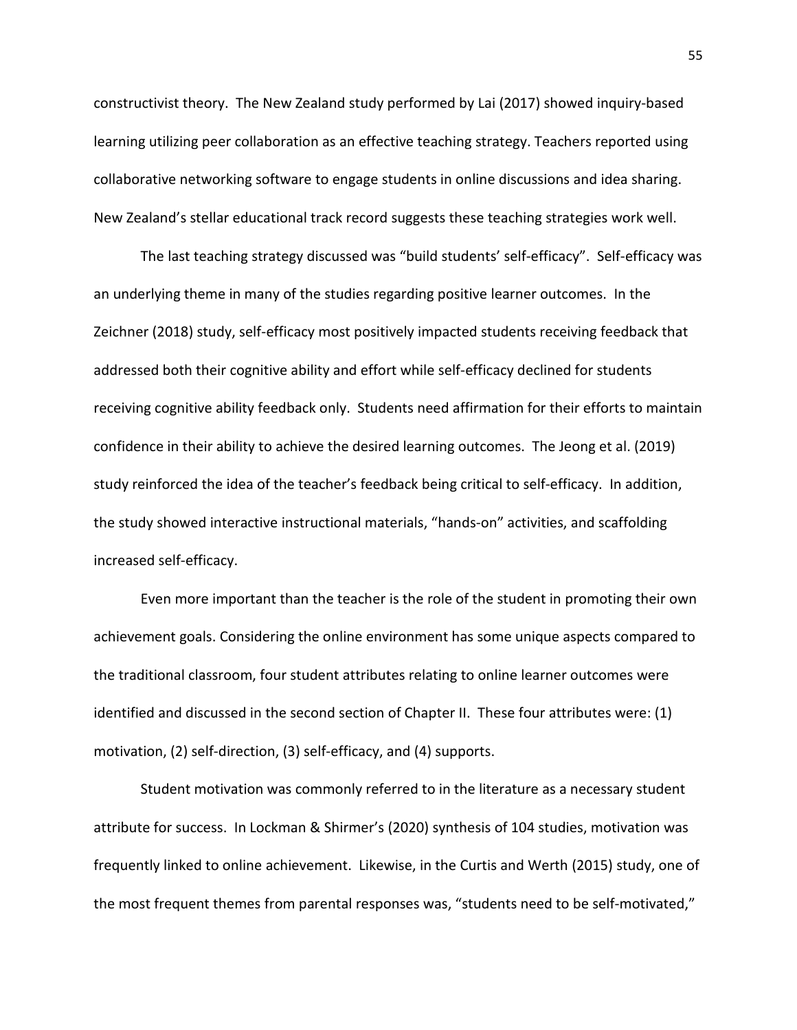constructivist theory. The New Zealand study performed by Lai (2017) showed inquiry-based learning utilizing peer collaboration as an effective teaching strategy. Teachers reported using collaborative networking software to engage students in online discussions and idea sharing. New Zealand's stellar educational track record suggests these teaching strategies work well.

The last teaching strategy discussed was "build students' self-efficacy". Self-efficacy was an underlying theme in many of the studies regarding positive learner outcomes. In the Zeichner (2018) study, self-efficacy most positively impacted students receiving feedback that addressed both their cognitive ability and effort while self-efficacy declined for students receiving cognitive ability feedback only. Students need affirmation for their efforts to maintain confidence in their ability to achieve the desired learning outcomes. The Jeong et al. (2019) study reinforced the idea of the teacher's feedback being critical to self-efficacy. In addition, the study showed interactive instructional materials, "hands-on" activities, and scaffolding increased self-efficacy.

Even more important than the teacher is the role of the student in promoting their own achievement goals. Considering the online environment has some unique aspects compared to the traditional classroom, four student attributes relating to online learner outcomes were identified and discussed in the second section of Chapter II. These four attributes were: (1) motivation, (2) self-direction, (3) self-efficacy, and (4) supports.

Student motivation was commonly referred to in the literature as a necessary student attribute for success. In Lockman & Shirmer's (2020) synthesis of 104 studies, motivation was frequently linked to online achievement. Likewise, in the Curtis and Werth (2015) study, one of the most frequent themes from parental responses was, "students need to be self-motivated,"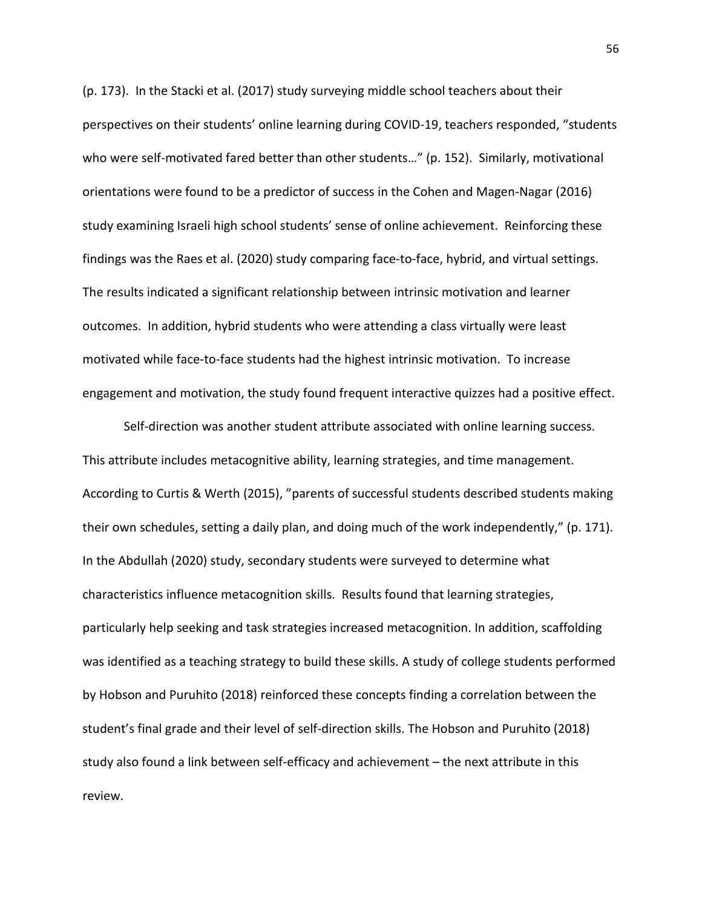(p. 173). In the Stacki et al. (2017) study surveying middle school teachers about their perspectives on their students' online learning during COVID-19, teachers responded, "students who were self-motivated fared better than other students…" (p. 152). Similarly, motivational orientations were found to be a predictor of success in the Cohen and Magen-Nagar (2016) study examining Israeli high school students' sense of online achievement. Reinforcing these findings was the Raes et al. (2020) study comparing face-to-face, hybrid, and virtual settings. The results indicated a significant relationship between intrinsic motivation and learner outcomes. In addition, hybrid students who were attending a class virtually were least motivated while face-to-face students had the highest intrinsic motivation. To increase engagement and motivation, the study found frequent interactive quizzes had a positive effect.

Self-direction was another student attribute associated with online learning success. This attribute includes metacognitive ability, learning strategies, and time management. According to Curtis & Werth (2015), "parents of successful students described students making their own schedules, setting a daily plan, and doing much of the work independently," (p. 171). In the Abdullah (2020) study, secondary students were surveyed to determine what characteristics influence metacognition skills. Results found that learning strategies, particularly help seeking and task strategies increased metacognition. In addition, scaffolding was identified as a teaching strategy to build these skills. A study of college students performed by Hobson and Puruhito (2018) reinforced these concepts finding a correlation between the student's final grade and their level of self-direction skills. The Hobson and Puruhito (2018) study also found a link between self-efficacy and achievement – the next attribute in this review.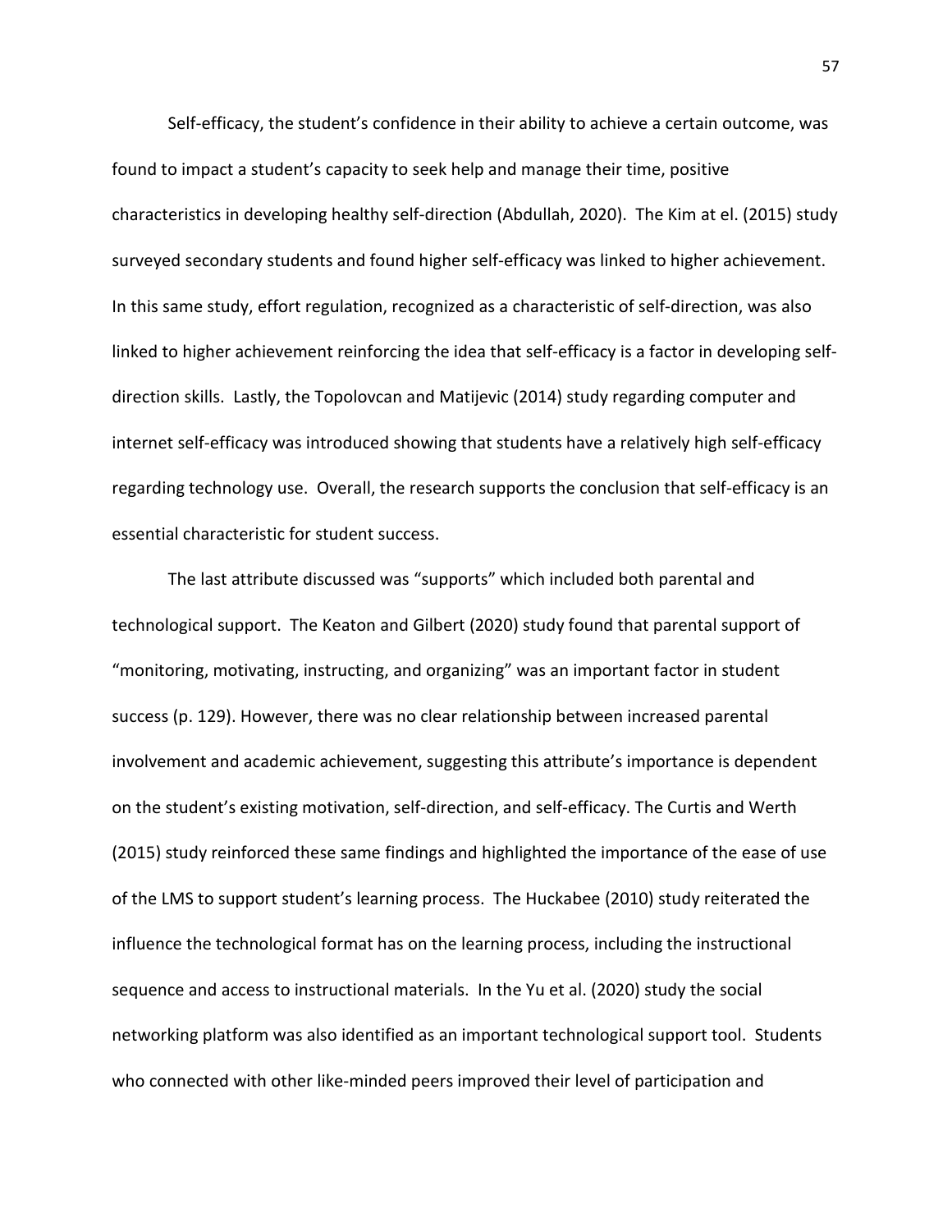Self-efficacy, the student's confidence in their ability to achieve a certain outcome, was found to impact a student's capacity to seek help and manage their time, positive characteristics in developing healthy self-direction (Abdullah, 2020). The Kim at el. (2015) study surveyed secondary students and found higher self-efficacy was linked to higher achievement. In this same study, effort regulation, recognized as a characteristic of self-direction, was also linked to higher achievement reinforcing the idea that self-efficacy is a factor in developing self-direction skills. Lastly, the Topolovcan and Matijevic (2014) study regarding computer and internet self-efficacy was introduced showing that students have a relatively high self-efficacy regarding technology use. Overall, the research supports the conclusion that self-efficacy is an essential characteristic for student success.

The last attribute discussed was "supports" which included both parental and technological support. The Keaton and Gilbert (2020) study found that parental support of "monitoring, motivating, instructing, and organizing" was an important factor in student success (p. 129). However, there was no clear relationship between increased parental involvement and academic achievement, suggesting this attribute's importance is dependent on the student's existing motivation, self-direction, and self-efficacy. The Curtis and Werth (2015) study reinforced these same findings and highlighted the importance of the ease of use of the LMS to support student's learning process. The Huckabee (2010) study reiterated the influence the technological format has on the learning process, including the instructional sequence and access to instructional materials. In the Yu et al. (2020) study the social networking platform was also identified as an important technological support tool. Students who connected with other like-minded peers improved their level of participation and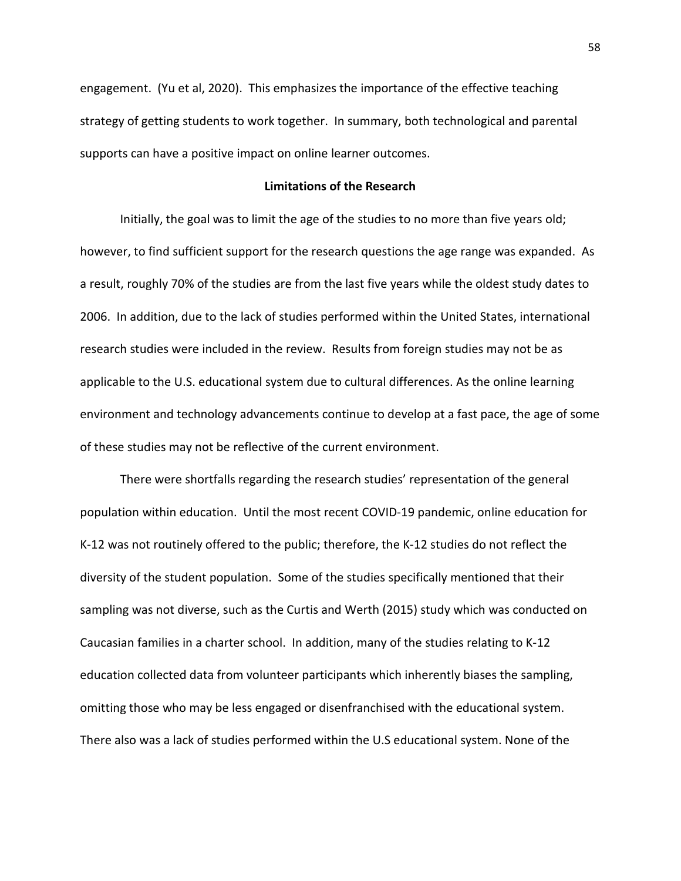engagement. (Yu et al, 2020). This emphasizes the importance of the effective teaching strategy of getting students to work together. In summary, both technological and parental supports can have a positive impact on online learner outcomes.

## Limitations of the Research

Initially, the goal was to limit the age of the studies to no more than five years old; however, to find sufficient support for the research questions the age range was expanded. As a result, roughly 70% of the studies are from the last five years while the oldest study dates to 2006. In addition, due to the lack of studies performed within the United States, international research studies were included in the review. Results from foreign studies may not be as applicable to the U.S. educational system due to cultural differences. As the online learning environment and technology advancements continue to develop at a fast pace, the age of some of these studies may not be reflective of the current environment.

There were shortfalls regarding the research studies' representation of the general population within education. Until the most recent COVID-19 pandemic, online education for K-12 was not routinely offered to the public; therefore, the K-12 studies do not reflect the diversity of the student population. Some of the studies specifically mentioned that their sampling was not diverse, such as the Curtis and Werth (2015) study which was conducted on Caucasian families in a charter school. In addition, many of the studies relating to K-12 education collected data from volunteer participants which inherently biases the sampling, omitting those who may be less engaged or disenfranchised with the educational system. There also was a lack of studies performed within the U.S educational system. None of the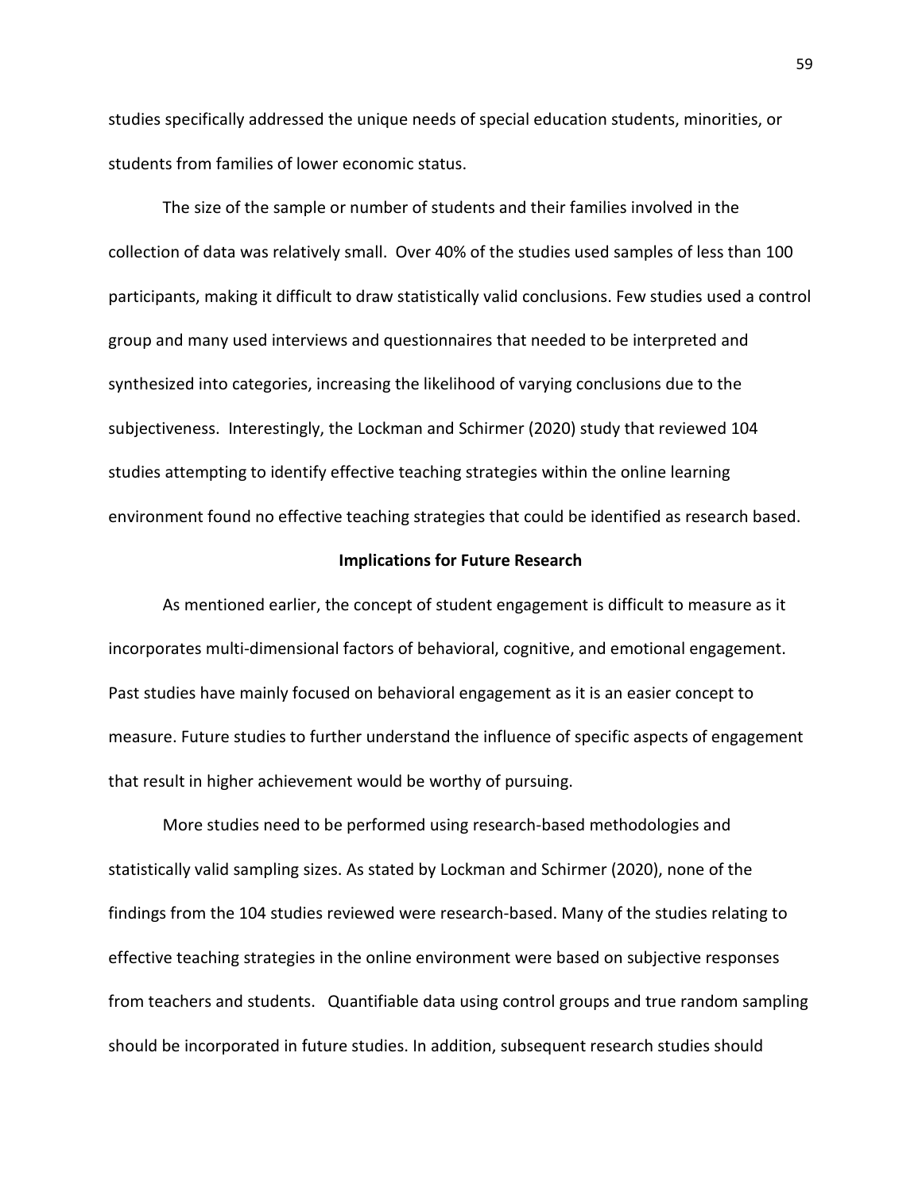studies specifically addressed the unique needs of special education students, minorities, or students from families of lower economic status.

The size of the sample or number of students and their families involved in the collection of data was relatively small. Over 40% of the studies used samples of less than 100 participants, making it difficult to draw statistically valid conclusions. Few studies used a control group and many used interviews and questionnaires that needed to be interpreted and synthesized into categories, increasing the likelihood of varying conclusions due to the subjectiveness. Interestingly, the Lockman and Schirmer (2020) study that reviewed 104 studies attempting to identify effective teaching strategies within the online learning environment found no effective teaching strategies that could be identified as research based.

## Implications for Future Research

As mentioned earlier, the concept of student engagement is difficult to measure as it incorporates multi-dimensional factors of behavioral, cognitive, and emotional engagement. Past studies have mainly focused on behavioral engagement as it is an easier concept to measure. Future studies to further understand the influence of specific aspects of engagement that result in higher achievement would be worthy of pursuing.

More studies need to be performed using research-based methodologies and statistically valid sampling sizes. As stated by Lockman and Schirmer (2020), none of the findings from the 104 studies reviewed were research-based. Many of the studies relating to effective teaching strategies in the online environment were based on subjective responses from teachers and students. Quantifiable data using control groups and true random sampling should be incorporated in future studies. In addition, subsequent research studies should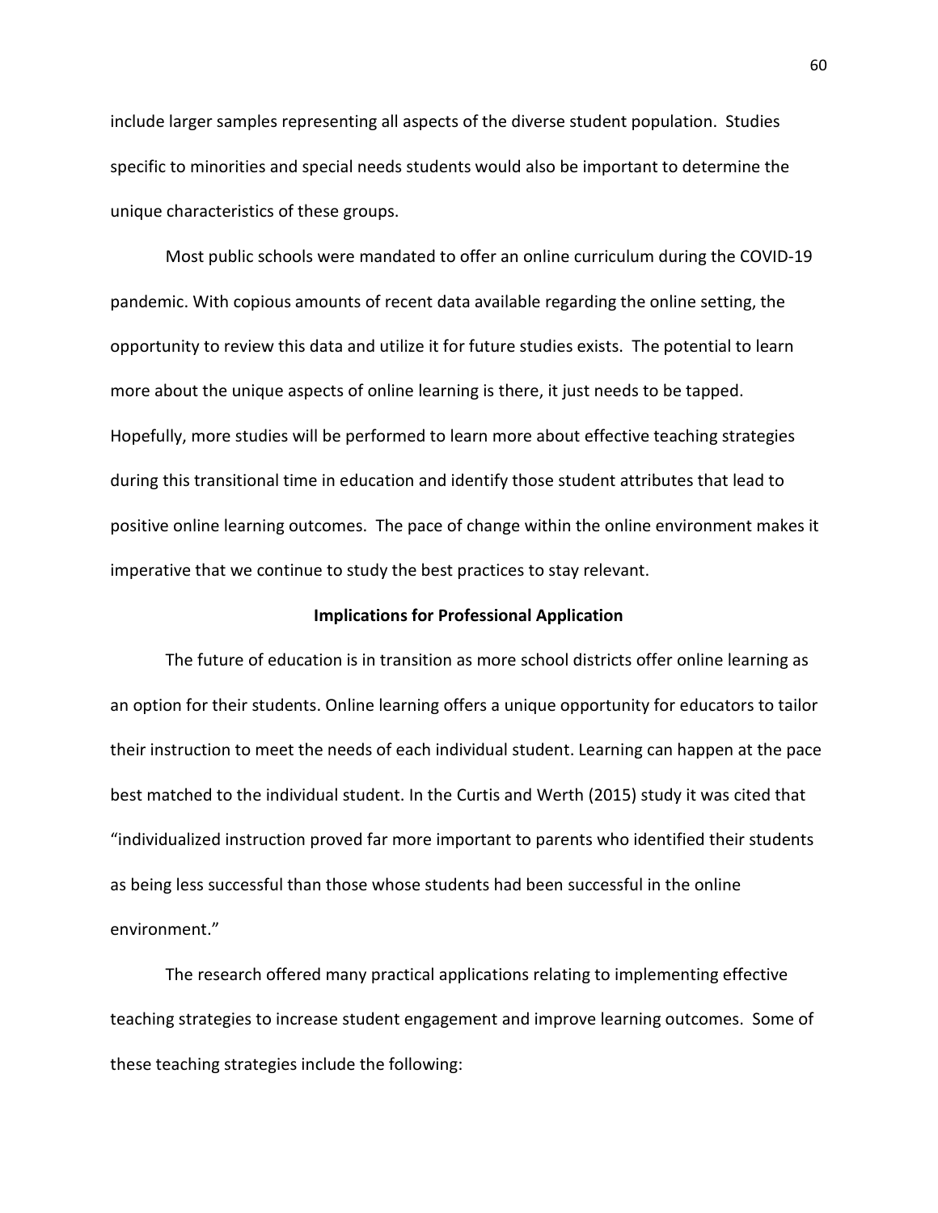include larger samples representing all aspects of the diverse student population. Studies specific to minorities and special needs students would also be important to determine the unique characteristics of these groups.

Most public schools were mandated to offer an online curriculum during the COVID-19 pandemic. With copious amounts of recent data available regarding the online setting, the opportunity to review this data and utilize it for future studies exists. The potential to learn more about the unique aspects of online learning is there, it just needs to be tapped. Hopefully, more studies will be performed to learn more about effective teaching strategies during this transitional time in education and identify those student attributes that lead to positive online learning outcomes. The pace of change within the online environment makes it imperative that we continue to study the best practices to stay relevant.

## Implications for Professional Application

The future of education is in transition as more school districts offer online learning as an option for their students. Online learning offers a unique opportunity for educators to tailor their instruction to meet the needs of each individual student. Learning can happen at the pace best matched to the individual student. In the Curtis and Werth (2015) study it was cited that "individualized instruction proved far more important to parents who identified their students as being less successful than those whose students had been successful in the online environment."

The research offered many practical applications relating to implementing effective teaching strategies to increase student engagement and improve learning outcomes. Some of these teaching strategies include the following: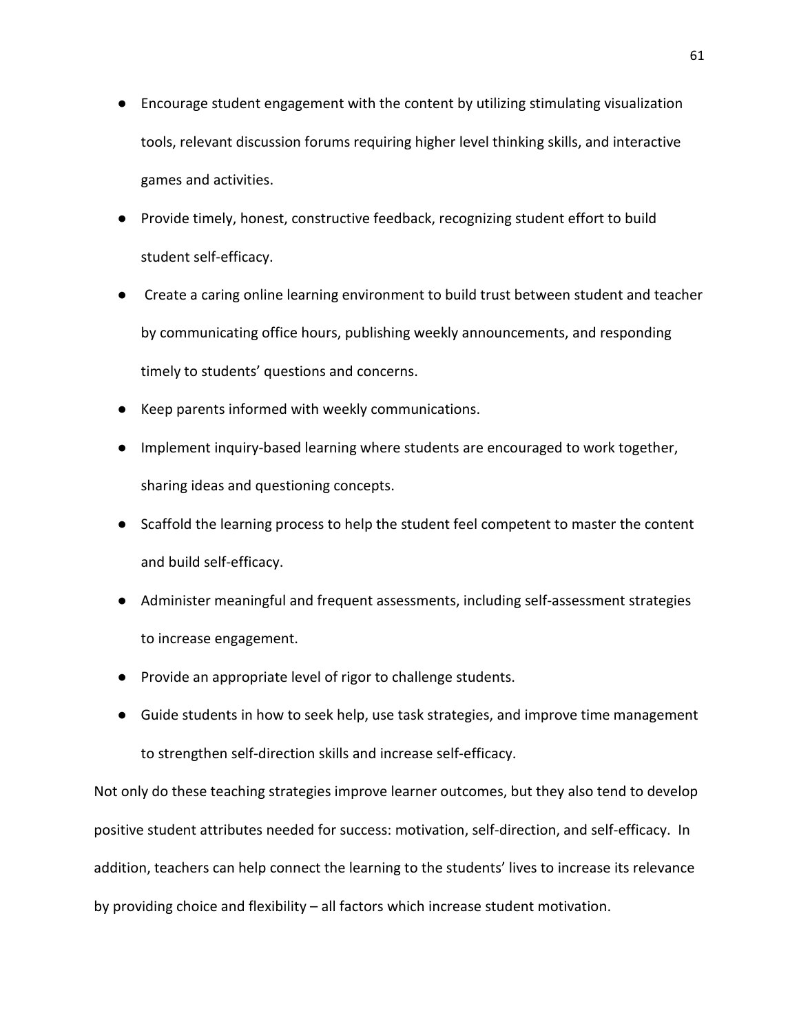- Encourage student engagement with the content by utilizing stimulating visualization tools, relevant discussion forums requiring higher level thinking skills, and interactive games and activities.
- Provide timely, honest, constructive feedback, recognizing student effort to build student self-efficacy.
- Create a caring online learning environment to build trust between student and teacher by communicating office hours, publishing weekly announcements, and responding timely to students' questions and concerns.
- Keep parents informed with weekly communications.
- Implement inquiry-based learning where students are encouraged to work together, sharing ideas and questioning concepts.
- Scaffold the learning process to help the student feel competent to master the content and build self-efficacy.
- Administer meaningful and frequent assessments, including self-assessment strategies to increase engagement.
- Provide an appropriate level of rigor to challenge students.
- Guide students in how to seek help, use task strategies, and improve time management to strengthen self-direction skills and increase self-efficacy.

Not only do these teaching strategies improve learner outcomes, but they also tend to develop positive student attributes needed for success: motivation, self-direction, and self-efficacy. In addition, teachers can help connect the learning to the students' lives to increase its relevance by providing choice and flexibility – all factors which increase student motivation.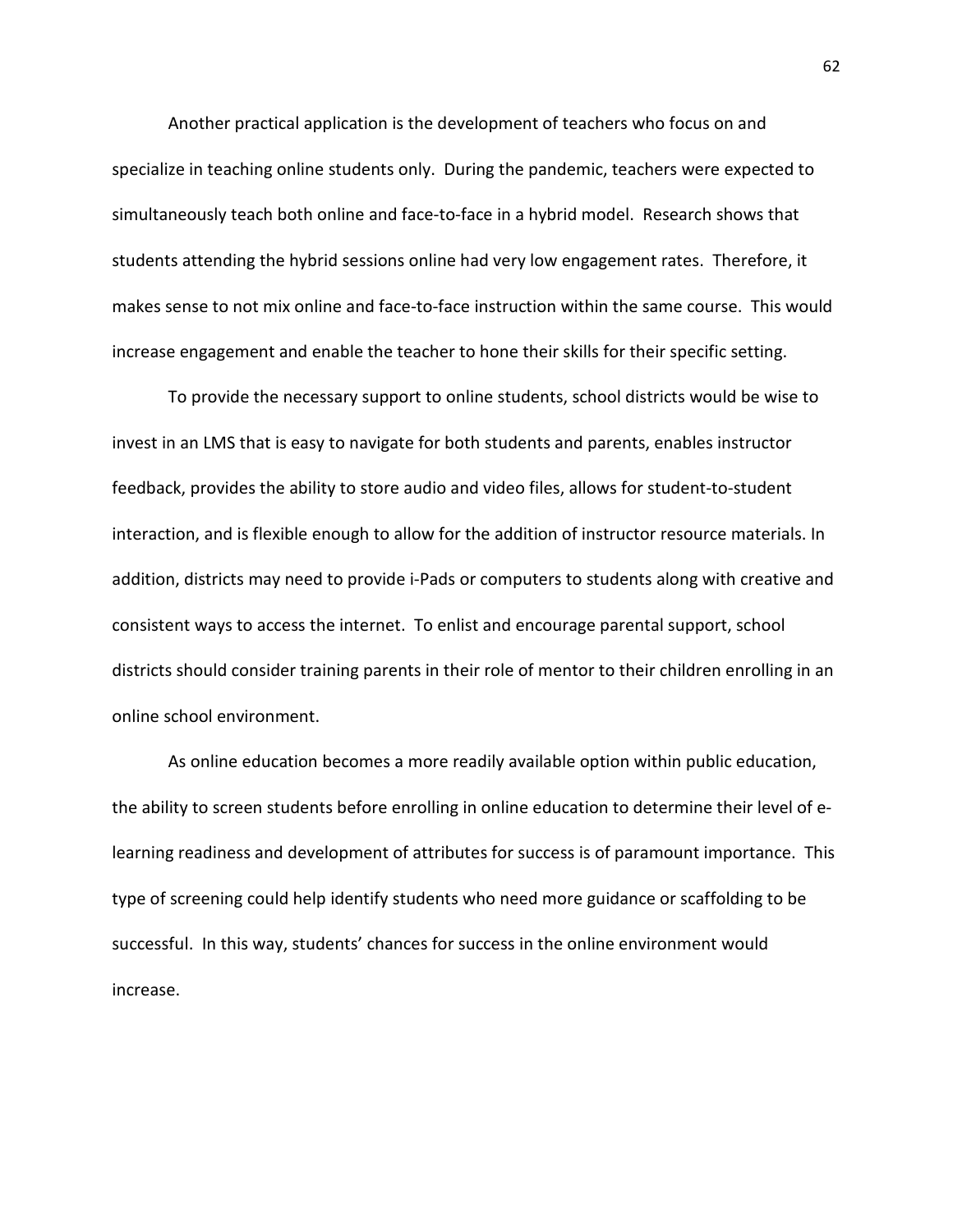Another practical application is the development of teachers who focus on and specialize in teaching online students only. During the pandemic, teachers were expected to simultaneously teach both online and face-to-face in a hybrid model. Research shows that students attending the hybrid sessions online had very low engagement rates. Therefore, it makes sense to not mix online and face-to-face instruction within the same course. This would increase engagement and enable the teacher to hone their skills for their specific setting.

To provide the necessary support to online students, school districts would be wise to invest in an LMS that is easy to navigate for both students and parents, enables instructor feedback, provides the ability to store audio and video files, allows for student-to-student interaction, and is flexible enough to allow for the addition of instructor resource materials. In addition, districts may need to provide i-Pads or computers to students along with creative and consistent ways to access the internet. To enlist and encourage parental support, school districts should consider training parents in their role of mentor to their children enrolling in an online school environment.

As online education becomes a more readily available option within public education, the ability to screen students before enrolling in online education to determine their level of e-learning readiness and development of attributes for success is of paramount importance. This type of screening could help identify students who need more guidance or scaffolding to be successful. In this way, students' chances for success in the online environment would increase.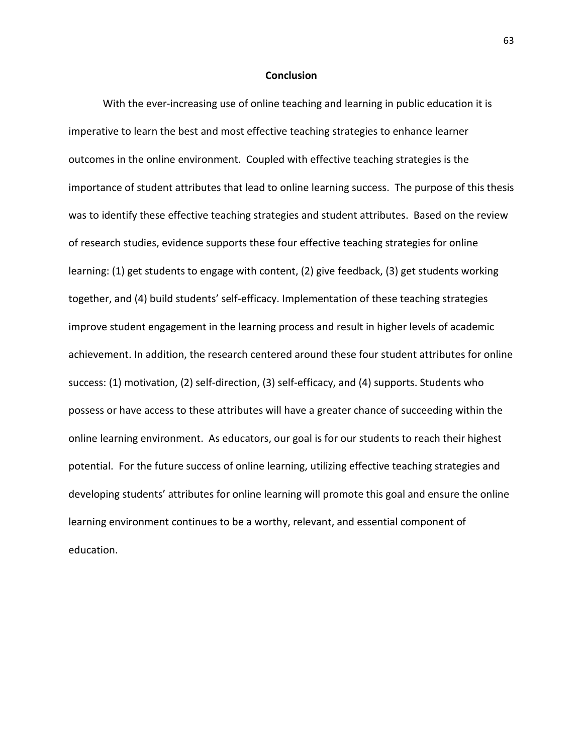## Conclusion

With the ever-increasing use of online teaching and learning in public education it is imperative to learn the best and most effective teaching strategies to enhance learner outcomes in the online environment. Coupled with effective teaching strategies is the importance of student attributes that lead to online learning success. The purpose of this thesis was to identify these effective teaching strategies and student attributes. Based on the review of research studies, evidence supports these four effective teaching strategies for online learning: (1) get students to engage with content, (2) give feedback, (3) get students working together, and (4) build students' self-efficacy. Implementation of these teaching strategies improve student engagement in the learning process and result in higher levels of academic achievement. In addition, the research centered around these four student attributes for online success: (1) motivation, (2) self-direction, (3) self-efficacy, and (4) supports. Students who possess or have access to these attributes will have a greater chance of succeeding within the online learning environment. As educators, our goal is for our students to reach their highest potential. For the future success of online learning, utilizing effective teaching strategies and developing students' attributes for online learning will promote this goal and ensure the online learning environment continues to be a worthy, relevant, and essential component of education.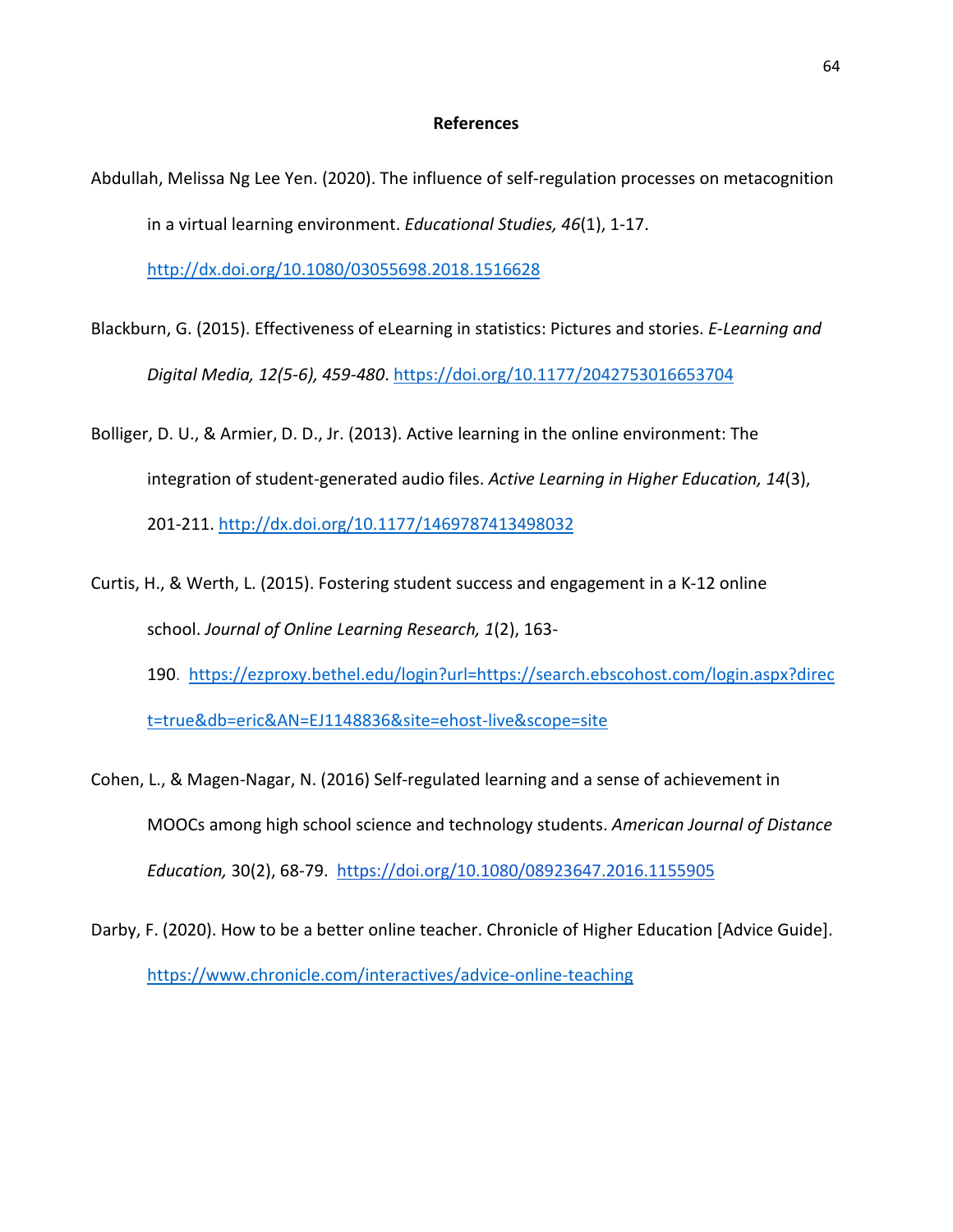# References

Abdullah, Melissa Ng Lee Yen. (2020). The influence of self-regulation processes on metacognition in a virtual learning environment. *Educational Studies, 46*(1), 1-17. http://dx.doi.org/10.1080/03055698.2018.1516628

Blackburn, G. (2015). Effectiveness of eLearning in statistics: Pictures and stories. *E-Learning and Digital Media, 12(5-6), 459-480*. https://doi.org/10.1177/2042753016653704

Bolliger, D. U., & Armier, D. D., Jr. (2013). Active learning in the online environment: The integration of student-generated audio files. *Active Learning in Higher Education, 14*(3), 201-211. http://dx.doi.org/10.1177/1469787413498032

Curtis, H., & Werth, L. (2015). Fostering student success and engagement in a K-12 online school. *Journal of Online Learning Research, 1*(2), 163-190. https://ezproxy.bethel.edu/login?url=https://search.ebscohost.com/login.aspx?direct=true&db=eric&AN=EJ1148836&site=ehost-live&scope=site

Cohen, L., & Magen-Nagar, N. (2016) Self-regulated learning and a sense of achievement in MOOCs among high school science and technology students. *American Journal of Distance Education,* 30(2), 68-79. https://doi.org/10.1080/08923647.2016.1155905

Darby, F. (2020). How to be a better online teacher. Chronicle of Higher Education [Advice Guide]. https://www.chronicle.com/interactives/advice-online-teaching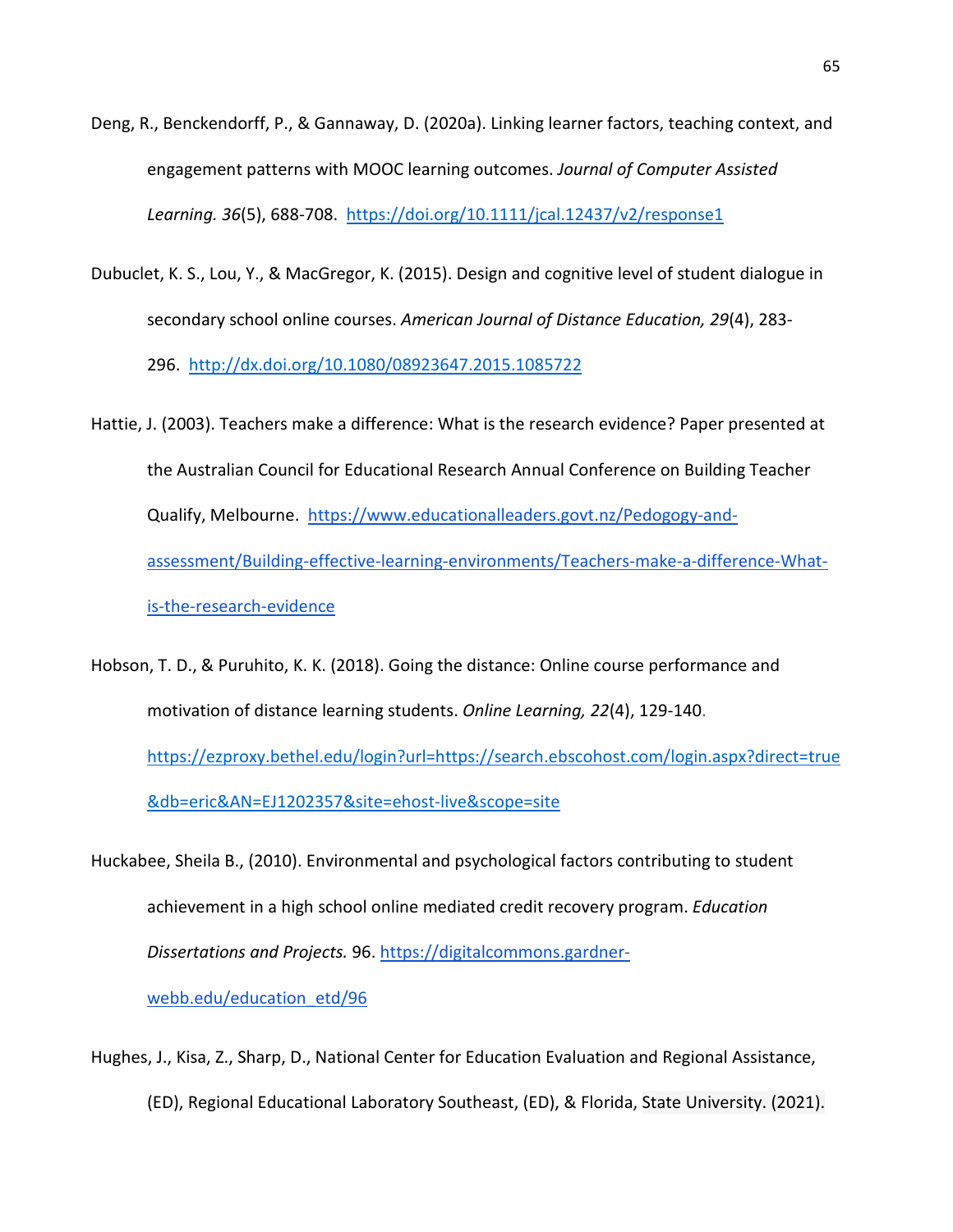Deng, R., Benckendorff, P., & Gannaway, D. (2020a). Linking learner factors, teaching context, and engagement patterns with MOOC learning outcomes. *Journal of Computer Assisted Learning. 36*(5), 688-708. https://doi.org/10.1111/jcal.12437/v2/response1

Dubuclet, K. S., Lou, Y., & MacGregor, K. (2015). Design and cognitive level of student dialogue in secondary school online courses. *American Journal of Distance Education, 29*(4), 283-296. http://dx.doi.org/10.1080/08923647.2015.1085722

Hattie, J. (2003). Teachers make a difference: What is the research evidence? Paper presented at the Australian Council for Educational Research Annual Conference on Building Teacher Qualify, Melbourne. https://www.educationalleaders.govt.nz/Pedogogy-and-assessment/Building-effective-learning-environments/Teachers-make-a-difference-What-is-the-research-evidence

Hobson, T. D., & Puruhito, K. K. (2018). Going the distance: Online course performance and motivation of distance learning students. *Online Learning, 22*(4), 129-140. https://ezproxy.bethel.edu/login?url=https://search.ebscohost.com/login.aspx?direct=true&db=eric&AN=EJ1202357&site=ehost-live&scope=site

Huckabee, Sheila B., (2010). Environmental and psychological factors contributing to student achievement in a high school online mediated credit recovery program. *Education Dissertations and Projects.* 96. https://digitalcommons.gardner-webb.edu/education_etd/96

Hughes, J., Kisa, Z., Sharp, D., National Center for Education Evaluation and Regional Assistance, (ED), Regional Educational Laboratory Southeast, (ED), & Florida, State University. (2021).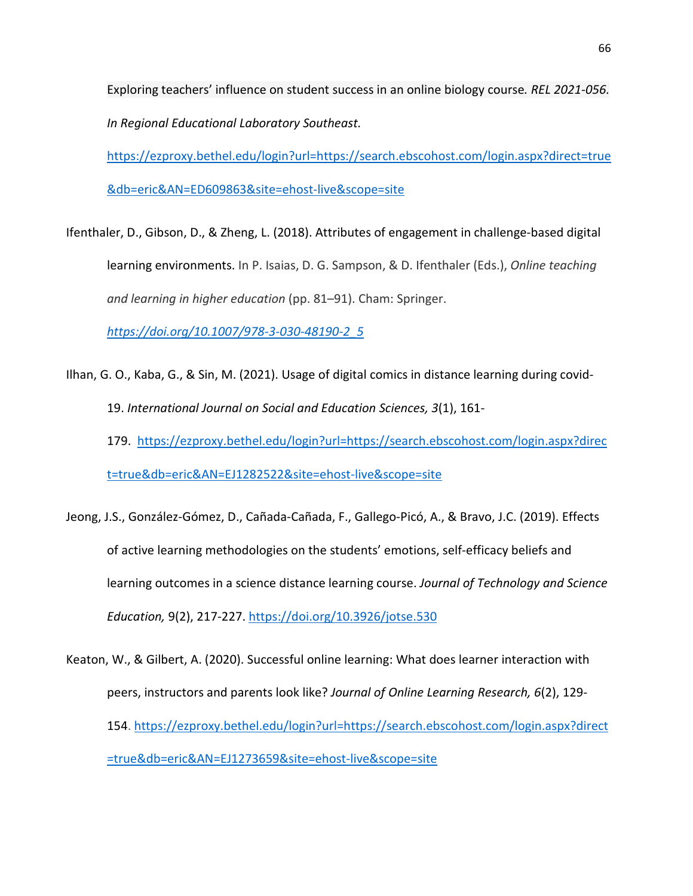Exploring teachers' influence on student success in an online biology course. *REL 2021-056. In Regional Educational Laboratory Southeast.* https://ezproxy.bethel.edu/login?url=https://search.ebscohost.com/login.aspx?direct=true&db=eric&AN=ED609863&site=ehost-live&scope=site

Ifenthaler, D., Gibson, D., & Zheng, L. (2018). Attributes of engagement in challenge-based digital learning environments. In P. Isaias, D. G. Sampson, & D. Ifenthaler (Eds.), *Online teaching and learning in higher education* (pp. 81–91). Cham: Springer. *https://doi.org/10.1007/978-3-030-48190-2_5*

Ilhan, G. O., Kaba, G., & Sin, M. (2021). Usage of digital comics in distance learning during covid-19. *International Journal on Social and Education Sciences, 3*(1), 161-179. https://ezproxy.bethel.edu/login?url=https://search.ebscohost.com/login.aspx?direct=true&db=eric&AN=EJ1282522&site=ehost-live&scope=site

Jeong, J.S., González-Gómez, D., Cañada-Cañada, F., Gallego-Picó, A., & Bravo, J.C. (2019). Effects of active learning methodologies on the students' emotions, self-efficacy beliefs and learning outcomes in a science distance learning course. *Journal of Technology and Science Education,* 9(2), 217-227. https://doi.org/10.3926/jotse.530

Keaton, W., & Gilbert, A. (2020). Successful online learning: What does learner interaction with peers, instructors and parents look like? *Journal of Online Learning Research, 6*(2), 129-154. https://ezproxy.bethel.edu/login?url=https://search.ebscohost.com/login.aspx?direct=true&db=eric&AN=EJ1273659&site=ehost-live&scope=site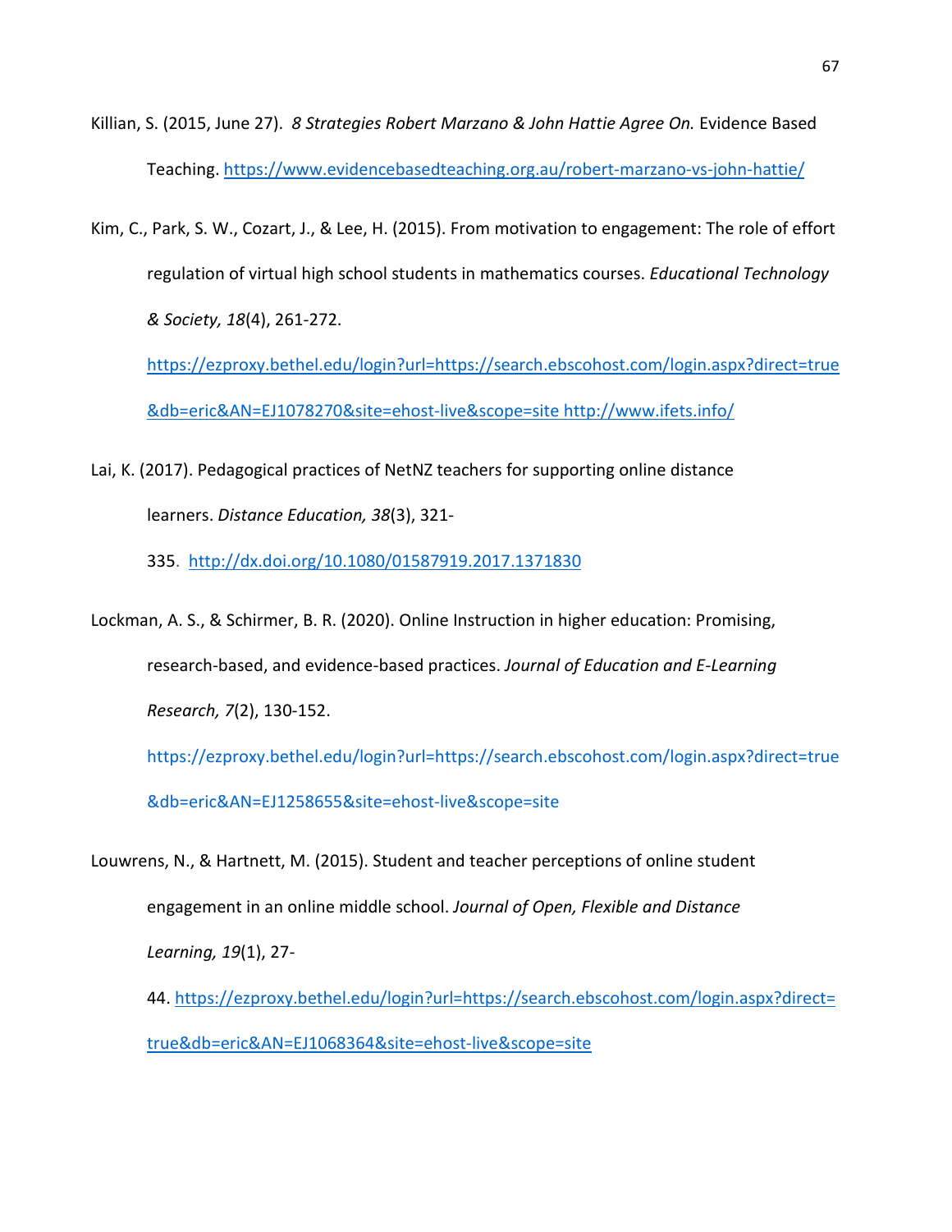Killian, S. (2015, June 27). *8 Strategies Robert Marzano & John Hattie Agree On.* Evidence Based Teaching. https://www.evidencebasedteaching.org.au/robert-marzano-vs-john-hattie/

Kim, C., Park, S. W., Cozart, J., & Lee, H. (2015). From motivation to engagement: The role of effort regulation of virtual high school students in mathematics courses. *Educational Technology & Society, 18*(4), 261-272. https://ezproxy.bethel.edu/login?url=https://search.ebscohost.com/login.aspx?direct=true&db=eric&AN=EJ1078270&site=ehost-live&scope=site http://www.ifets.info/

Lai, K. (2017). Pedagogical practices of NetNZ teachers for supporting online distance learners. *Distance Education, 38*(3), 321-335. http://dx.doi.org/10.1080/01587919.2017.1371830

Lockman, A. S., & Schirmer, B. R. (2020). Online Instruction in higher education: Promising, research-based, and evidence-based practices. *Journal of Education and E-Learning Research, 7*(2), 130-152. https://ezproxy.bethel.edu/login?url=https://search.ebscohost.com/login.aspx?direct=true&db=eric&AN=EJ1258655&site=ehost-live&scope=site

Louwrens, N., & Hartnett, M. (2015). Student and teacher perceptions of online student engagement in an online middle school. *Journal of Open, Flexible and Distance Learning, 19*(1), 27-44. https://ezproxy.bethel.edu/login?url=https://search.ebscohost.com/login.aspx?direct=true&db=eric&AN=EJ1068364&site=ehost-live&scope=site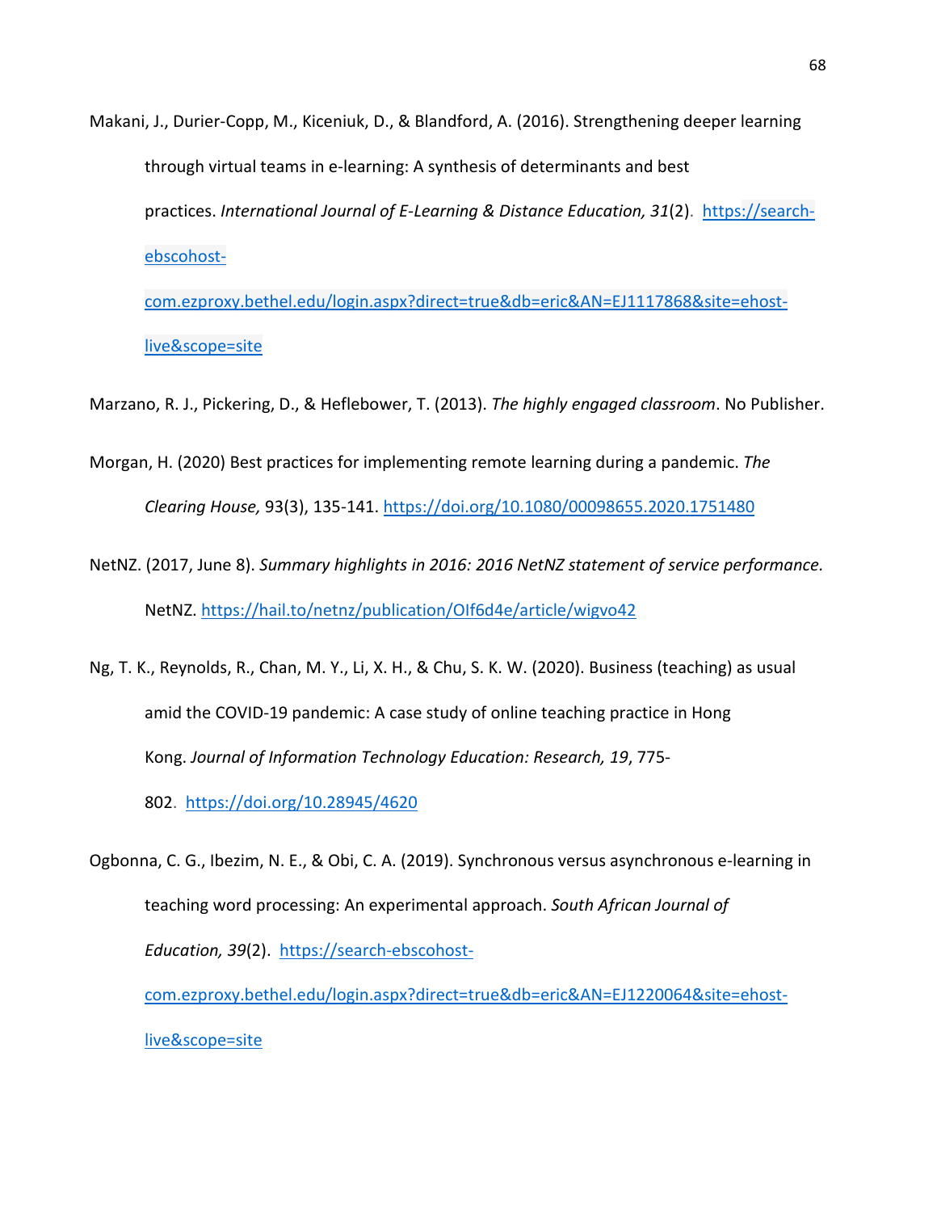Makani, J., Durier-Copp, M., Kiceniuk, D., & Blandford, A. (2016). Strengthening deeper learning through virtual teams in e-learning: A synthesis of determinants and best practices. *International Journal of E-Learning & Distance Education, 31*(2). https://search-ebscohost-com.ezproxy.bethel.edu/login.aspx?direct=true&db=eric&AN=EJ1117868&site=ehost-live&scope=site

Marzano, R. J., Pickering, D., & Heflebower, T. (2013). *The highly engaged classroom*. No Publisher.

Morgan, H. (2020) Best practices for implementing remote learning during a pandemic. *The Clearing House,* 93(3), 135-141. https://doi.org/10.1080/00098655.2020.1751480

NetNZ. (2017, June 8). *Summary highlights in 2016: 2016 NetNZ statement of service performance.* NetNZ. https://hail.to/netnz/publication/OIf6d4e/article/wigvo42

Ng, T. K., Reynolds, R., Chan, M. Y., Li, X. H., & Chu, S. K. W. (2020). Business (teaching) as usual amid the COVID-19 pandemic: A case study of online teaching practice in Hong Kong. *Journal of Information Technology Education: Research, 19*, 775-802. https://doi.org/10.28945/4620

Ogbonna, C. G., Ibezim, N. E., & Obi, C. A. (2019). Synchronous versus asynchronous e-learning in teaching word processing: An experimental approach. *South African Journal of Education, 39*(2). https://search-ebscohost-com.ezproxy.bethel.edu/login.aspx?direct=true&db=eric&AN=EJ1220064&site=ehost-live&scope=site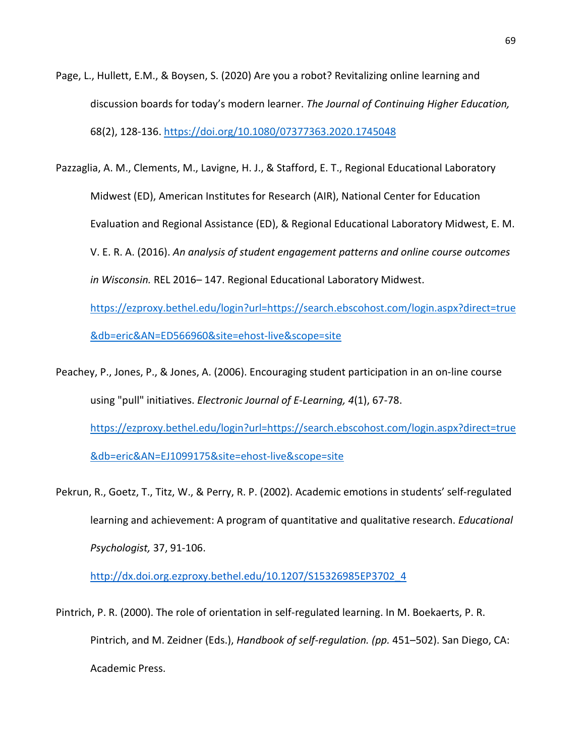Page, L., Hullett, E.M., & Boysen, S. (2020) Are you a robot? Revitalizing online learning and discussion boards for today's modern learner. *The Journal of Continuing Higher Education,* 68(2), 128-136. https://doi.org/10.1080/07377363.2020.1745048

Pazzaglia, A. M., Clements, M., Lavigne, H. J., & Stafford, E. T., Regional Educational Laboratory Midwest (ED), American Institutes for Research (AIR), National Center for Education Evaluation and Regional Assistance (ED), & Regional Educational Laboratory Midwest, E. M. V. E. R. A. (2016). *An analysis of student engagement patterns and online course outcomes in Wisconsin.* REL 2016– 147. Regional Educational Laboratory Midwest. https://ezproxy.bethel.edu/login?url=https://search.ebscohost.com/login.aspx?direct=true&db=eric&AN=ED566960&site=ehost-live&scope=site

Peachey, P., Jones, P., & Jones, A. (2006). Encouraging student participation in an on-line course using "pull" initiatives. *Electronic Journal of E-Learning, 4*(1), 67-78. https://ezproxy.bethel.edu/login?url=https://search.ebscohost.com/login.aspx?direct=true&db=eric&AN=EJ1099175&site=ehost-live&scope=site

Pekrun, R., Goetz, T., Titz, W., & Perry, R. P. (2002). Academic emotions in students' self-regulated learning and achievement: A program of quantitative and qualitative research. *Educational Psychologist,* 37, 91-106. http://dx.doi.org.ezproxy.bethel.edu/10.1207/S15326985EP3702_4

Pintrich, P. R. (2000). The role of orientation in self-regulated learning. In M. Boekaerts, P. R. Pintrich, and M. Zeidner (Eds.), *Handbook of self-regulation. (pp.* 451–502). San Diego, CA: Academic Press.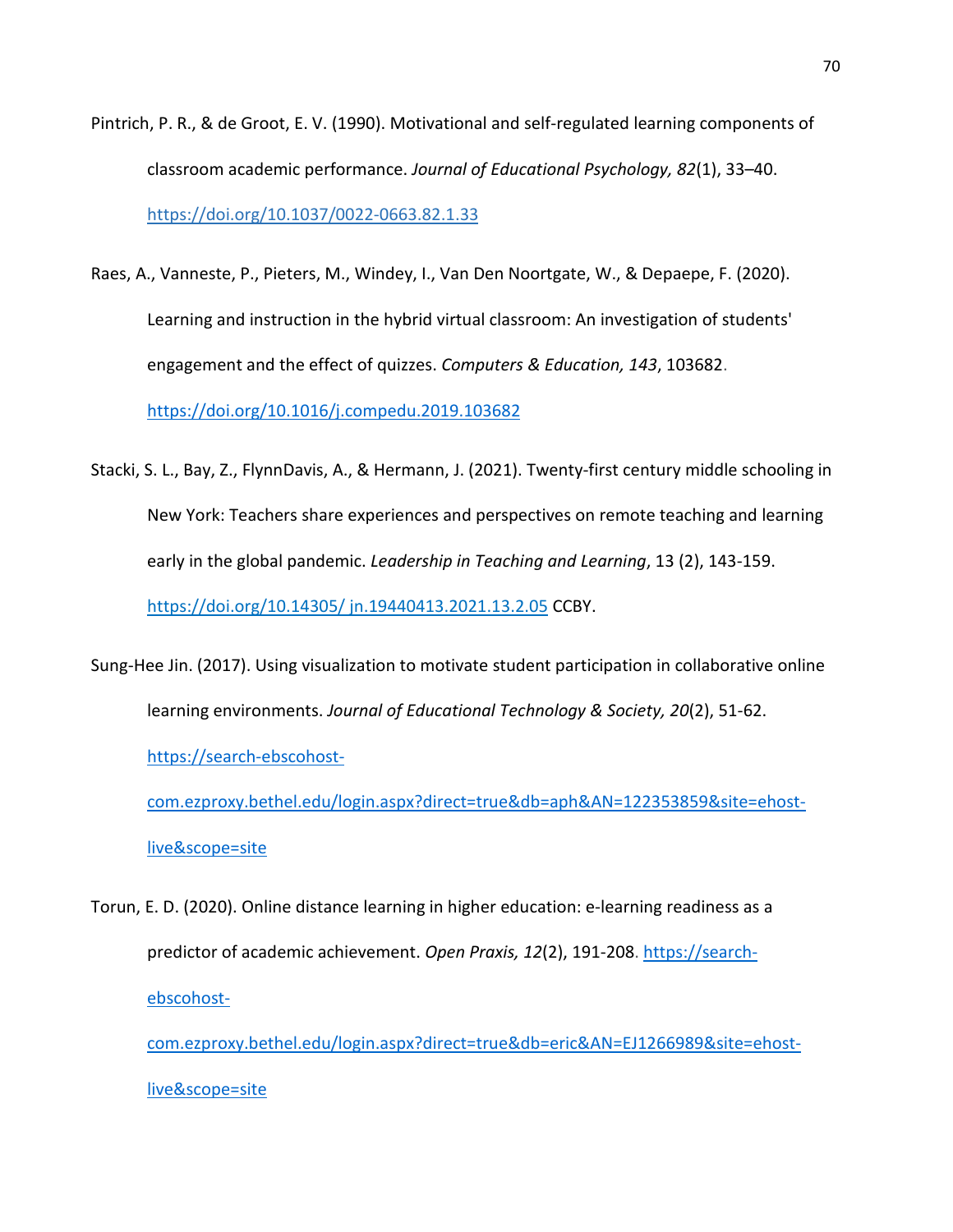Pintrich, P. R., & de Groot, E. V. (1990). Motivational and self-regulated learning components of classroom academic performance. *Journal of Educational Psychology, 82*(1), 33–40. https://doi.org/10.1037/0022-0663.82.1.33

Raes, A., Vanneste, P., Pieters, M., Windey, I., Van Den Noortgate, W., & Depaepe, F. (2020). Learning and instruction in the hybrid virtual classroom: An investigation of students' engagement and the effect of quizzes. *Computers & Education, 143*, 103682. https://doi.org/10.1016/j.compedu.2019.103682

Stacki, S. L., Bay, Z., FlynnDavis, A., & Hermann, J. (2021). Twenty-first century middle schooling in New York: Teachers share experiences and perspectives on remote teaching and learning early in the global pandemic. *Leadership in Teaching and Learning*, 13 (2), 143-159. https://doi.org/10.14305/ jn.19440413.2021.13.2.05 CCBY.

Sung-Hee Jin. (2017). Using visualization to motivate student participation in collaborative online learning environments. *Journal of Educational Technology & Society, 20*(2), 51-62. https://search-ebscohost-com.ezproxy.bethel.edu/login.aspx?direct=true&db=aph&AN=122353859&site=ehost-live&scope=site

Torun, E. D. (2020). Online distance learning in higher education: e-learning readiness as a predictor of academic achievement. *Open Praxis, 12*(2), 191-208. https://search-ebscohost-com.ezproxy.bethel.edu/login.aspx?direct=true&db=eric&AN=EJ1266989&site=ehost-live&scope=site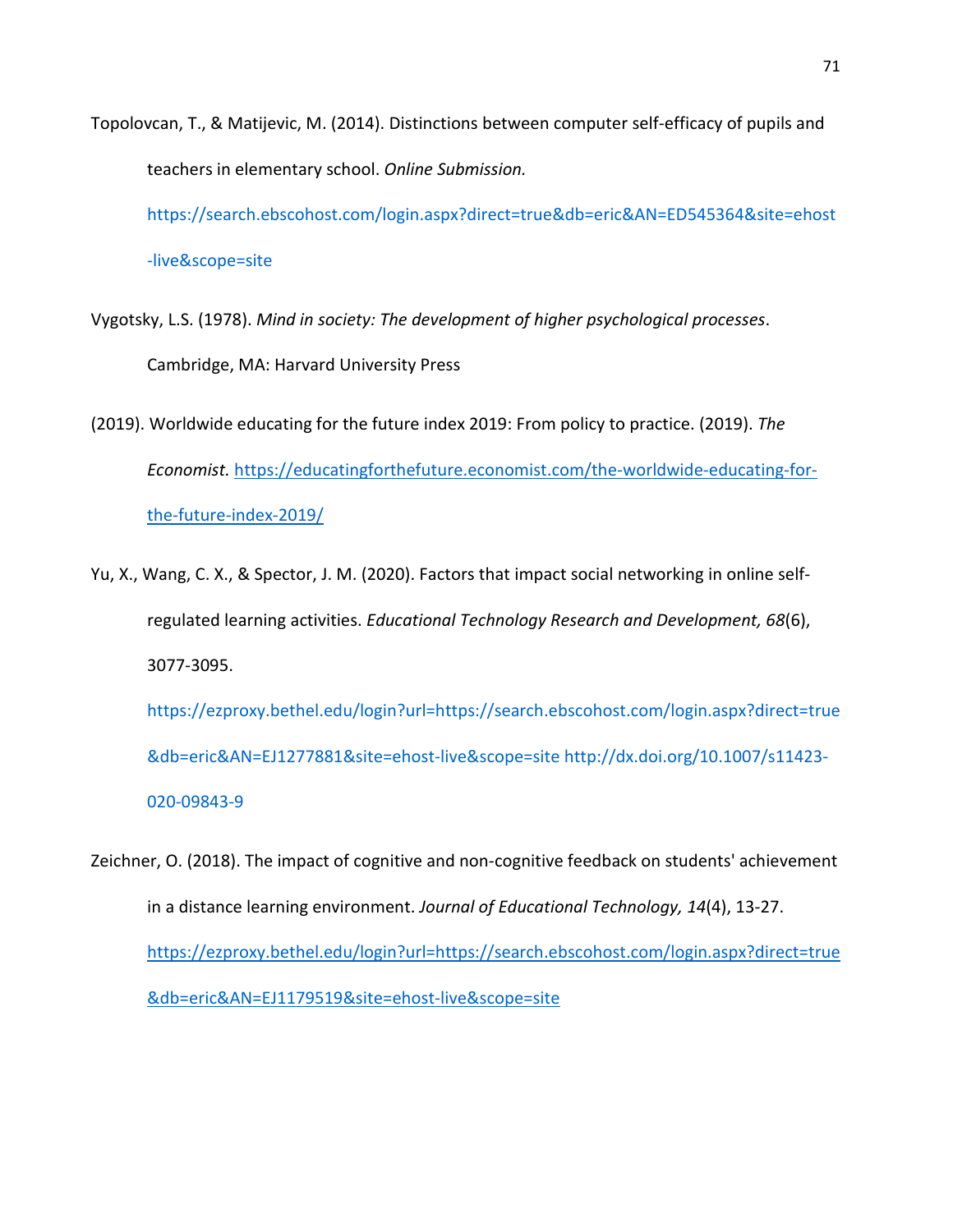Topolovcan, T., & Matijevic, M. (2014). Distinctions between computer self-efficacy of pupils and teachers in elementary school. *Online Submission.* https://search.ebscohost.com/login.aspx?direct=true&db=eric&AN=ED545364&site=ehost-live&scope=site

Vygotsky, L.S. (1978). *Mind in society: The development of higher psychological processes*. Cambridge, MA: Harvard University Press

(2019). Worldwide educating for the future index 2019: From policy to practice. (2019). *The Economist.* https://educatingforthefuture.economist.com/the-worldwide-educating-for-the-future-index-2019/

Yu, X., Wang, C. X., & Spector, J. M. (2020). Factors that impact social networking in online self-regulated learning activities. *Educational Technology Research and Development, 68*(6), 3077-3095. https://ezproxy.bethel.edu/login?url=https://search.ebscohost.com/login.aspx?direct=true&db=eric&AN=EJ1277881&site=ehost-live&scope=site http://dx.doi.org/10.1007/s11423-020-09843-9

Zeichner, O. (2018). The impact of cognitive and non-cognitive feedback on students' achievement in a distance learning environment. *Journal of Educational Technology, 14*(4), 13-27. https://ezproxy.bethel.edu/login?url=https://search.ebscohost.com/login.aspx?direct=true&db=eric&AN=EJ1179519&site=ehost-live&scope=site